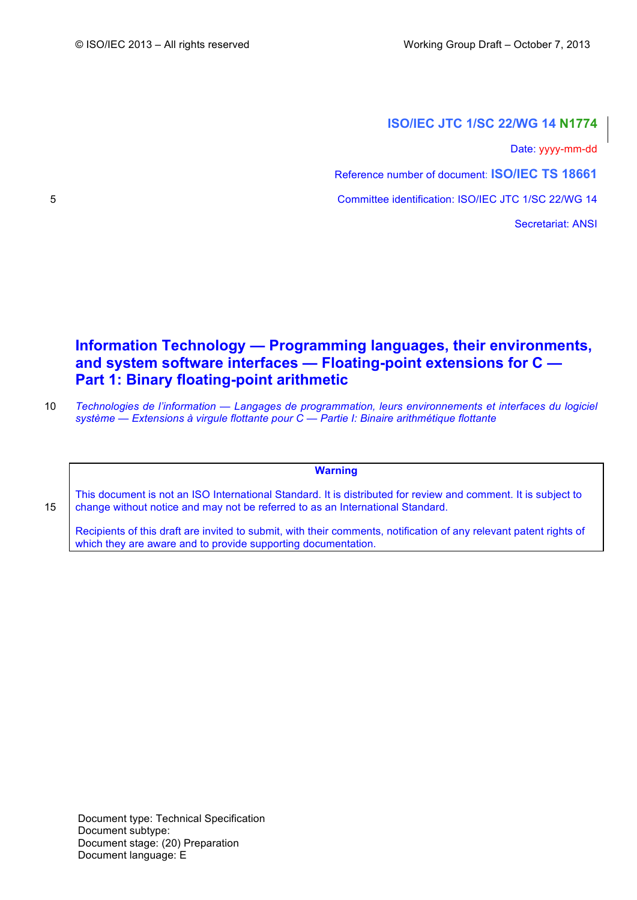© ISO/IEC 2013 – All rights reserved

Working Group Draft – October 7, 2013

**ISO/IEC JTC 1/SC 22/WG 14 N1774**

Date: yyyy-mm-dd

Reference number of document: **ISO/IEC TS 18661**

Committee identification: ISO/IEC JTC 1/SC 22/WG 14

Secretariat: ANSI

# Information Technology — Programming languages, their environments, and system software interfaces — Floating-point extensions for C — Part 1: Binary floating-point arithmetic

*Technologies de l'information — Langages de programmation, leurs environnements et interfaces du logiciel système — Extensions à virgule flottante pour C — Partie I: Binaire arithmétique flottante*

| **Warning** |
|---|
| This document is not an ISO International Standard. It is distributed for review and comment. It is subject to change without notice and may not be referred to as an International Standard.<br><br>Recipients of this draft are invited to submit, with their comments, notification of any relevant patent rights of which they are aware and to provide supporting documentation. |

Document type: Technical Specification
Document subtype:
Document stage: (20) Preparation
Document language: E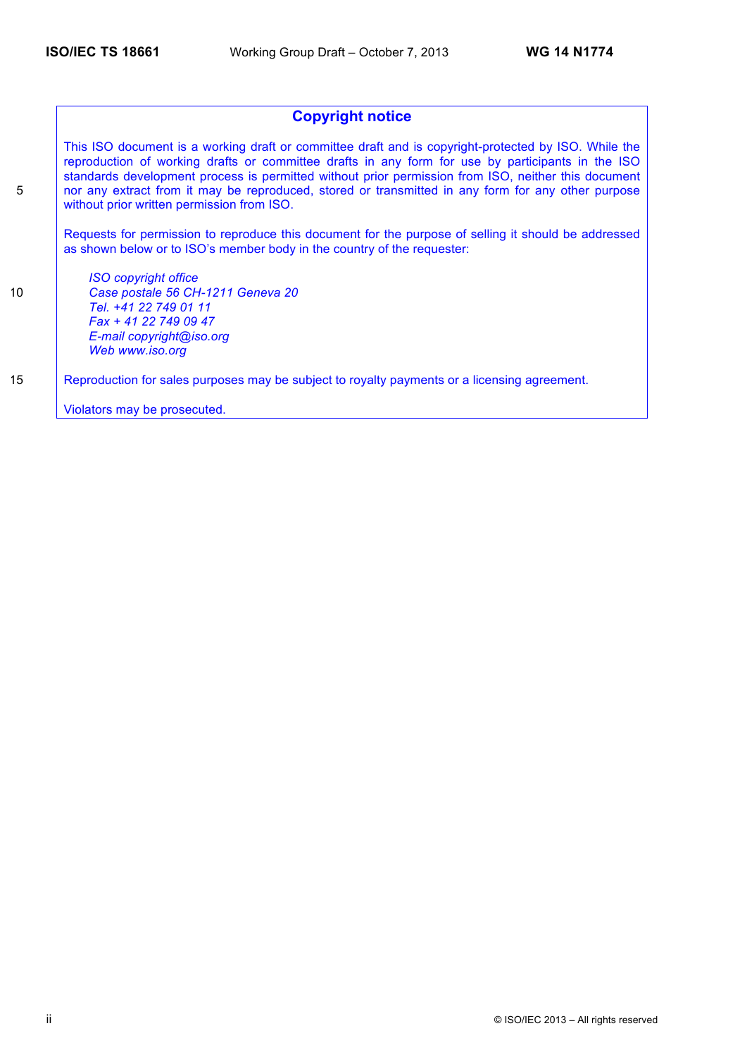## Copyright notice

This ISO document is a working draft or committee draft and is copyright-protected by ISO. While the reproduction of working drafts or committee drafts in any form for use by participants in the ISO standards development process is permitted without prior permission from ISO, neither this document nor any extract from it may be reproduced, stored or transmitted in any form for any other purpose without prior written permission from ISO.

Requests for permission to reproduce this document for the purpose of selling it should be addressed as shown below or to ISO's member body in the country of the requester:

> *ISO copyright office*
> *Case postale 56 CH-1211 Geneva 20*
> *Tel. +41 22 749 01 11*
> *Fax + 41 22 749 09 47*
> *E-mail copyright@iso.org*
> *Web www.iso.org*

Reproduction for sales purposes may be subject to royalty payments or a licensing agreement.

Violators may be prosecuted.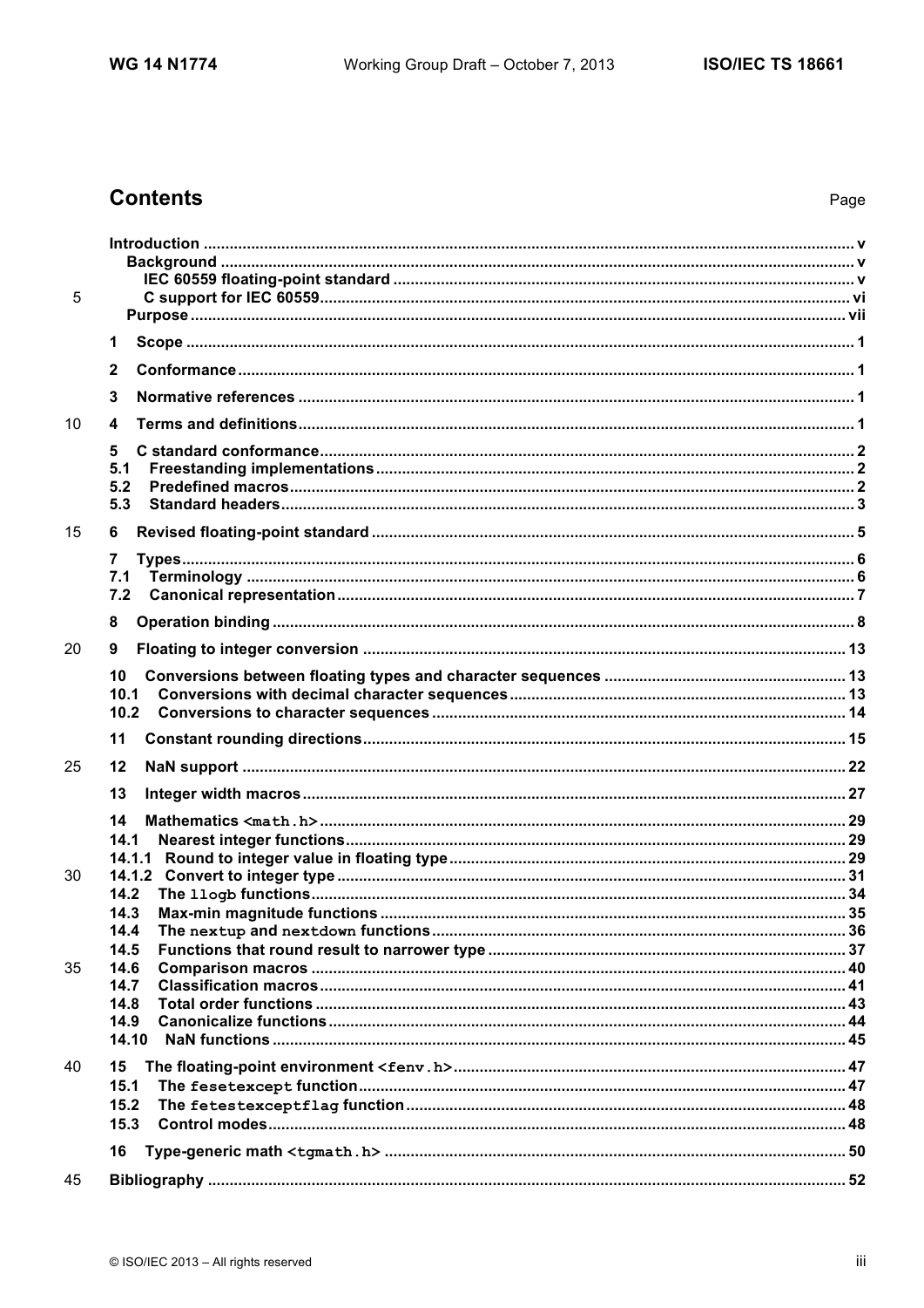# Contents

Page

Introduction .......... v
- Background .......... v
  - IEC 60559 floating-point standard .......... v
  - C support for IEC 60559 .......... vi
- Purpose .......... vii

1 Scope .......... 1

2 Conformance .......... 1

3 Normative references .......... 1

4 Terms and definitions .......... 1

5 C standard conformance .......... 2
5.1 Freestanding implementations .......... 2
5.2 Predefined macros .......... 2
5.3 Standard headers .......... 3

6 Revised floating-point standard .......... 5

7 Types .......... 6
7.1 Terminology .......... 6
7.2 Canonical representation .......... 7

8 Operation binding .......... 8

9 Floating to integer conversion .......... 13

10 Conversions between floating types and character sequences .......... 13
10.1 Conversions with decimal character sequences .......... 13
10.2 Conversions to character sequences .......... 14

11 Constant rounding directions .......... 15

12 NaN support .......... 22

13 Integer width macros .......... 27

14 Mathematics `<math.h>` .......... 29
14.1 Nearest integer functions .......... 29
14.1.1 Round to integer value in floating type .......... 29
14.1.2 Convert to integer type .......... 31
14.2 The `llogb` functions .......... 34
14.3 Max-min magnitude functions .......... 35
14.4 The `nextup` and `nextdown` functions .......... 36
14.5 Functions that round result to narrower type .......... 37
14.6 Comparison macros .......... 40
14.7 Classification macros .......... 41
14.8 Total order functions .......... 43
14.9 Canonicalize functions .......... 44
14.10 NaN functions .......... 45

15 The floating-point environment `<fenv.h>` .......... 47
15.1 The `fesetexcept` function .......... 47
15.2 The `fetestexceptflag` function .......... 48
15.3 Control modes .......... 48

16 Type-generic math `<tgmath.h>` .......... 50

Bibliography .......... 52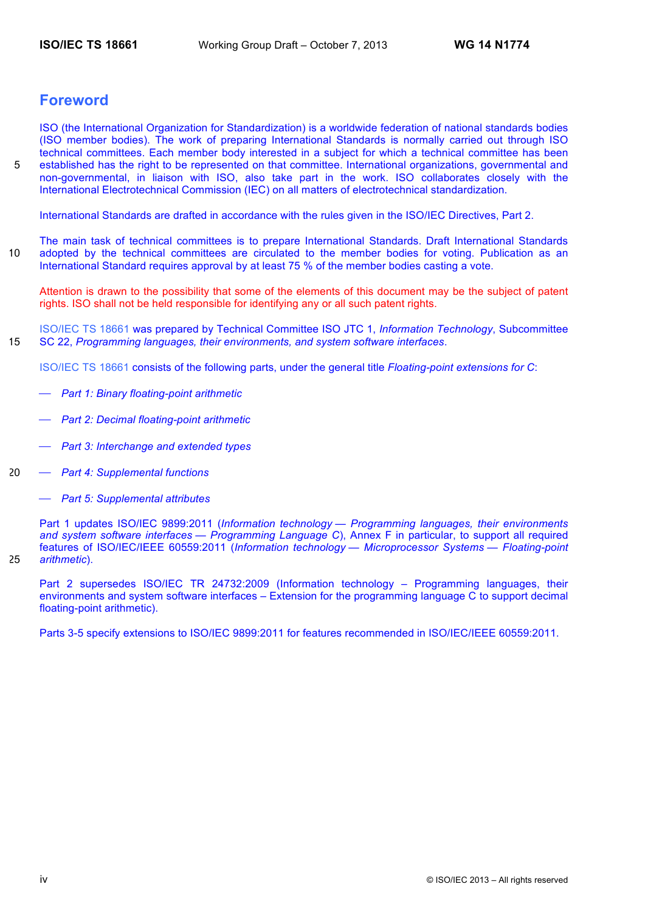# Foreword

ISO (the International Organization for Standardization) is a worldwide federation of national standards bodies (ISO member bodies). The work of preparing International Standards is normally carried out through ISO technical committees. Each member body interested in a subject for which a technical committee has been established has the right to be represented on that committee. International organizations, governmental and non-governmental, in liaison with ISO, also take part in the work. ISO collaborates closely with the International Electrotechnical Commission (IEC) on all matters of electrotechnical standardization.

International Standards are drafted in accordance with the rules given in the ISO/IEC Directives, Part 2.

The main task of technical committees is to prepare International Standards. Draft International Standards adopted by the technical committees are circulated to the member bodies for voting. Publication as an International Standard requires approval by at least 75 % of the member bodies casting a vote.

Attention is drawn to the possibility that some of the elements of this document may be the subject of patent rights. ISO shall not be held responsible for identifying any or all such patent rights.

ISO/IEC TS 18661 was prepared by Technical Committee ISO JTC 1, *Information Technology*, Subcommittee SC 22, *Programming languages, their environments, and system software interfaces*.

ISO/IEC TS 18661 consists of the following parts, under the general title *Floating-point extensions for C*:

— *Part 1: Binary floating-point arithmetic*

— *Part 2: Decimal floating-point arithmetic*

— *Part 3: Interchange and extended types*

— *Part 4: Supplemental functions*

— *Part 5: Supplemental attributes*

Part 1 updates ISO/IEC 9899:2011 (*Information technology — Programming languages, their environments and system software interfaces — Programming Language C*), Annex F in particular, to support all required features of ISO/IEC/IEEE 60559:2011 (*Information technology — Microprocessor Systems — Floating-point arithmetic*).

Part 2 supersedes ISO/IEC TR 24732:2009 (Information technology – Programming languages, their environments and system software interfaces – Extension for the programming language C to support decimal floating-point arithmetic).

Parts 3-5 specify extensions to ISO/IEC 9899:2011 for features recommended in ISO/IEC/IEEE 60559:2011.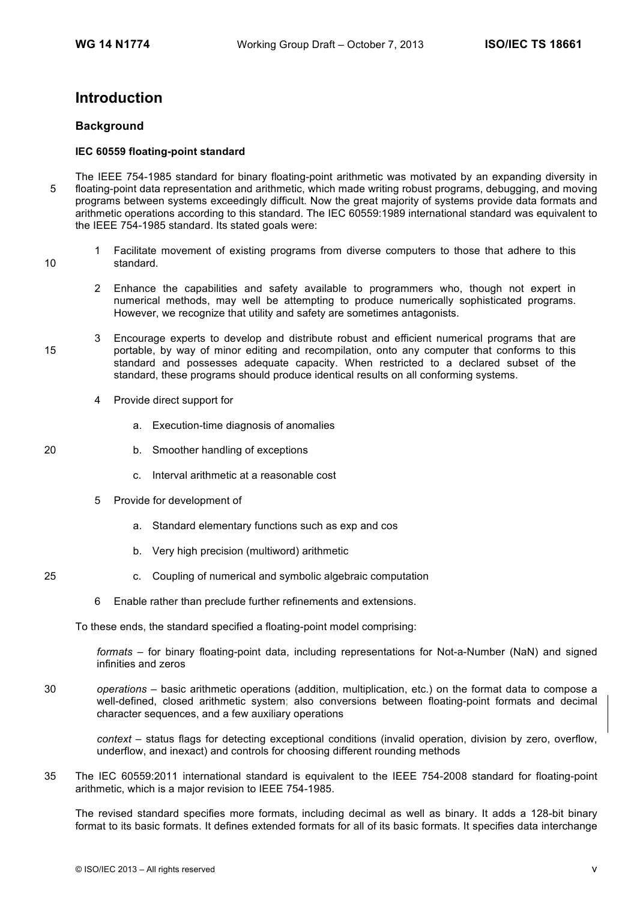# Introduction

## Background

### IEC 60559 floating-point standard

The IEEE 754-1985 standard for binary floating-point arithmetic was motivated by an expanding diversity in floating-point data representation and arithmetic, which made writing robust programs, debugging, and moving programs between systems exceedingly difficult. Now the great majority of systems provide data formats and arithmetic operations according to this standard. The IEC 60559:1989 international standard was equivalent to the IEEE 754-1985 standard. Its stated goals were:

1. Facilitate movement of existing programs from diverse computers to those that adhere to this standard.

2. Enhance the capabilities and safety available to programmers who, though not expert in numerical methods, may well be attempting to produce numerically sophisticated programs. However, we recognize that utility and safety are sometimes antagonists.

3. Encourage experts to develop and distribute robust and efficient numerical programs that are portable, by way of minor editing and recompilation, onto any computer that conforms to this standard and possesses adequate capacity. When restricted to a declared subset of the standard, these programs should produce identical results on all conforming systems.

4. Provide direct support for

   a. Execution-time diagnosis of anomalies

   b. Smoother handling of exceptions

   c. Interval arithmetic at a reasonable cost

5. Provide for development of

   a. Standard elementary functions such as exp and cos

   b. Very high precision (multiword) arithmetic

   c. Coupling of numerical and symbolic algebraic computation

6. Enable rather than preclude further refinements and extensions.

To these ends, the standard specified a floating-point model comprising:

*formats* – for binary floating-point data, including representations for Not-a-Number (NaN) and signed infinities and zeros

*operations* – basic arithmetic operations (addition, multiplication, etc.) on the format data to compose a well-defined, closed arithmetic system; also conversions between floating-point formats and decimal character sequences, and a few auxiliary operations

*context* – status flags for detecting exceptional conditions (invalid operation, division by zero, overflow, underflow, and inexact) and controls for choosing different rounding methods

The IEC 60559:2011 international standard is equivalent to the IEEE 754-2008 standard for floating-point arithmetic, which is a major revision to IEEE 754-1985.

The revised standard specifies more formats, including decimal as well as binary. It adds a 128-bit binary format to its basic formats. It defines extended formats for all of its basic formats. It specifies data interchange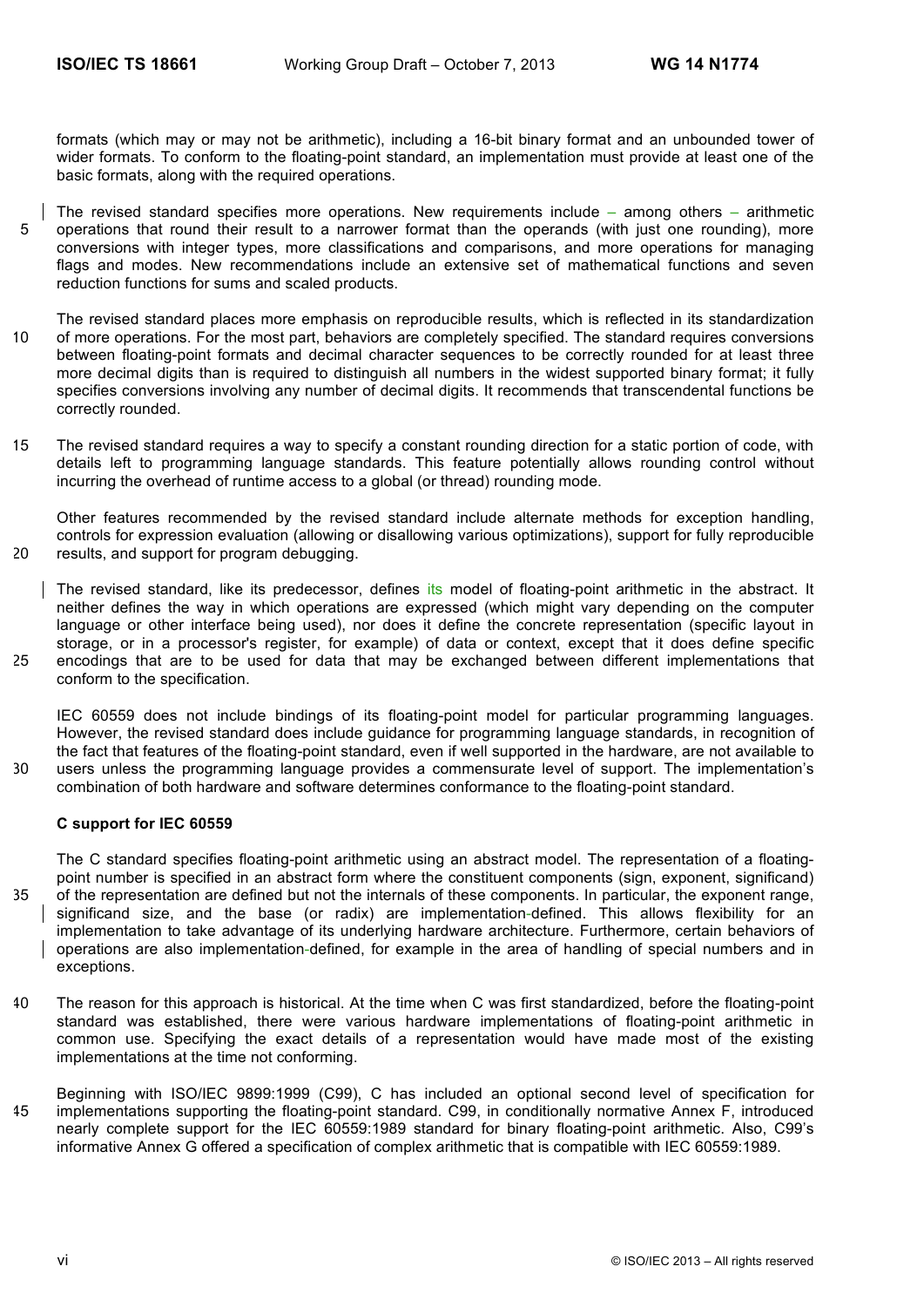formats (which may or may not be arithmetic), including a 16-bit binary format and an unbounded tower of wider formats. To conform to the floating-point standard, an implementation must provide at least one of the basic formats, along with the required operations.

The revised standard specifies more operations. New requirements include – among others – arithmetic operations that round their result to a narrower format than the operands (with just one rounding), more conversions with integer types, more classifications and comparisons, and more operations for managing flags and modes. New recommendations include an extensive set of mathematical functions and seven reduction functions for sums and scaled products.

The revised standard places more emphasis on reproducible results, which is reflected in its standardization of more operations. For the most part, behaviors are completely specified. The standard requires conversions between floating-point formats and decimal character sequences to be correctly rounded for at least three more decimal digits than is required to distinguish all numbers in the widest supported binary format; it fully specifies conversions involving any number of decimal digits. It recommends that transcendental functions be correctly rounded.

The revised standard requires a way to specify a constant rounding direction for a static portion of code, with details left to programming language standards. This feature potentially allows rounding control without incurring the overhead of runtime access to a global (or thread) rounding mode.

Other features recommended by the revised standard include alternate methods for exception handling, controls for expression evaluation (allowing or disallowing various optimizations), support for fully reproducible results, and support for program debugging.

The revised standard, like its predecessor, defines its model of floating-point arithmetic in the abstract. It neither defines the way in which operations are expressed (which might vary depending on the computer language or other interface being used), nor does it define the concrete representation (specific layout in storage, or in a processor's register, for example) of data or context, except that it does define specific encodings that are to be used for data that may be exchanged between different implementations that conform to the specification.

IEC 60559 does not include bindings of its floating-point model for particular programming languages. However, the revised standard does include guidance for programming language standards, in recognition of the fact that features of the floating-point standard, even if well supported in the hardware, are not available to users unless the programming language provides a commensurate level of support. The implementation's combination of both hardware and software determines conformance to the floating-point standard.

**C support for IEC 60559**

The C standard specifies floating-point arithmetic using an abstract model. The representation of a floating-point number is specified in an abstract form where the constituent components (sign, exponent, significand) of the representation are defined but not the internals of these components. In particular, the exponent range, significand size, and the base (or radix) are implementation-defined. This allows flexibility for an implementation to take advantage of its underlying hardware architecture. Furthermore, certain behaviors of operations are also implementation-defined, for example in the area of handling of special numbers and in exceptions.

The reason for this approach is historical. At the time when C was first standardized, before the floating-point standard was established, there were various hardware implementations of floating-point arithmetic in common use. Specifying the exact details of a representation would have made most of the existing implementations at the time not conforming.

Beginning with ISO/IEC 9899:1999 (C99), C has included an optional second level of specification for implementations supporting the floating-point standard. C99, in conditionally normative Annex F, introduced nearly complete support for the IEC 60559:1989 standard for binary floating-point arithmetic. Also, C99's informative Annex G offered a specification of complex arithmetic that is compatible with IEC 60559:1989.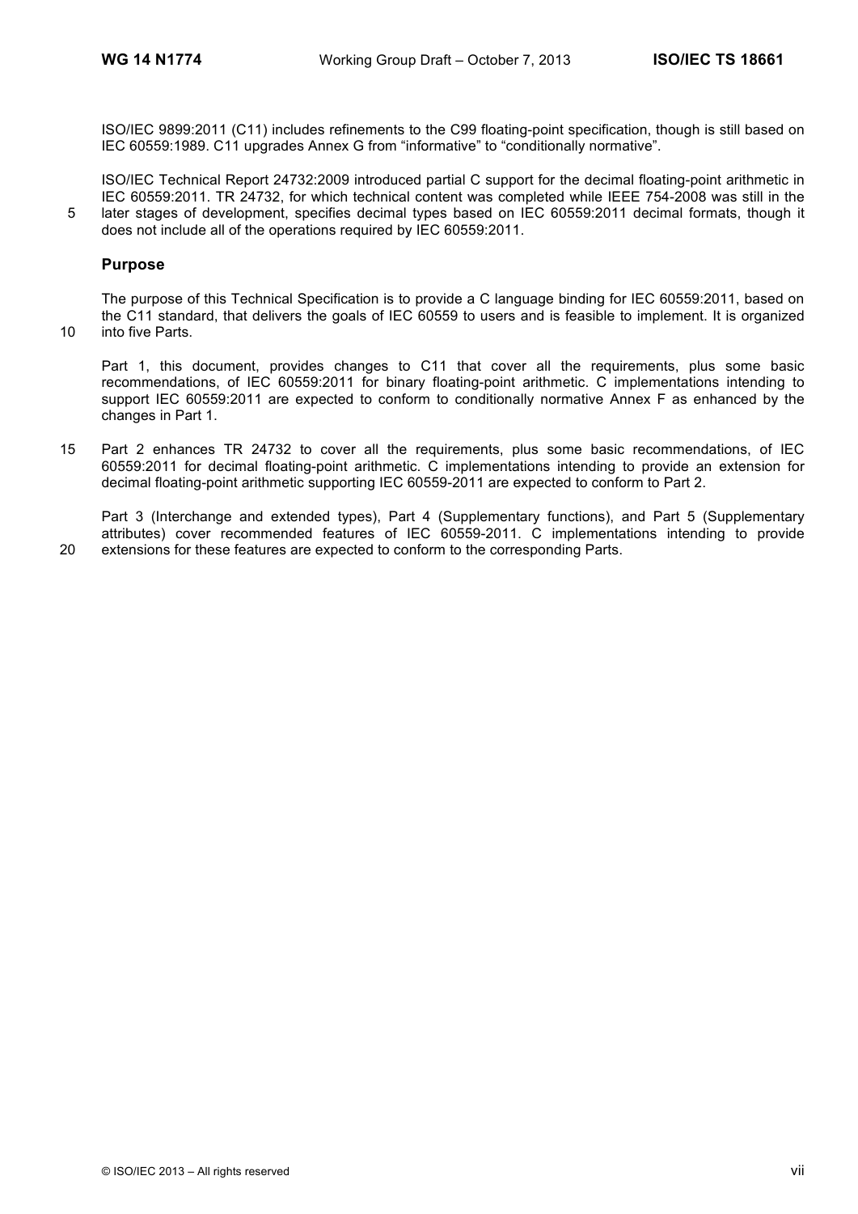ISO/IEC 9899:2011 (C11) includes refinements to the C99 floating-point specification, though is still based on IEC 60559:1989. C11 upgrades Annex G from "informative" to "conditionally normative".

ISO/IEC Technical Report 24732:2009 introduced partial C support for the decimal floating-point arithmetic in IEC 60559:2011. TR 24732, for which technical content was completed while IEEE 754-2008 was still in the later stages of development, specifies decimal types based on IEC 60559:2011 decimal formats, though it does not include all of the operations required by IEC 60559:2011.

## Purpose

The purpose of this Technical Specification is to provide a C language binding for IEC 60559:2011, based on the C11 standard, that delivers the goals of IEC 60559 to users and is feasible to implement. It is organized into five Parts.

Part 1, this document, provides changes to C11 that cover all the requirements, plus some basic recommendations, of IEC 60559:2011 for binary floating-point arithmetic. C implementations intending to support IEC 60559:2011 are expected to conform to conditionally normative Annex F as enhanced by the changes in Part 1.

Part 2 enhances TR 24732 to cover all the requirements, plus some basic recommendations, of IEC 60559:2011 for decimal floating-point arithmetic. C implementations intending to provide an extension for decimal floating-point arithmetic supporting IEC 60559-2011 are expected to conform to Part 2.

Part 3 (Interchange and extended types), Part 4 (Supplementary functions), and Part 5 (Supplementary attributes) cover recommended features of IEC 60559-2011. C implementations intending to provide extensions for these features are expected to conform to the corresponding Parts.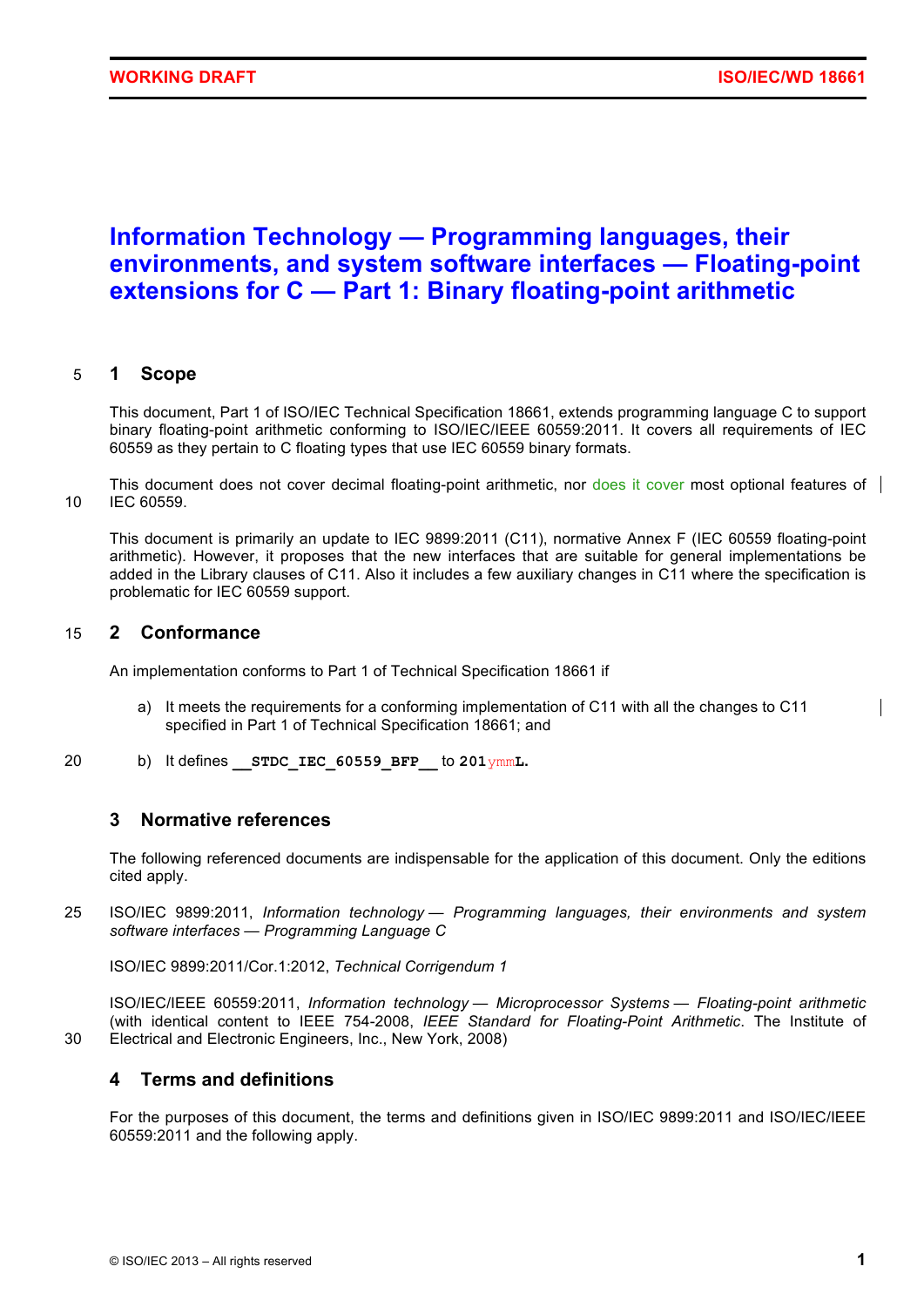# Information Technology — Programming languages, their environments, and system software interfaces — Floating-point extensions for C — Part 1: Binary floating-point arithmetic

## 1 Scope

This document, Part 1 of ISO/IEC Technical Specification 18661, extends programming language C to support binary floating-point arithmetic conforming to ISO/IEC/IEEE 60559:2011. It covers all requirements of IEC 60559 as they pertain to C floating types that use IEC 60559 binary formats.

This document does not cover decimal floating-point arithmetic, nor does it cover most optional features of IEC 60559.

This document is primarily an update to IEC 9899:2011 (C11), normative Annex F (IEC 60559 floating-point arithmetic). However, it proposes that the new interfaces that are suitable for general implementations be added in the Library clauses of C11. Also it includes a few auxiliary changes in C11 where the specification is problematic for IEC 60559 support.

## 2 Conformance

An implementation conforms to Part 1 of Technical Specification 18661 if

a) It meets the requirements for a conforming implementation of C11 with all the changes to C11 specified in Part 1 of Technical Specification 18661; and

b) It defines `__STDC_IEC_60559_BFP__` to `201ymmL`.

## 3 Normative references

The following referenced documents are indispensable for the application of this document. Only the editions cited apply.

ISO/IEC 9899:2011, *Information technology — Programming languages, their environments and system software interfaces — Programming Language C*

ISO/IEC 9899:2011/Cor.1:2012, *Technical Corrigendum 1*

ISO/IEC/IEEE 60559:2011, *Information technology — Microprocessor Systems — Floating-point arithmetic* (with identical content to IEEE 754-2008, *IEEE Standard for Floating-Point Arithmetic*. The Institute of Electrical and Electronic Engineers, Inc., New York, 2008)

## 4 Terms and definitions

For the purposes of this document, the terms and definitions given in ISO/IEC 9899:2011 and ISO/IEC/IEEE 60559:2011 and the following apply.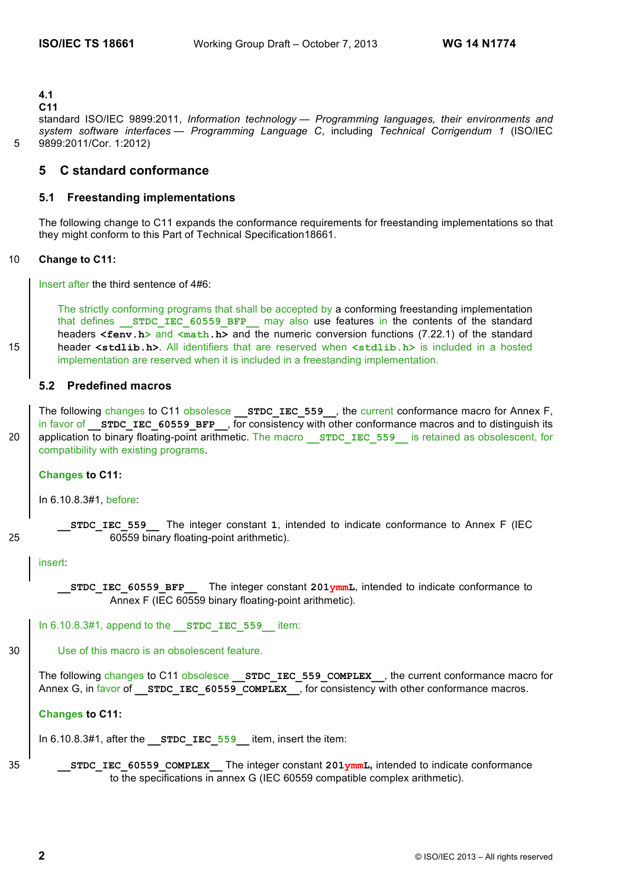**4.1**
**C11**
standard ISO/IEC 9899:2011, *Information technology — Programming languages, their environments and system software interfaces — Programming Language C*, including *Technical Corrigendum 1* (ISO/IEC 9899:2011/Cor. 1:2012)

## 5 C standard conformance

### 5.1 Freestanding implementations

The following change to C11 expands the conformance requirements for freestanding implementations so that they might conform to this Part of Technical Specification18661.

**Change to C11:**

Insert after the third sentence of 4#6:

> The strictly conforming programs that shall be accepted by a conforming freestanding implementation that defines `__STDC_IEC_60559_BFP__` may also use features in the contents of the standard headers `<fenv.h>` and `<math.h>` and the numeric conversion functions (7.22.1) of the standard header `<stdlib.h>`. All identifiers that are reserved when `<stdlib.h>` is included in a hosted implementation are reserved when it is included in a freestanding implementation.

### 5.2 Predefined macros

The following changes to C11 obsolesce `__STDC_IEC_559__`, the current conformance macro for Annex F, in favor of `__STDC_IEC_60559_BFP__`, for consistency with other conformance macros and to distinguish its application to binary floating-point arithmetic. The macro `__STDC_IEC_559__` is retained as obsolescent, for compatibility with existing programs.

**Changes to C11:**

In 6.10.8.3#1, before:

> `__STDC_IEC_559__` The integer constant `1`, intended to indicate conformance to Annex F (IEC 60559 binary floating-point arithmetic).

insert:

> `__STDC_IEC_60559_BFP__` The integer constant `201ymmL`, intended to indicate conformance to Annex F (IEC 60559 binary floating-point arithmetic).

In 6.10.8.3#1, append to the `__STDC_IEC_559__` item:

> Use of this macro is an obsolescent feature.

The following changes to C11 obsolesce `__STDC_IEC_559_COMPLEX__`, the current conformance macro for Annex G, in favor of `__STDC_IEC_60559_COMPLEX__`, for consistency with other conformance macros.

**Changes to C11:**

In 6.10.8.3#1, after the `__STDC_IEC_559__` item, insert the item:

> `__STDC_IEC_60559_COMPLEX__` The integer constant `201ymmL`, intended to indicate conformance to the specifications in annex G (IEC 60559 compatible complex arithmetic).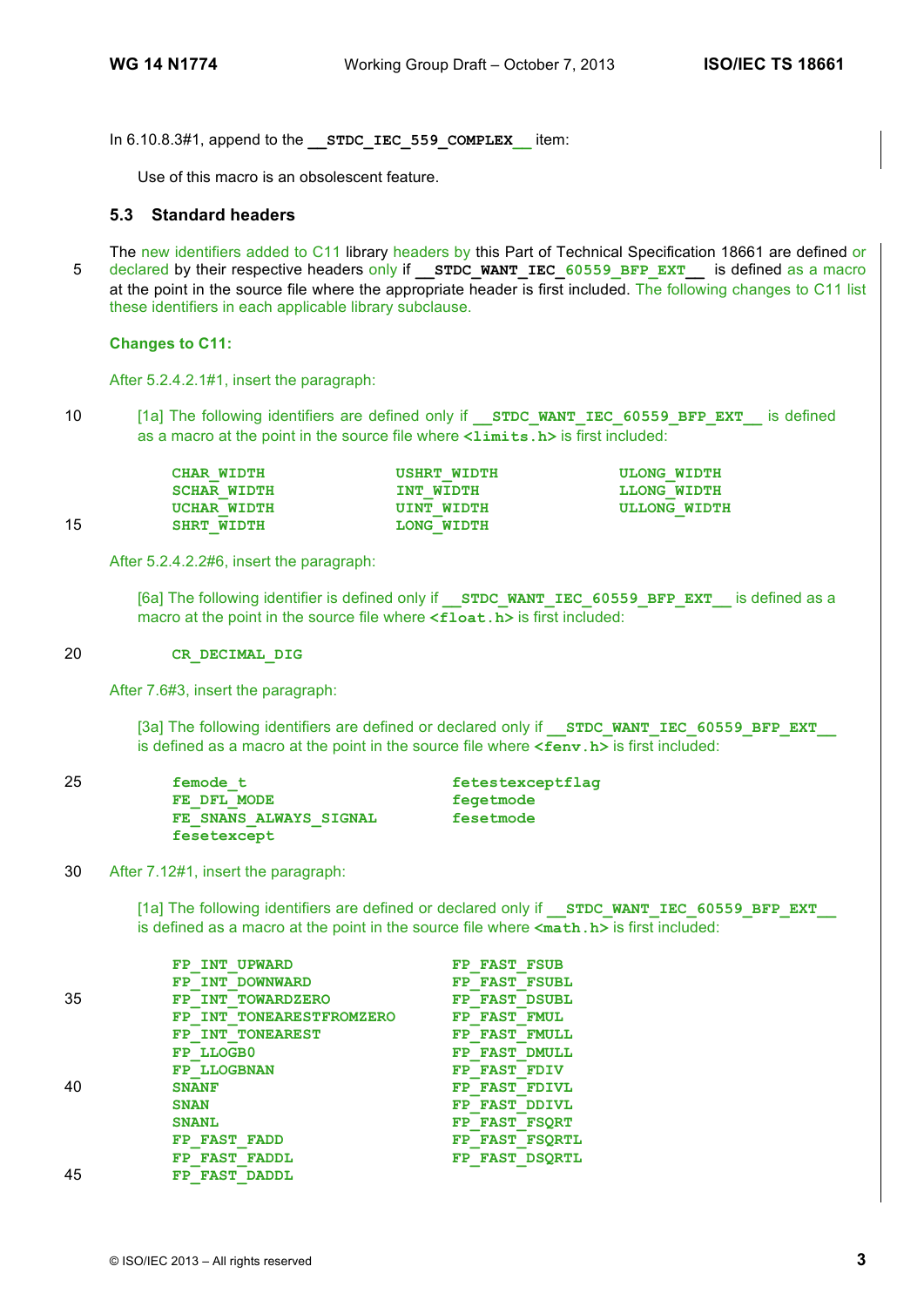In 6.10.8.3#1, append to the **`__STDC_IEC_559_COMPLEX__`** item:

> Use of this macro is an obsolescent feature.

### 5.3 Standard headers

The new identifiers added to C11 library headers by this Part of Technical Specification 18661 are defined or declared by their respective headers only if **`__STDC_WANT_IEC_60559_BFP_EXT__`** is defined as a macro at the point in the source file where the appropriate header is first included. The following changes to C11 list these identifiers in each applicable library subclause.

**Changes to C11:**

After 5.2.4.2.1#1, insert the paragraph:

> [1a] The following identifiers are defined only if **`__STDC_WANT_IEC_60559_BFP_EXT__`** is defined as a macro at the point in the source file where **`<limits.h>`** is first included:
>
> ```
> CHAR_WIDTH        USHRT_WIDTH       ULONG_WIDTH
> SCHAR_WIDTH       INT_WIDTH         LLONG_WIDTH
> UCHAR_WIDTH       UINT_WIDTH        ULLONG_WIDTH
> SHRT_WIDTH        LONG_WIDTH
> ```

After 5.2.4.2.2#6, insert the paragraph:

> [6a] The following identifier is defined only if **`__STDC_WANT_IEC_60559_BFP_EXT__`** is defined as a macro at the point in the source file where **`<float.h>`** is first included:
>
> ```
> CR_DECIMAL_DIG
> ```

After 7.6#3, insert the paragraph:

> [3a] The following identifiers are defined or declared only if **`__STDC_WANT_IEC_60559_BFP_EXT__`** is defined as a macro at the point in the source file where **`<fenv.h>`** is first included:
>
> ```
> femode_t                  fetestexceptflag
> FE_DFL_MODE               fegetmode
> FE_SNANS_ALWAYS_SIGNAL    fesetmode
> fesetexcept
> ```

After 7.12#1, insert the paragraph:

> [1a] The following identifiers are defined or declared only if **`__STDC_WANT_IEC_60559_BFP_EXT__`** is defined as a macro at the point in the source file where **`<math.h>`** is first included:
>
> ```
> FP_INT_UPWARD             FP_FAST_FSUB
> FP_INT_DOWNWARD           FP_FAST_FSUBL
> FP_INT_TOWARDZERO         FP_FAST_DSUBL
> FP_INT_TONEARESTFROMZERO  FP_FAST_FMUL
> FP_INT_TONEAREST          FP_FAST_FMULL
> FP_LLOGB0                 FP_FAST_DMULL
> FP_LLOGBNAN               FP_FAST_FDIV
> SNANF                     FP_FAST_FDIVL
> SNAN                      FP_FAST_DDIVL
> SNANL                     FP_FAST_FSQRT
> FP_FAST_FADD              FP_FAST_FSQRTL
> FP_FAST_FADDL             FP_FAST_DSQRTL
> FP_FAST_DADDL
> ```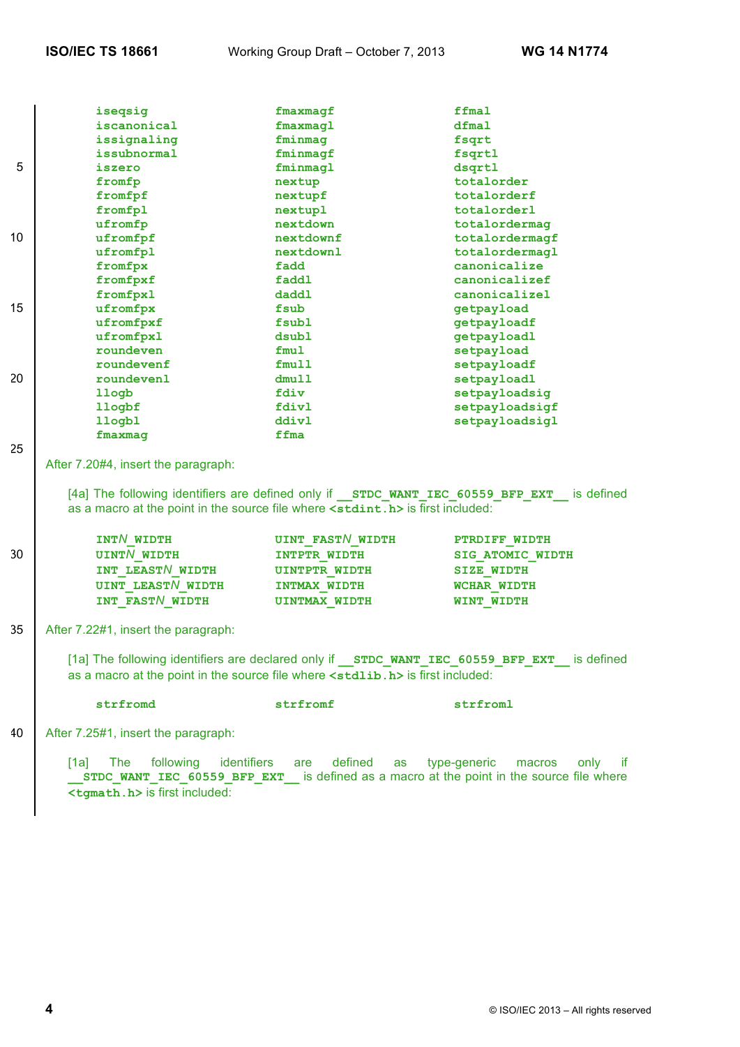```
iseqsig          fmaxmagf         ffmal
iscanonical      fmaxmagl         dfmal
issignaling      fminmag          fsqrt
issubnormal      fminmagf         fsqrtl
iszero           fminmagl         dsqrtl
fromfp           nextup           totalorder
fromfpf          nextupf          totalorderf
fromfpl          nextupl          totalorderl
ufromfp          nextdown         totalordermag
ufromfpf         nextdownf        totalordermagf
ufromfpl         nextdownl        totalordermagl
fromfpx          fadd             canonicalize
fromfpxf         faddl            canonicalizef
fromfpxl         daddl            canonicalizel
ufromfpx         fsub             getpayload
ufromfpxf        fsubl            getpayloadf
ufromfpxl        dsubl            getpayloadl
roundeven        fmul             setpayload
roundevenf       fmull            setpayloadf
roundevenl       dmull            setpayloadl
llogb            fdiv             setpayloadsig
llogbf           fdivl            setpayloadsigf
llogbl           ddivl            setpayloadsigl
fmaxmag          ffma
```

After 7.20#4, insert the paragraph:

[4a] The following identifiers are defined only if **`__STDC_WANT_IEC_60559_BFP_EXT__`** is defined as a macro at the point in the source file where **`<stdint.h>`** is first included:

```
INTN_WIDTH           UINT_FASTN_WIDTH     PTRDIFF_WIDTH
UINTN_WIDTH          INTPTR_WIDTH         SIG_ATOMIC_WIDTH
INT_LEASTN_WIDTH     UINTPTR_WIDTH        SIZE_WIDTH
UINT_LEASTN_WIDTH    INTMAX_WIDTH         WCHAR_WIDTH
INT_FASTN_WIDTH      UINTMAX_WIDTH        WINT_WIDTH
```

After 7.22#1, insert the paragraph:

[1a] The following identifiers are declared only if **`__STDC_WANT_IEC_60559_BFP_EXT__`** is defined as a macro at the point in the source file where **`<stdlib.h>`** is first included:

```
strfromd             strfromf             strfroml
```

After 7.25#1, insert the paragraph:

[1a] The following identifiers are defined as type-generic macros only if **`__STDC_WANT_IEC_60559_BFP_EXT__`** is defined as a macro at the point in the source file where **`<tgmath.h>`** is first included: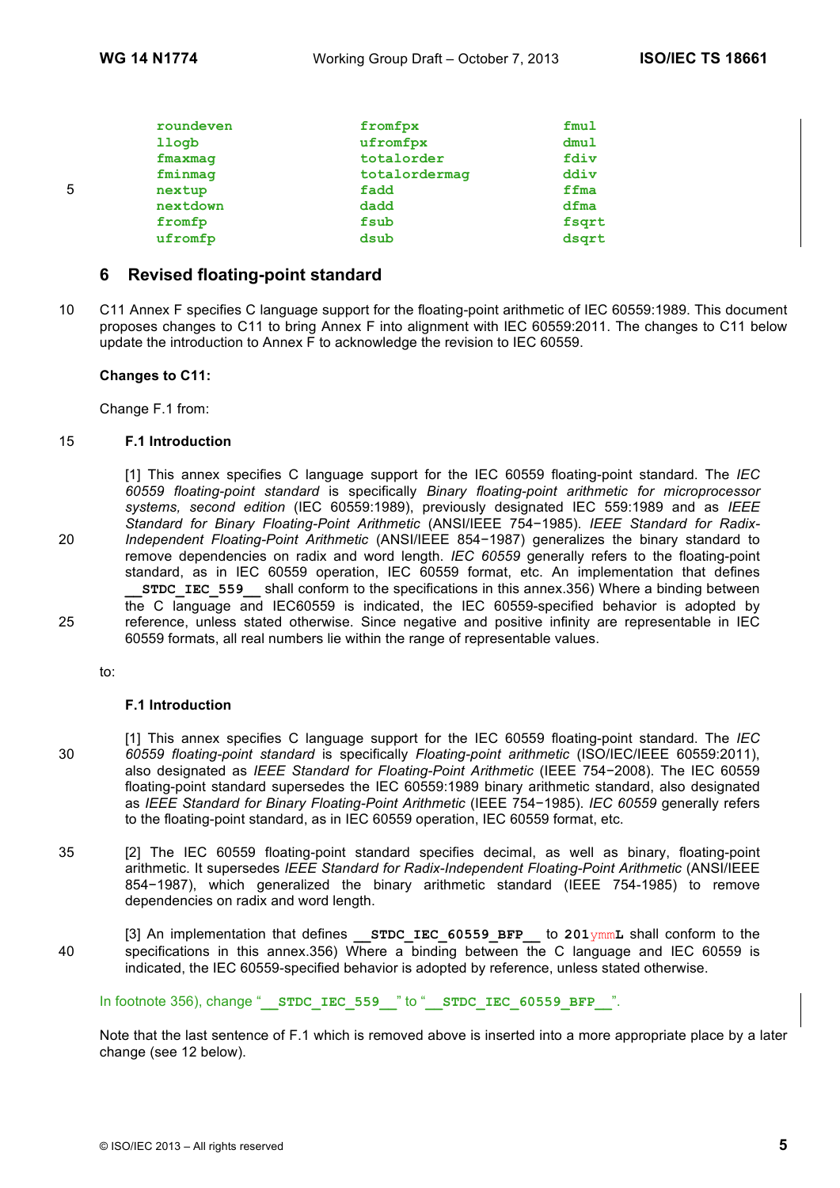| | | |
|---|---|---|
| `roundeven` | `fromfpx` | `fmul` |
| `llogb` | `ufromfpx` | `dmul` |
| `fmaxmag` | `totalorder` | `fdiv` |
| `fminmag` | `totalordermag` | `ddiv` |
| `nextup` | `fadd` | `ffma` |
| `nextdown` | `dadd` | `dfma` |
| `fromfp` | `fsub` | `fsqrt` |
| `ufromfp` | `dsub` | `dsqrt` |

## 6 Revised floating-point standard

C11 Annex F specifies C language support for the floating-point arithmetic of IEC 60559:1989. This document proposes changes to C11 to bring Annex F into alignment with IEC 60559:2011. The changes to C11 below update the introduction to Annex F to acknowledge the revision to IEC 60559.

**Changes to C11:**

Change F.1 from:

**F.1 Introduction**

[1] This annex specifies C language support for the IEC 60559 floating-point standard. The *IEC 60559 floating-point standard* is specifically *Binary floating-point arithmetic for microprocessor systems, second edition* (IEC 60559:1989), previously designated IEC 559:1989 and as *IEEE Standard for Binary Floating-Point Arithmetic* (ANSI/IEEE 754−1985). *IEEE Standard for Radix-Independent Floating-Point Arithmetic* (ANSI/IEEE 854−1987) generalizes the binary standard to remove dependencies on radix and word length. *IEC 60559* generally refers to the floating-point standard, as in IEC 60559 operation, IEC 60559 format, etc. An implementation that defines **`__STDC_IEC_559__`** shall conform to the specifications in this annex.356) Where a binding between the C language and IEC60559 is indicated, the IEC 60559-specified behavior is adopted by reference, unless stated otherwise. Since negative and positive infinity are representable in IEC 60559 formats, all real numbers lie within the range of representable values.

to:

**F.1 Introduction**

[1] This annex specifies C language support for the IEC 60559 floating-point standard. The *IEC 60559 floating-point standard* is specifically *Floating-point arithmetic* (ISO/IEC/IEEE 60559:2011), also designated as *IEEE Standard for Floating-Point Arithmetic* (IEEE 754−2008). The IEC 60559 floating-point standard supersedes the IEC 60559:1989 binary arithmetic standard, also designated as *IEEE Standard for Binary Floating-Point Arithmetic* (IEEE 754−1985). *IEC 60559* generally refers to the floating-point standard, as in IEC 60559 operation, IEC 60559 format, etc.

[2] The IEC 60559 floating-point standard specifies decimal, as well as binary, floating-point arithmetic. It supersedes *IEEE Standard for Radix-Independent Floating-Point Arithmetic* (ANSI/IEEE 854−1987), which generalized the binary arithmetic standard (IEEE 754-1985) to remove dependencies on radix and word length.

[3] An implementation that defines **`__STDC_IEC_60559_BFP__`** to **`201`**ymm**`L`** shall conform to the specifications in this annex.356) Where a binding between the C language and IEC 60559 is indicated, the IEC 60559-specified behavior is adopted by reference, unless stated otherwise.

In footnote 356), change "**`__STDC_IEC_559__`**" to "**`__STDC_IEC_60559_BFP__`**".

Note that the last sentence of F.1 which is removed above is inserted into a more appropriate place by a later change (see 12 below).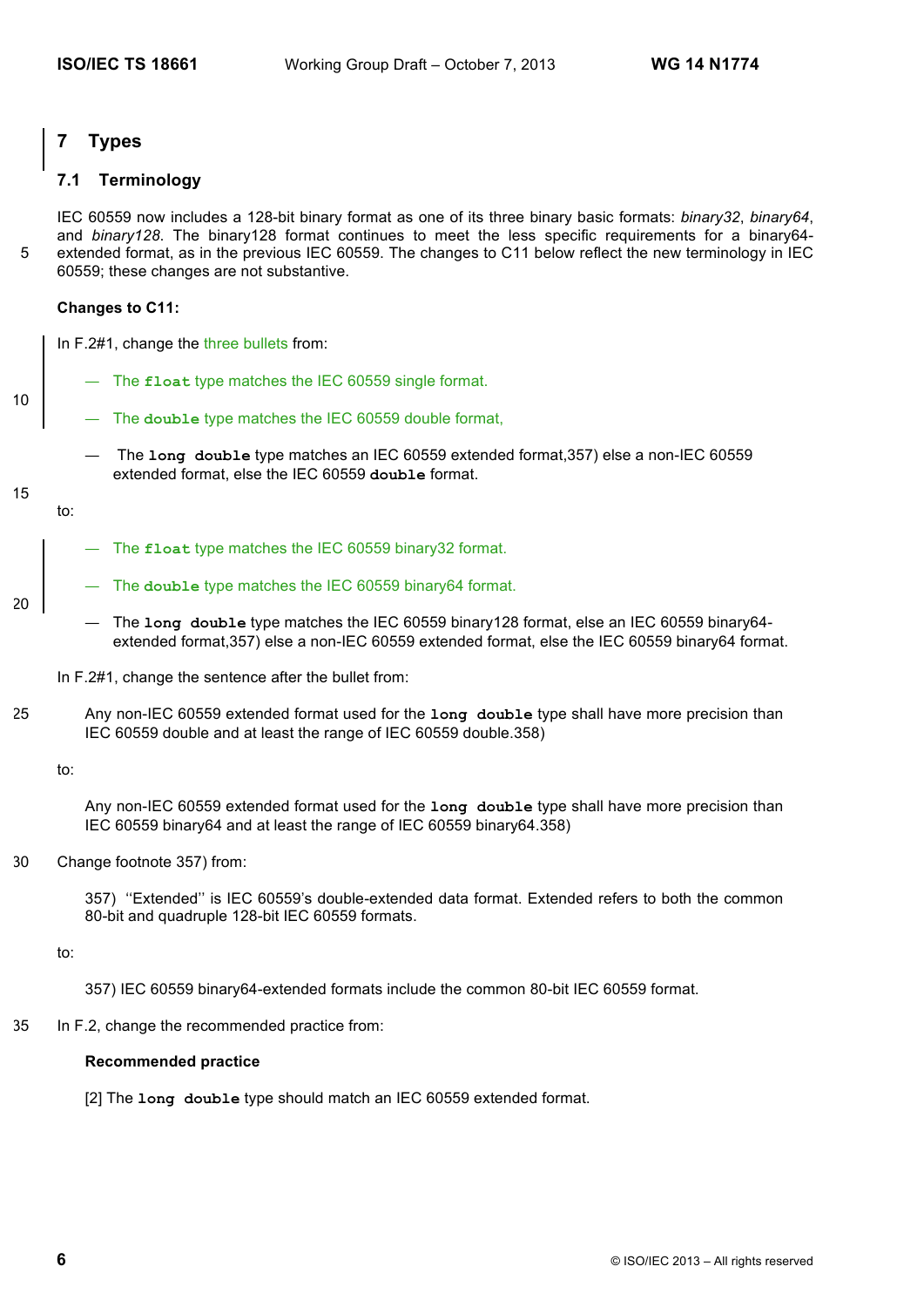# 7 Types

## 7.1 Terminology

IEC 60559 now includes a 128-bit binary format as one of its three binary basic formats: *binary32*, *binary64*, and *binary128*. The binary128 format continues to meet the less specific requirements for a binary64-extended format, as in the previous IEC 60559. The changes to C11 below reflect the new terminology in IEC 60559; these changes are not substantive.

**Changes to C11:**

In F.2#1, change the three bullets from:

— The **float** type matches the IEC 60559 single format.

— The **double** type matches the IEC 60559 double format,

— The **long double** type matches an IEC 60559 extended format,357) else a non-IEC 60559 extended format, else the IEC 60559 **double** format.

to:

— The **float** type matches the IEC 60559 binary32 format.

— The **double** type matches the IEC 60559 binary64 format.

— The **long double** type matches the IEC 60559 binary128 format, else an IEC 60559 binary64-extended format,357) else a non-IEC 60559 extended format, else the IEC 60559 binary64 format.

In F.2#1, change the sentence after the bullet from:

> Any non-IEC 60559 extended format used for the **long double** type shall have more precision than IEC 60559 double and at least the range of IEC 60559 double.358)

to:

> Any non-IEC 60559 extended format used for the **long double** type shall have more precision than IEC 60559 binary64 and at least the range of IEC 60559 binary64.358)

Change footnote 357) from:

> 357) ''Extended'' is IEC 60559's double-extended data format. Extended refers to both the common 80-bit and quadruple 128-bit IEC 60559 formats.

to:

> 357) IEC 60559 binary64-extended formats include the common 80-bit IEC 60559 format.

In F.2, change the recommended practice from:

> **Recommended practice**
>
> [2] The **long double** type should match an IEC 60559 extended format.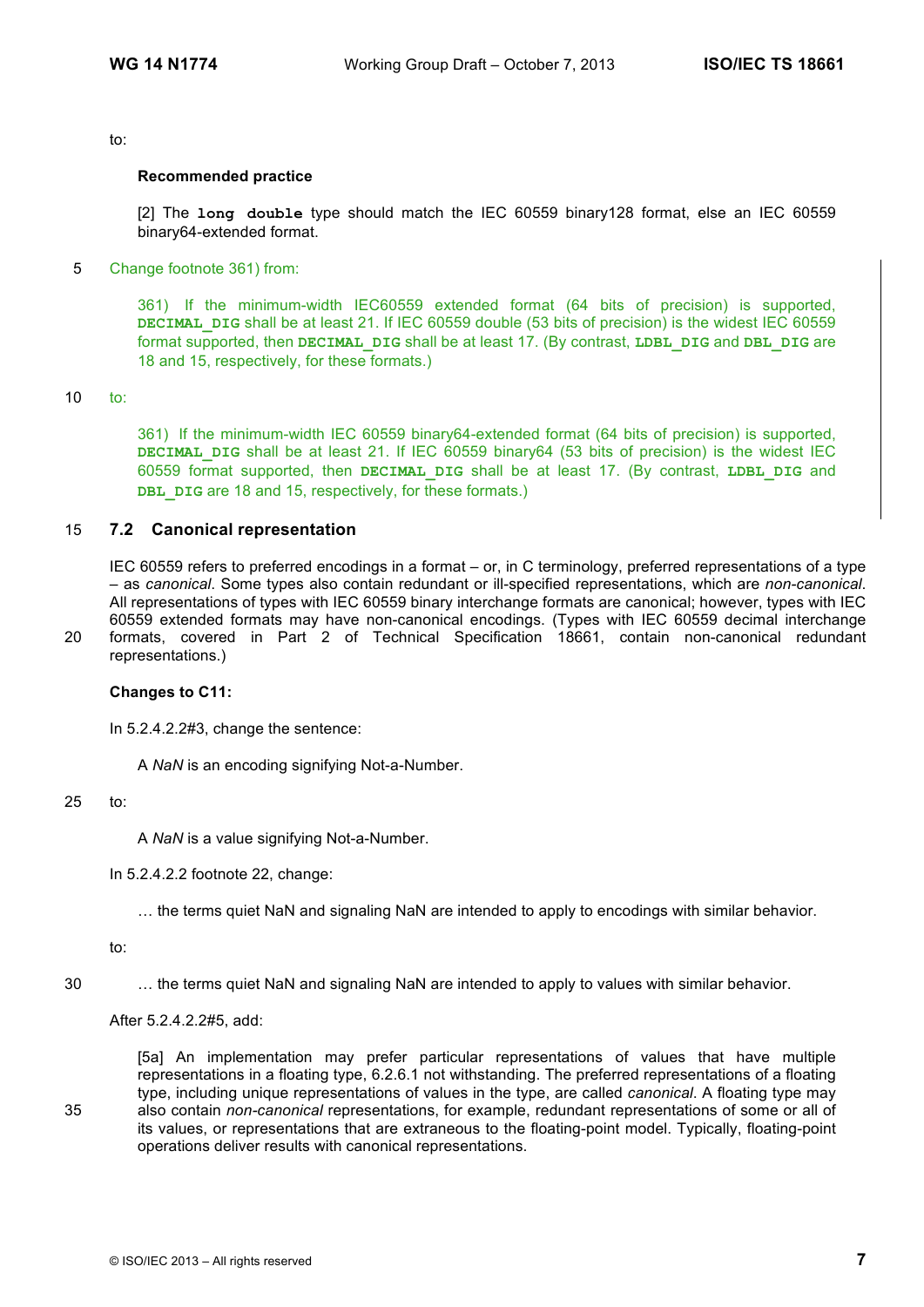to:

**Recommended practice**

[2] The **`long double`** type should match the IEC 60559 binary128 format, else an IEC 60559 binary64-extended format.

Change footnote 361) from:

361) If the minimum-width IEC60559 extended format (64 bits of precision) is supported, **`DECIMAL_DIG`** shall be at least 21. If IEC 60559 double (53 bits of precision) is the widest IEC 60559 format supported, then **`DECIMAL_DIG`** shall be at least 17. (By contrast, **`LDBL_DIG`** and **`DBL_DIG`** are 18 and 15, respectively, for these formats.)

to:

361) If the minimum-width IEC 60559 binary64-extended format (64 bits of precision) is supported, **`DECIMAL_DIG`** shall be at least 21. If IEC 60559 binary64 (53 bits of precision) is the widest IEC 60559 format supported, then **`DECIMAL_DIG`** shall be at least 17. (By contrast, **`LDBL_DIG`** and **`DBL_DIG`** are 18 and 15, respectively, for these formats.)

## 7.2 Canonical representation

IEC 60559 refers to preferred encodings in a format – or, in C terminology, preferred representations of a type – as *canonical*. Some types also contain redundant or ill-specified representations, which are *non-canonical*. All representations of types with IEC 60559 binary interchange formats are canonical; however, types with IEC 60559 extended formats may have non-canonical encodings. (Types with IEC 60559 decimal interchange formats, covered in Part 2 of Technical Specification 18661, contain non-canonical redundant representations.)

**Changes to C11:**

In 5.2.4.2.2#3, change the sentence:

A *NaN* is an encoding signifying Not-a-Number.

to:

A *NaN* is a value signifying Not-a-Number.

In 5.2.4.2.2 footnote 22, change:

… the terms quiet NaN and signaling NaN are intended to apply to encodings with similar behavior.

to:

… the terms quiet NaN and signaling NaN are intended to apply to values with similar behavior.

After 5.2.4.2.2#5, add:

[5a] An implementation may prefer particular representations of values that have multiple representations in a floating type, 6.2.6.1 not withstanding. The preferred representations of a floating type, including unique representations of values in the type, are called *canonical*. A floating type may also contain *non-canonical* representations, for example, redundant representations of some or all of its values, or representations that are extraneous to the floating-point model. Typically, floating-point operations deliver results with canonical representations.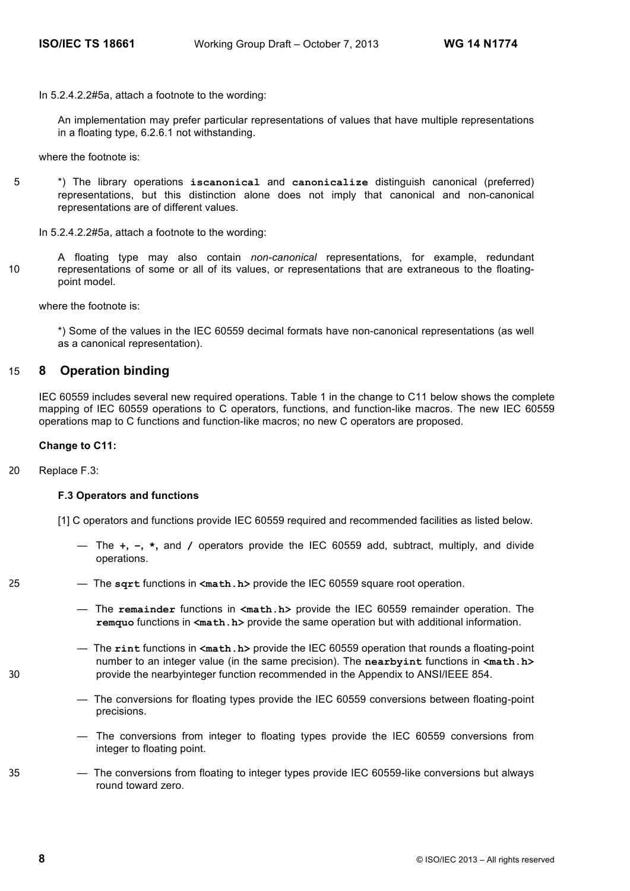In 5.2.4.2.2#5a, attach a footnote to the wording:

> An implementation may prefer particular representations of values that have multiple representations in a floating type, 6.2.6.1 not withstanding.

where the footnote is:

> *) The library operations **iscanonical** and **canonicalize** distinguish canonical (preferred) representations, but this distinction alone does not imply that canonical and non-canonical representations are of different values.

In 5.2.4.2.2#5a, attach a footnote to the wording:

> A floating type may also contain *non-canonical* representations, for example, redundant representations of some or all of its values, or representations that are extraneous to the floating-point model.

where the footnote is:

> *) Some of the values in the IEC 60559 decimal formats have non-canonical representations (as well as a canonical representation).

## 8 Operation binding

IEC 60559 includes several new required operations. Table 1 in the change to C11 below shows the complete mapping of IEC 60559 operations to C operators, functions, and function-like macros. The new IEC 60559 operations map to C functions and function-like macros; no new C operators are proposed.

**Change to C11:**

Replace F.3:

> **F.3 Operators and functions**
>
> [1] C operators and functions provide IEC 60559 required and recommended facilities as listed below.
>
> — The **+**, **−**, *****, and **/** operators provide the IEC 60559 add, subtract, multiply, and divide operations.
>
> — The **sqrt** functions in **<math.h>** provide the IEC 60559 square root operation.
>
> — The **remainder** functions in **<math.h>** provide the IEC 60559 remainder operation. The **remquo** functions in **<math.h>** provide the same operation but with additional information.
>
> — The **rint** functions in **<math.h>** provide the IEC 60559 operation that rounds a floating-point number to an integer value (in the same precision). The **nearbyint** functions in **<math.h>** provide the nearbyinteger function recommended in the Appendix to ANSI/IEEE 854.
>
> — The conversions for floating types provide the IEC 60559 conversions between floating-point precisions.
>
> — The conversions from integer to floating types provide the IEC 60559 conversions from integer to floating point.
>
> — The conversions from floating to integer types provide IEC 60559-like conversions but always round toward zero.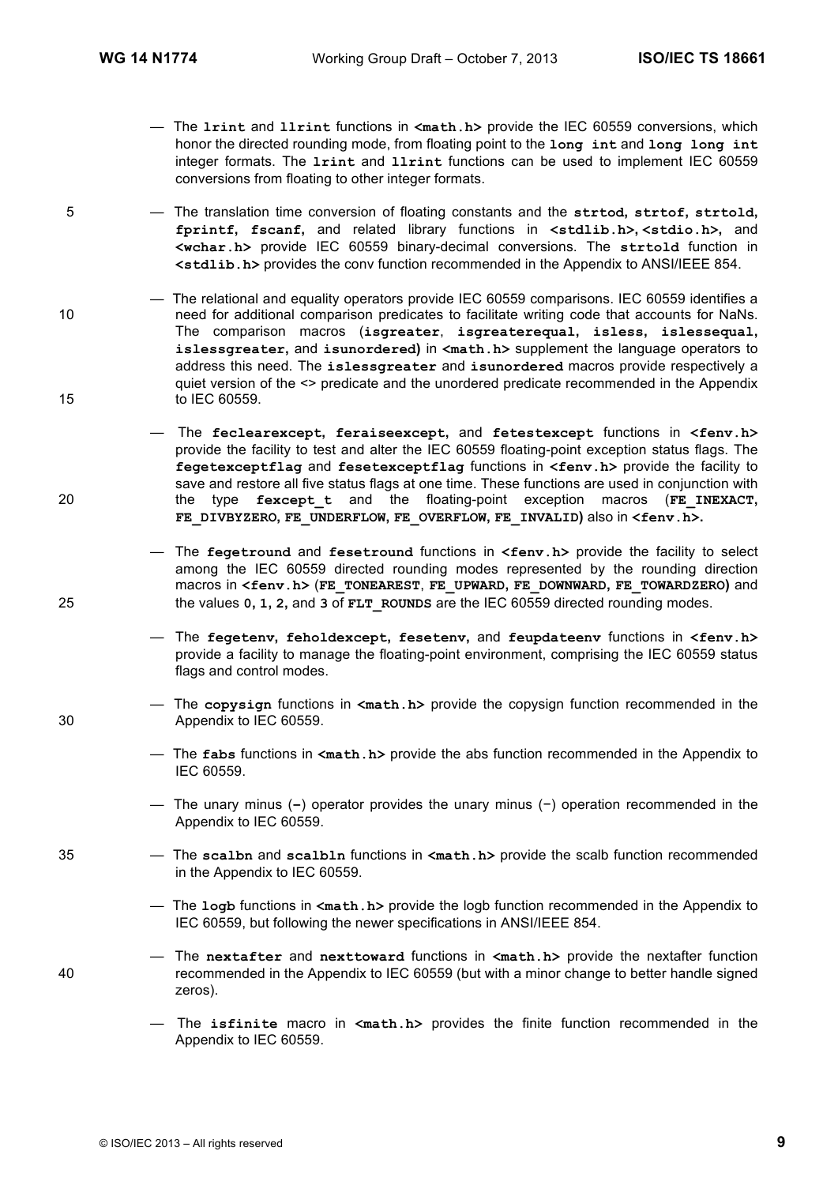- The **lrint** and **llrint** functions in **<math.h>** provide the IEC 60559 conversions, which honor the directed rounding mode, from floating point to the **long int** and **long long int** integer formats. The **lrint** and **llrint** functions can be used to implement IEC 60559 conversions from floating to other integer formats.

- The translation time conversion of floating constants and the **strtod**, **strtof**, **strtold**, **fprintf**, **fscanf**, and related library functions in **<stdlib.h>**, **<stdio.h>**, and **<wchar.h>** provide IEC 60559 binary-decimal conversions. The **strtold** function in **<stdlib.h>** provides the conv function recommended in the Appendix to ANSI/IEEE 854.

- The relational and equality operators provide IEC 60559 comparisons. IEC 60559 identifies a need for additional comparison predicates to facilitate writing code that accounts for NaNs. The comparison macros (**isgreater**, **isgreaterequal**, **isless**, **islessequal**, **islessgreater**, and **isunordered**) in **<math.h>** supplement the language operators to address this need. The **islessgreater** and **isunordered** macros provide respectively a quiet version of the <> predicate and the unordered predicate recommended in the Appendix to IEC 60559.

- The **feclearexcept**, **feraiseexcept**, and **fetestexcept** functions in **<fenv.h>** provide the facility to test and alter the IEC 60559 floating-point exception status flags. The **fegetexceptflag** and **fesetexceptflag** functions in **<fenv.h>** provide the facility to save and restore all five status flags at one time. These functions are used in conjunction with the type **fexcept_t** and the floating-point exception macros (**FE_INEXACT**, **FE_DIVBYZERO**, **FE_UNDERFLOW**, **FE_OVERFLOW**, **FE_INVALID**) also in **<fenv.h>**.

- The **fegetround** and **fesetround** functions in **<fenv.h>** provide the facility to select among the IEC 60559 directed rounding modes represented by the rounding direction macros in **<fenv.h>** (**FE_TONEAREST**, **FE_UPWARD**, **FE_DOWNWARD**, **FE_TOWARDZERO**) and the values **0**, **1**, **2**, and **3** of **FLT_ROUNDS** are the IEC 60559 directed rounding modes.

- The **fegetenv**, **feholdexcept**, **fesetenv**, and **feupdateenv** functions in **<fenv.h>** provide a facility to manage the floating-point environment, comprising the IEC 60559 status flags and control modes.

- The **copysign** functions in **<math.h>** provide the copysign function recommended in the Appendix to IEC 60559.

- The **fabs** functions in **<math.h>** provide the abs function recommended in the Appendix to IEC 60559.

- The unary minus (**-**) operator provides the unary minus (−) operation recommended in the Appendix to IEC 60559.

- The **scalbn** and **scalbln** functions in **<math.h>** provide the scalb function recommended in the Appendix to IEC 60559.

- The **logb** functions in **<math.h>** provide the logb function recommended in the Appendix to IEC 60559, but following the newer specifications in ANSI/IEEE 854.

- The **nextafter** and **nexttoward** functions in **<math.h>** provide the nextafter function recommended in the Appendix to IEC 60559 (but with a minor change to better handle signed zeros).

- The **isfinite** macro in **<math.h>** provides the finite function recommended in the Appendix to IEC 60559.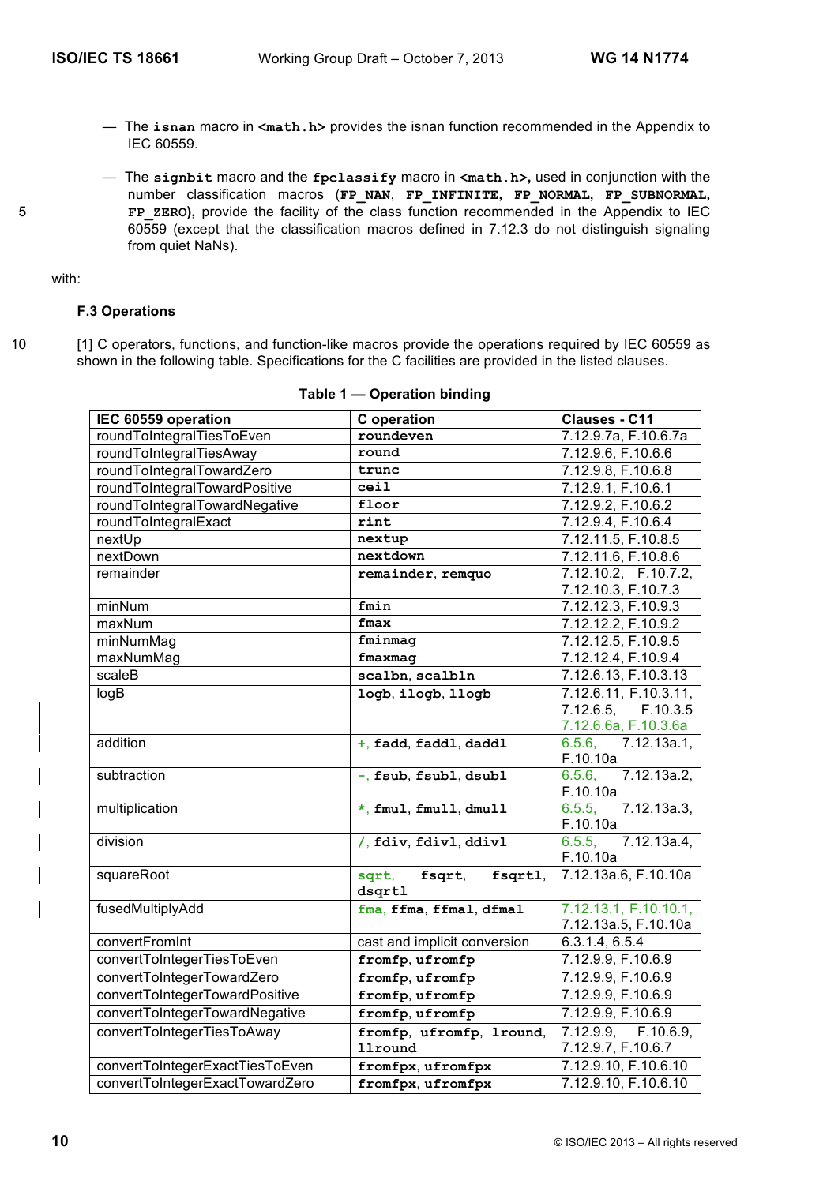— The **isnan** macro in **<math.h>** provides the isnan function recommended in the Appendix to IEC 60559.

— The **signbit** macro and the **fpclassify** macro in **<math.h>**, used in conjunction with the number classification macros (**FP_NAN**, **FP_INFINITE**, **FP_NORMAL**, **FP_SUBNORMAL**, **FP_ZERO**), provide the facility of the class function recommended in the Appendix to IEC 60559 (except that the classification macros defined in 7.12.3 do not distinguish signaling from quiet NaNs).

with:

### F.3 Operations

[1] C operators, functions, and function-like macros provide the operations required by IEC 60559 as shown in the following table. Specifications for the C facilities are provided in the listed clauses.

**Table 1 — Operation binding**

| IEC 60559 operation | C operation | Clauses - C11 |
|---|---|---|
| roundToIntegralTiesToEven | **roundeven** | 7.12.9.7a, F.10.6.7a |
| roundToIntegralTiesAway | **round** | 7.12.9.6, F.10.6.6 |
| roundToIntegralTowardZero | **trunc** | 7.12.9.8, F.10.6.8 |
| roundToIntegralTowardPositive | **ceil** | 7.12.9.1, F.10.6.1 |
| roundToIntegralTowardNegative | **floor** | 7.12.9.2, F.10.6.2 |
| roundToIntegralExact | **rint** | 7.12.9.4, F.10.6.4 |
| nextUp | **nextup** | 7.12.11.5, F.10.8.5 |
| nextDown | **nextdown** | 7.12.11.6, F.10.8.6 |
| remainder | **remainder**, **remquo** | 7.12.10.2, F.10.7.2, 7.12.10.3, F.10.7.3 |
| minNum | **fmin** | 7.12.12.3, F.10.9.3 |
| maxNum | **fmax** | 7.12.12.2, F.10.9.2 |
| minNumMag | **fminmag** | 7.12.12.5, F.10.9.5 |
| maxNumMag | **fmaxmag** | 7.12.12.4, F.10.9.4 |
| scaleB | **scalbn**, **scalbln** | 7.12.6.13, F.10.3.13 |
| logB | **logb**, **ilogb**, **llogb** | 7.12.6.11, F.10.3.11, 7.12.6.5, F.10.3.5 7.12.6.6a, F.10.3.6a |
| addition | **+**, **fadd**, **faddl**, **daddl** | 6.5.6, 7.12.13a.1, F.10.10a |
| subtraction | **-**, **fsub**, **fsubl**, **dsubl** | 6.5.6, 7.12.13a.2, F.10.10a |
| multiplication | **\***, **fmul**, **fmull**, **dmull** | 6.5.5, 7.12.13a.3, F.10.10a |
| division | **/**, **fdiv**, **fdivl**, **ddivl** | 6.5.5, 7.12.13a.4, F.10.10a |
| squareRoot | **sqrt**, **fsqrt**, **fsqrtl**, **dsqrtl** | 7.12.13a.6, F.10.10a |
| fusedMultiplyAdd | **fma**, **ffma**, **ffmal**, **dfmal** | 7.12.13.1, F.10.10.1, 7.12.13a.5, F.10.10a |
| convertFromInt | cast and implicit conversion | 6.3.1.4, 6.5.4 |
| convertToIntegerTiesToEven | **fromfp**, **ufromfp** | 7.12.9.9, F.10.6.9 |
| convertToIntegerTowardZero | **fromfp**, **ufromfp** | 7.12.9.9, F.10.6.9 |
| convertToIntegerTowardPositive | **fromfp**, **ufromfp** | 7.12.9.9, F.10.6.9 |
| convertToIntegerTowardNegative | **fromfp**, **ufromfp** | 7.12.9.9, F.10.6.9 |
| convertToIntegerTiesToAway | **fromfp**, **ufromfp**, **lround**, **llround** | 7.12.9.9, F.10.6.9, 7.12.9.7, F.10.6.7 |
| convertToIntegerExactTiesToEven | **fromfpx**, **ufromfpx** | 7.12.9.10, F.10.6.10 |
| convertToIntegerExactTowardZero | **fromfpx**, **ufromfpx** | 7.12.9.10, F.10.6.10 |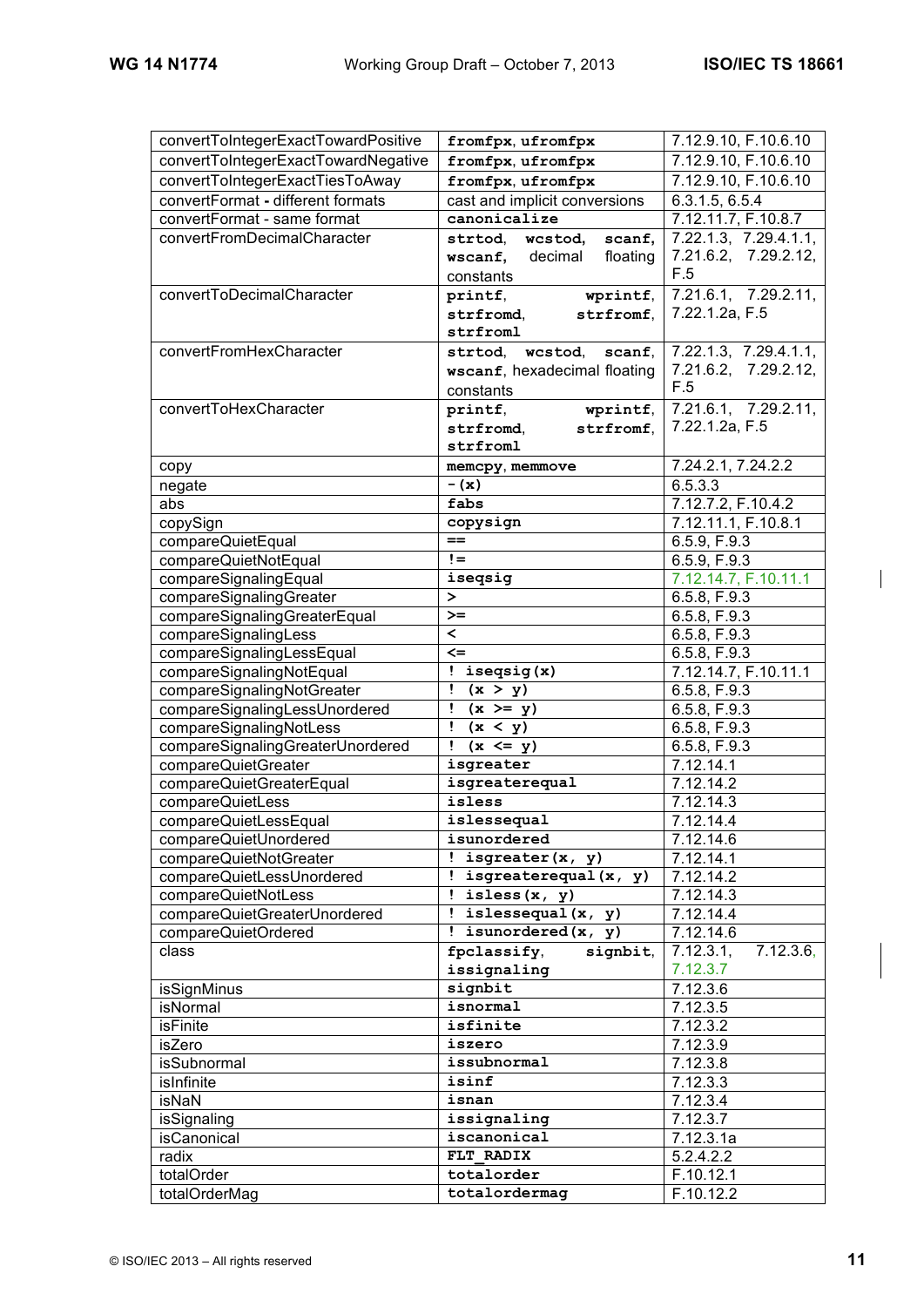| | | |
|---|---|---|
| convertToIntegerExactTowardPositive | `fromfpx`, `ufromfpx` | 7.12.9.10, F.10.6.10 |
| convertToIntegerExactTowardNegative | `fromfpx`, `ufromfpx` | 7.12.9.10, F.10.6.10 |
| convertToIntegerExactTiesToAway | `fromfpx`, `ufromfpx` | 7.12.9.10, F.10.6.10 |
| convertFormat - different formats | cast and implicit conversions | 6.3.1.5, 6.5.4 |
| convertFormat - same format | `canonicalize` | 7.12.11.7, F.10.8.7 |
| convertFromDecimalCharacter | `strtod`, `wcstod`, `scanf`, `wscanf`, decimal floating constants | 7.22.1.3, 7.29.4.1.1, 7.21.6.2, 7.29.2.12, F.5 |
| convertToDecimalCharacter | `printf`, `wprintf`, `strfromd`, `strfromf`, `strfroml` | 7.21.6.1, 7.29.2.11, 7.22.1.2a, F.5 |
| convertFromHexCharacter | `strtod`, `wcstod`, `scanf`, `wscanf`, hexadecimal floating constants | 7.22.1.3, 7.29.4.1.1, 7.21.6.2, 7.29.2.12, F.5 |
| convertToHexCharacter | `printf`, `wprintf`, `strfromd`, `strfromf`, `strfroml` | 7.21.6.1, 7.29.2.11, 7.22.1.2a, F.5 |
| copy | `memcpy`, `memmove` | 7.24.2.1, 7.24.2.2 |
| negate | `-(x)` | 6.5.3.3 |
| abs | `fabs` | 7.12.7.2, F.10.4.2 |
| copySign | `copysign` | 7.12.11.1, F.10.8.1 |
| compareQuietEqual | `==` | 6.5.9, F.9.3 |
| compareQuietNotEqual | `!=` | 6.5.9, F.9.3 |
| compareSignalingEqual | `iseqsig` | 7.12.14.7, F.10.11.1 |
| compareSignalingGreater | `>` | 6.5.8, F.9.3 |
| compareSignalingGreaterEqual | `>=` | 6.5.8, F.9.3 |
| compareSignalingLess | `<` | 6.5.8, F.9.3 |
| compareSignalingLessEqual | `<=` | 6.5.8, F.9.3 |
| compareSignalingNotEqual | `! iseqsig(x)` | 7.12.14.7, F.10.11.1 |
| compareSignalingNotGreater | `! (x > y)` | 6.5.8, F.9.3 |
| compareSignalingLessUnordered | `! (x >= y)` | 6.5.8, F.9.3 |
| compareSignalingNotLess | `! (x < y)` | 6.5.8, F.9.3 |
| compareSignalingGreaterUnordered | `! (x <= y)` | 6.5.8, F.9.3 |
| compareQuietGreater | `isgreater` | 7.12.14.1 |
| compareQuietGreaterEqual | `isgreaterequal` | 7.12.14.2 |
| compareQuietLess | `isless` | 7.12.14.3 |
| compareQuietLessEqual | `islessequal` | 7.12.14.4 |
| compareQuietUnordered | `isunordered` | 7.12.14.6 |
| compareQuietNotGreater | `! isgreater(x, y)` | 7.12.14.1 |
| compareQuietLessUnordered | `! isgreaterequal(x, y)` | 7.12.14.2 |
| compareQuietNotLess | `! isless(x, y)` | 7.12.14.3 |
| compareQuietGreaterUnordered | `! islessequal(x, y)` | 7.12.14.4 |
| compareQuietOrdered | `! isunordered(x, y)` | 7.12.14.6 |
| class | `fpclassify`, `signbit`, `issignaling` | 7.12.3.1, 7.12.3.6, 7.12.3.7 |
| isSignMinus | `signbit` | 7.12.3.6 |
| isNormal | `isnormal` | 7.12.3.5 |
| isFinite | `isfinite` | 7.12.3.2 |
| isZero | `iszero` | 7.12.3.9 |
| isSubnormal | `issubnormal` | 7.12.3.8 |
| isInfinite | `isinf` | 7.12.3.3 |
| isNaN | `isnan` | 7.12.3.4 |
| isSignaling | `issignaling` | 7.12.3.7 |
| isCanonical | `iscanonical` | 7.12.3.1a |
| radix | `FLT_RADIX` | 5.2.4.2.2 |
| totalOrder | `totalorder` | F.10.12.1 |
| totalOrderMag | `totalordermag` | F.10.12.2 |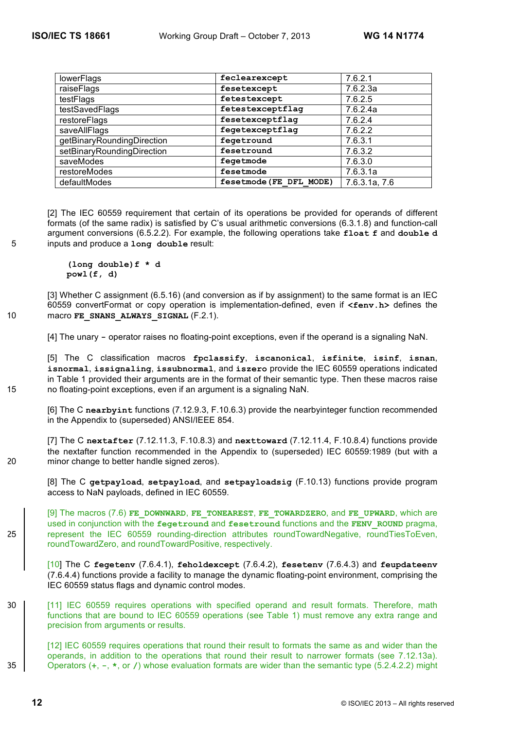| lowerFlags | **feclearexcept** | 7.6.2.1 |
|---|---|---|
| raiseFlags | **fesetexcept** | 7.6.2.3a |
| testFlags | **fetestexcept** | 7.6.2.5 |
| testSavedFlags | **fetestexceptflag** | 7.6.2.4a |
| restoreFlags | **fesetexceptflag** | 7.6.2.4 |
| saveAllFlags | **fegetexceptflag** | 7.6.2.2 |
| getBinaryRoundingDirection | **fegetround** | 7.6.3.1 |
| setBinaryRoundingDirection | **fesetround** | 7.6.3.2 |
| saveModes | **fegetmode** | 7.6.3.0 |
| restoreModes | **fesetmode** | 7.6.3.1a |
| defaultModes | **fesetmode(FE_DFL_MODE)** | 7.6.3.1a, 7.6 |

[2] The IEC 60559 requirement that certain of its operations be provided for operands of different formats (of the same radix) is satisfied by C's usual arithmetic conversions (6.3.1.8) and function-call argument conversions (6.5.2.2). For example, the following operations take **float f** and **double d** inputs and produce a **long double** result:

```
(long double)f * d
powl(f, d)
```

[3] Whether C assignment (6.5.16) (and conversion as if by assignment) to the same format is an IEC 60559 convertFormat or copy operation is implementation-defined, even if **<fenv.h>** defines the macro **FE_SNANS_ALWAYS_SIGNAL** (F.2.1).

[4] The unary **-** operator raises no floating-point exceptions, even if the operand is a signaling NaN.

[5] The C classification macros **fpclassify**, **iscanonical**, **isfinite**, **isinf**, **isnan**, **isnormal**, **issignaling**, **issubnormal**, and **iszero** provide the IEC 60559 operations indicated in Table 1 provided their arguments are in the format of their semantic type. Then these macros raise no floating-point exceptions, even if an argument is a signaling NaN.

[6] The C **nearbyint** functions (7.12.9.3, F.10.6.3) provide the nearbyinteger function recommended in the Appendix to (superseded) ANSI/IEEE 854.

[7] The C **nextafter** (7.12.11.3, F.10.8.3) and **nexttoward** (7.12.11.4, F.10.8.4) functions provide the nextafter function recommended in the Appendix to (superseded) IEC 60559:1989 (but with a minor change to better handle signed zeros).

[8] The C **getpayload**, **setpayload**, and **setpayloadsig** (F.10.13) functions provide program access to NaN payloads, defined in IEC 60559.

[9] The macros (7.6) **FE_DOWNWARD**, **FE_TONEAREST**, **FE_TOWARDZERO**, and **FE_UPWARD**, which are used in conjunction with the **fegetround** and **fesetround** functions and the **FENV_ROUND** pragma, represent the IEC 60559 rounding-direction attributes roundTowardNegative, roundTiesToEven, roundTowardZero, and roundTowardPositive, respectively.

[10] The C **fegetenv** (7.6.4.1), **feholdexcept** (7.6.4.2), **fesetenv** (7.6.4.3) and **feupdateenv** (7.6.4.4) functions provide a facility to manage the dynamic floating-point environment, comprising the IEC 60559 status flags and dynamic control modes.

[11] IEC 60559 requires operations with specified operand and result formats. Therefore, math functions that are bound to IEC 60559 operations (see Table 1) must remove any extra range and precision from arguments or results.

[12] IEC 60559 requires operations that round their result to formats the same as and wider than the operands, in addition to the operations that round their result to narrower formats (see 7.12.13a). Operators (**+**, **-**, **\***, or **/**) whose evaluation formats are wider than the semantic type (5.2.4.2.2) might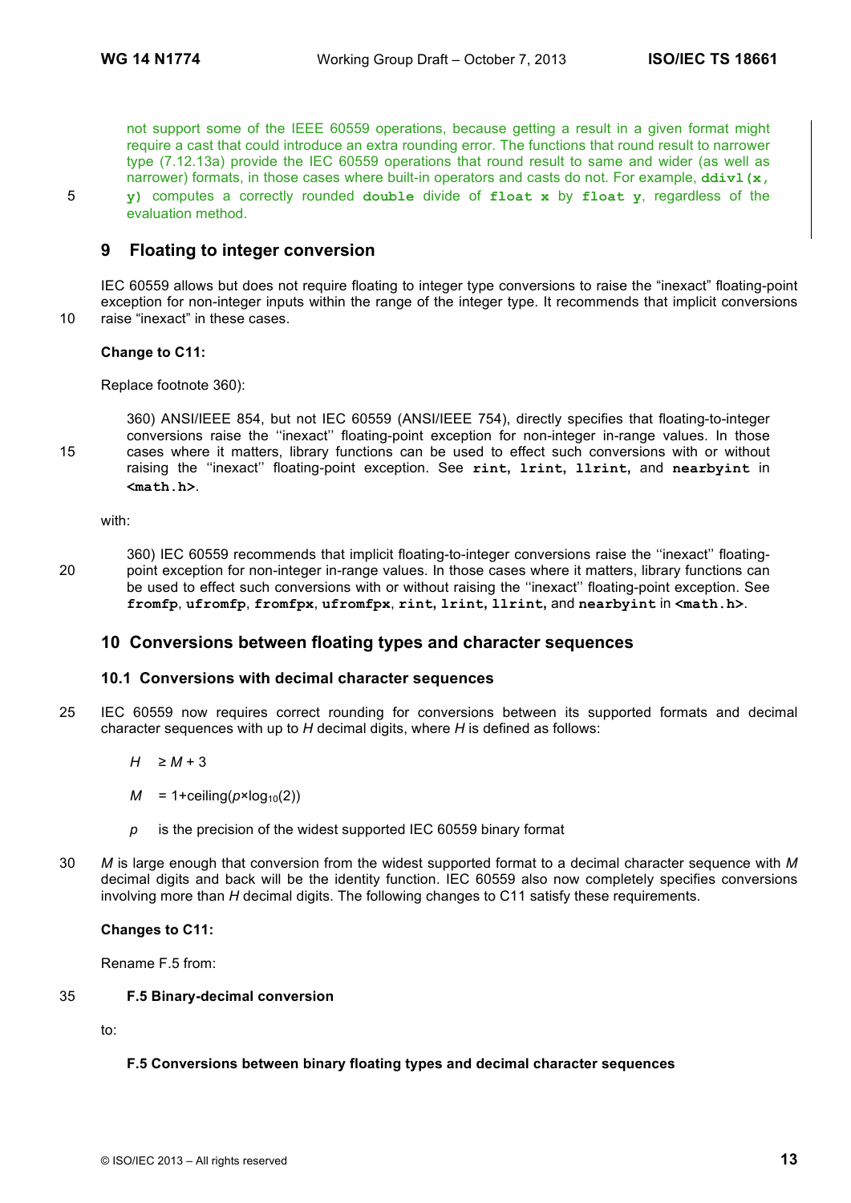not support some of the IEEE 60559 operations, because getting a result in a given format might require a cast that could introduce an extra rounding error. The functions that round result to narrower type (7.12.13a) provide the IEC 60559 operations that round result to same and wider (as well as narrower) formats, in those cases where built-in operators and casts do not. For example, **`ddivl(x, y)`** computes a correctly rounded **`double`** divide of **`float x`** by **`float y`**, regardless of the evaluation method.

## 9 Floating to integer conversion

IEC 60559 allows but does not require floating to integer type conversions to raise the "inexact" floating-point exception for non-integer inputs within the range of the integer type. It recommends that implicit conversions raise "inexact" in these cases.

**Change to C11:**

Replace footnote 360):

> 360) ANSI/IEEE 854, but not IEC 60559 (ANSI/IEEE 754), directly specifies that floating-to-integer conversions raise the ''inexact'' floating-point exception for non-integer in-range values. In those cases where it matters, library functions can be used to effect such conversions with or without raising the ''inexact'' floating-point exception. See **`rint`**, **`lrint`**, **`llrint`**, and **`nearbyint`** in **`<math.h>`**.

with:

> 360) IEC 60559 recommends that implicit floating-to-integer conversions raise the ''inexact'' floating-point exception for non-integer in-range values. In those cases where it matters, library functions can be used to effect such conversions with or without raising the ''inexact'' floating-point exception. See **`fromfp`**, **`ufromfp`**, **`fromfpx`**, **`ufromfpx`**, **`rint`**, **`lrint`**, **`llrint`**, and **`nearbyint`** in **`<math.h>`**.

## 10 Conversions between floating types and character sequences

### 10.1 Conversions with decimal character sequences

IEC 60559 now requires correct rounding for conversions between its supported formats and decimal character sequences with up to $H$ decimal digits, where $H$ is defined as follows:

$H \geq M + 3$

$M = 1+\text{ceiling}(p \times \log_{10}(2))$

$p$ is the precision of the widest supported IEC 60559 binary format

$M$ is large enough that conversion from the widest supported format to a decimal character sequence with $M$ decimal digits and back will be the identity function. IEC 60559 also now completely specifies conversions involving more than $H$ decimal digits. The following changes to C11 satisfy these requirements.

**Changes to C11:**

Rename F.5 from:

> **F.5 Binary-decimal conversion**

to:

> **F.5 Conversions between binary floating types and decimal character sequences**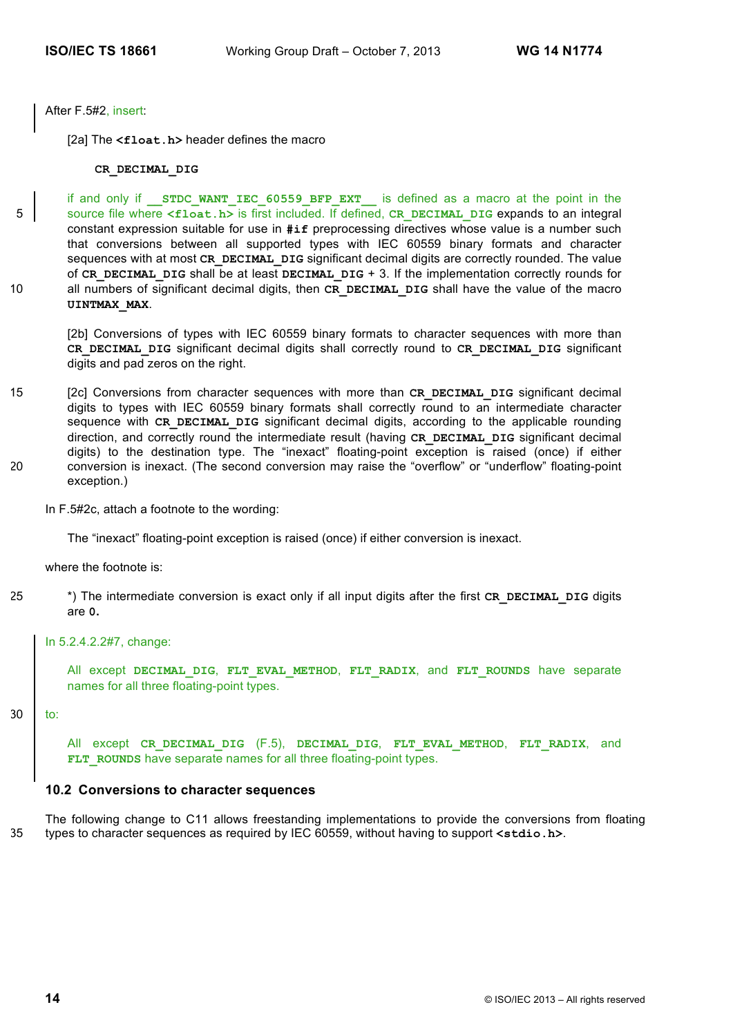After F.5#2, insert:

[2a] The **<float.h>** header defines the macro

**CR_DECIMAL_DIG**

if and only if **__STDC_WANT_IEC_60559_BFP_EXT__** is defined as a macro at the point in the source file where **<float.h>** is first included. If defined, **CR_DECIMAL_DIG** expands to an integral constant expression suitable for use in **#if** preprocessing directives whose value is a number such that conversions between all supported types with IEC 60559 binary formats and character sequences with at most **CR_DECIMAL_DIG** significant decimal digits are correctly rounded. The value of **CR_DECIMAL_DIG** shall be at least **DECIMAL_DIG** + 3. If the implementation correctly rounds for all numbers of significant decimal digits, then **CR_DECIMAL_DIG** shall have the value of the macro **UINTMAX_MAX**.

[2b] Conversions of types with IEC 60559 binary formats to character sequences with more than **CR_DECIMAL_DIG** significant decimal digits shall correctly round to **CR_DECIMAL_DIG** significant digits and pad zeros on the right.

[2c] Conversions from character sequences with more than **CR_DECIMAL_DIG** significant decimal digits to types with IEC 60559 binary formats shall correctly round to an intermediate character sequence with **CR_DECIMAL_DIG** significant decimal digits, according to the applicable rounding direction, and correctly round the intermediate result (having **CR_DECIMAL_DIG** significant decimal digits) to the destination type. The “inexact” floating-point exception is raised (once) if either conversion is inexact. (The second conversion may raise the “overflow” or “underflow” floating-point exception.)

In F.5#2c, attach a footnote to the wording:

The “inexact” floating-point exception is raised (once) if either conversion is inexact.

where the footnote is:

*) The intermediate conversion is exact only if all input digits after the first **CR_DECIMAL_DIG** digits are **0**.

In 5.2.4.2.2#7, change:

All except **DECIMAL_DIG**, **FLT_EVAL_METHOD**, **FLT_RADIX**, and **FLT_ROUNDS** have separate names for all three floating-point types.

to:

All except **CR_DECIMAL_DIG** (F.5), **DECIMAL_DIG**, **FLT_EVAL_METHOD**, **FLT_RADIX**, and **FLT_ROUNDS** have separate names for all three floating-point types.

## 10.2 Conversions to character sequences

The following change to C11 allows freestanding implementations to provide the conversions from floating types to character sequences as required by IEC 60559, without having to support **<stdio.h>**.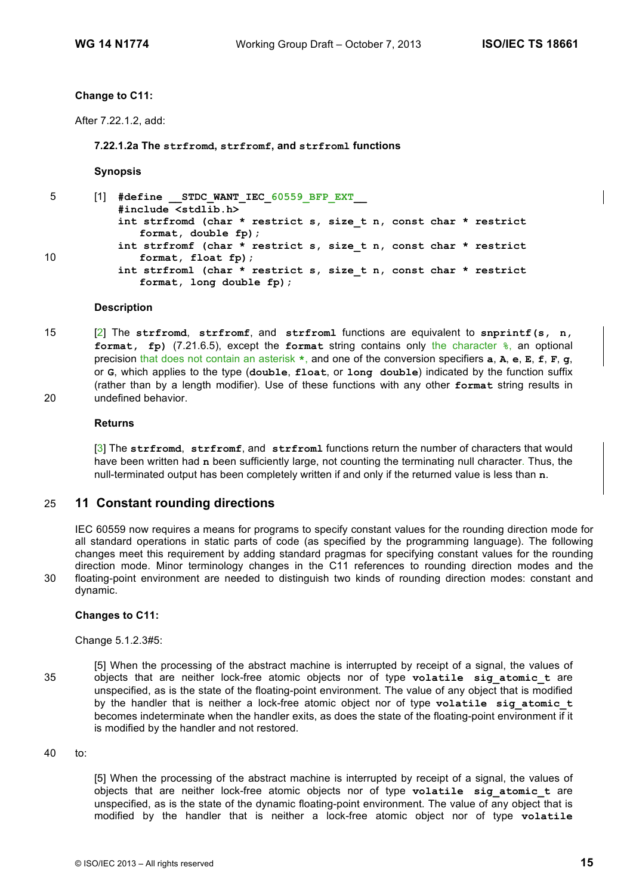**Change to C11:**

After 7.22.1.2, add:

**7.22.1.2a The `strfromd`, `strfromf`, and `strfroml` functions**

**Synopsis**

[1]
```
#define __STDC_WANT_IEC_60559_BFP_EXT__
#include <stdlib.h>
int strfromd (char * restrict s, size_t n, const char * restrict
    format, double fp);
int strfromf (char * restrict s, size_t n, const char * restrict
    format, float fp);
int strfroml (char * restrict s, size_t n, const char * restrict
    format, long double fp);
```

**Description**

[2] The **strfromd**, **strfromf**, and **strfroml** functions are equivalent to **snprintf(s, n, format, fp)** (7.21.6.5), except the **format** string contains only the character **%**, an optional precision that does not contain an asterisk **\***, and one of the conversion specifiers **a**, **A**, **e**, **E**, **f**, **F**, **g**, or **G**, which applies to the type (**double**, **float**, or **long double**) indicated by the function suffix (rather than by a length modifier). Use of these functions with any other **format** string results in undefined behavior.

**Returns**

[3] The **strfromd**, **strfromf**, and **strfroml** functions return the number of characters that would have been written had **n** been sufficiently large, not counting the terminating null character. Thus, the null-terminated output has been completely written if and only if the returned value is less than **n**.

## 11 Constant rounding directions

IEC 60559 now requires a means for programs to specify constant values for the rounding direction mode for all standard operations in static parts of code (as specified by the programming language). The following changes meet this requirement by adding standard pragmas for specifying constant values for the rounding direction mode. Minor terminology changes in the C11 references to rounding direction modes and the floating-point environment are needed to distinguish two kinds of rounding direction modes: constant and dynamic.

**Changes to C11:**

Change 5.1.2.3#5:

[5] When the processing of the abstract machine is interrupted by receipt of a signal, the values of objects that are neither lock-free atomic objects nor of type **volatile sig_atomic_t** are unspecified, as is the state of the floating-point environment. The value of any object that is modified by the handler that is neither a lock-free atomic object nor of type **volatile sig_atomic_t** becomes indeterminate when the handler exits, as does the state of the floating-point environment if it is modified by the handler and not restored.

to:

[5] When the processing of the abstract machine is interrupted by receipt of a signal, the values of objects that are neither lock-free atomic objects nor of type **volatile sig_atomic_t** are unspecified, as is the state of the dynamic floating-point environment. The value of any object that is modified by the handler that is neither a lock-free atomic object nor of type **volatile**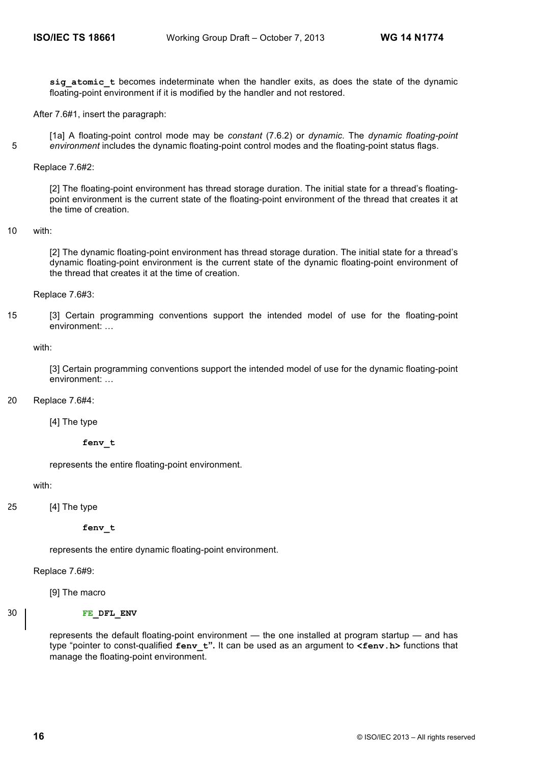**sig_atomic_t** becomes indeterminate when the handler exits, as does the state of the dynamic floating-point environment if it is modified by the handler and not restored.

After 7.6#1, insert the paragraph:

> [1a] A floating-point control mode may be *constant* (7.6.2) or *dynamic*. The *dynamic floating-point environment* includes the dynamic floating-point control modes and the floating-point status flags.

Replace 7.6#2:

> [2] The floating-point environment has thread storage duration. The initial state for a thread's floating-point environment is the current state of the floating-point environment of the thread that creates it at the time of creation.

with:

> [2] The dynamic floating-point environment has thread storage duration. The initial state for a thread's dynamic floating-point environment is the current state of the dynamic floating-point environment of the thread that creates it at the time of creation.

Replace 7.6#3:

> [3] Certain programming conventions support the intended model of use for the floating-point environment: …

with:

> [3] Certain programming conventions support the intended model of use for the dynamic floating-point environment: …

Replace 7.6#4:

> [4] The type
>
> **fenv_t**
>
> represents the entire floating-point environment.

with:

> [4] The type
>
> **fenv_t**
>
> represents the entire dynamic floating-point environment.

Replace 7.6#9:

> [9] The macro
>
> **FE_DFL_ENV**
>
> represents the default floating-point environment — the one installed at program startup — and has type "pointer to const-qualified **fenv_t**". It can be used as an argument to **<fenv.h>** functions that manage the floating-point environment.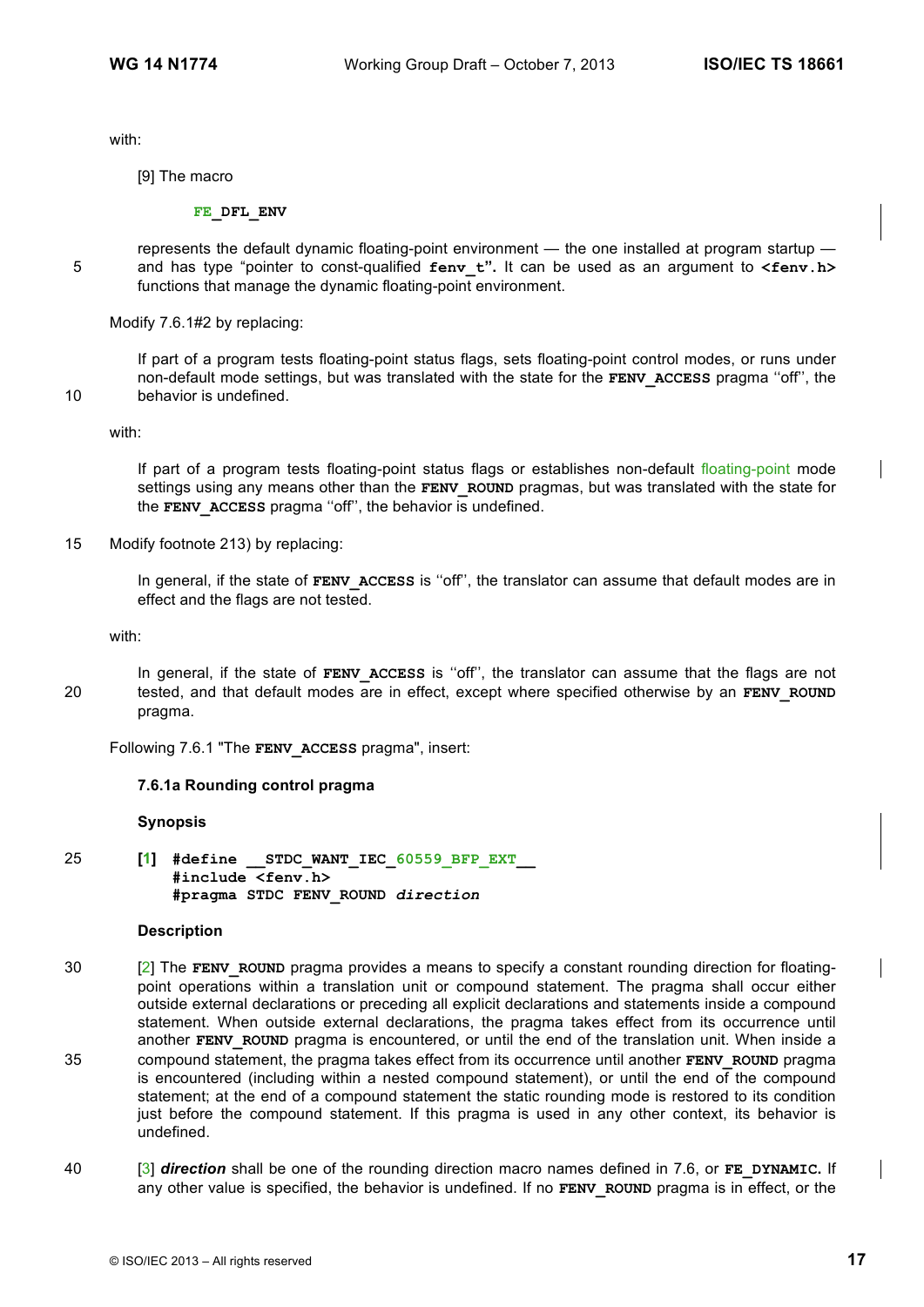with:

[9] The macro

**FE_DFL_ENV**

represents the default dynamic floating-point environment — the one installed at program startup — and has type "pointer to const-qualified **fenv_t**". It can be used as an argument to **<fenv.h>** functions that manage the dynamic floating-point environment.

Modify 7.6.1#2 by replacing:

If part of a program tests floating-point status flags, sets floating-point control modes, or runs under non-default mode settings, but was translated with the state for the **FENV_ACCESS** pragma ''off'', the behavior is undefined.

with:

If part of a program tests floating-point status flags or establishes non-default floating-point mode settings using any means other than the **FENV_ROUND** pragmas, but was translated with the state for the **FENV_ACCESS** pragma ''off'', the behavior is undefined.

Modify footnote 213) by replacing:

In general, if the state of **FENV_ACCESS** is ''off'', the translator can assume that default modes are in effect and the flags are not tested.

with:

In general, if the state of **FENV_ACCESS** is ''off'', the translator can assume that the flags are not tested, and that default modes are in effect, except where specified otherwise by an **FENV_ROUND** pragma.

Following 7.6.1 "The **FENV_ACCESS** pragma", insert:

**7.6.1a Rounding control pragma**

**Synopsis**

[1]
```
#define __STDC_WANT_IEC_60559_BFP_EXT__
#include <fenv.h>
#pragma STDC FENV_ROUND direction
```

**Description**

[2] The **FENV_ROUND** pragma provides a means to specify a constant rounding direction for floating-point operations within a translation unit or compound statement. The pragma shall occur either outside external declarations or preceding all explicit declarations and statements inside a compound statement. When outside external declarations, the pragma takes effect from its occurrence until another **FENV_ROUND** pragma is encountered, or until the end of the translation unit. When inside a compound statement, the pragma takes effect from its occurrence until another **FENV_ROUND** pragma is encountered (including within a nested compound statement), or until the end of the compound statement; at the end of a compound statement the static rounding mode is restored to its condition just before the compound statement. If this pragma is used in any other context, its behavior is undefined.

[3] ***direction*** shall be one of the rounding direction macro names defined in 7.6, or **FE_DYNAMIC.** If any other value is specified, the behavior is undefined. If no **FENV_ROUND** pragma is in effect, or the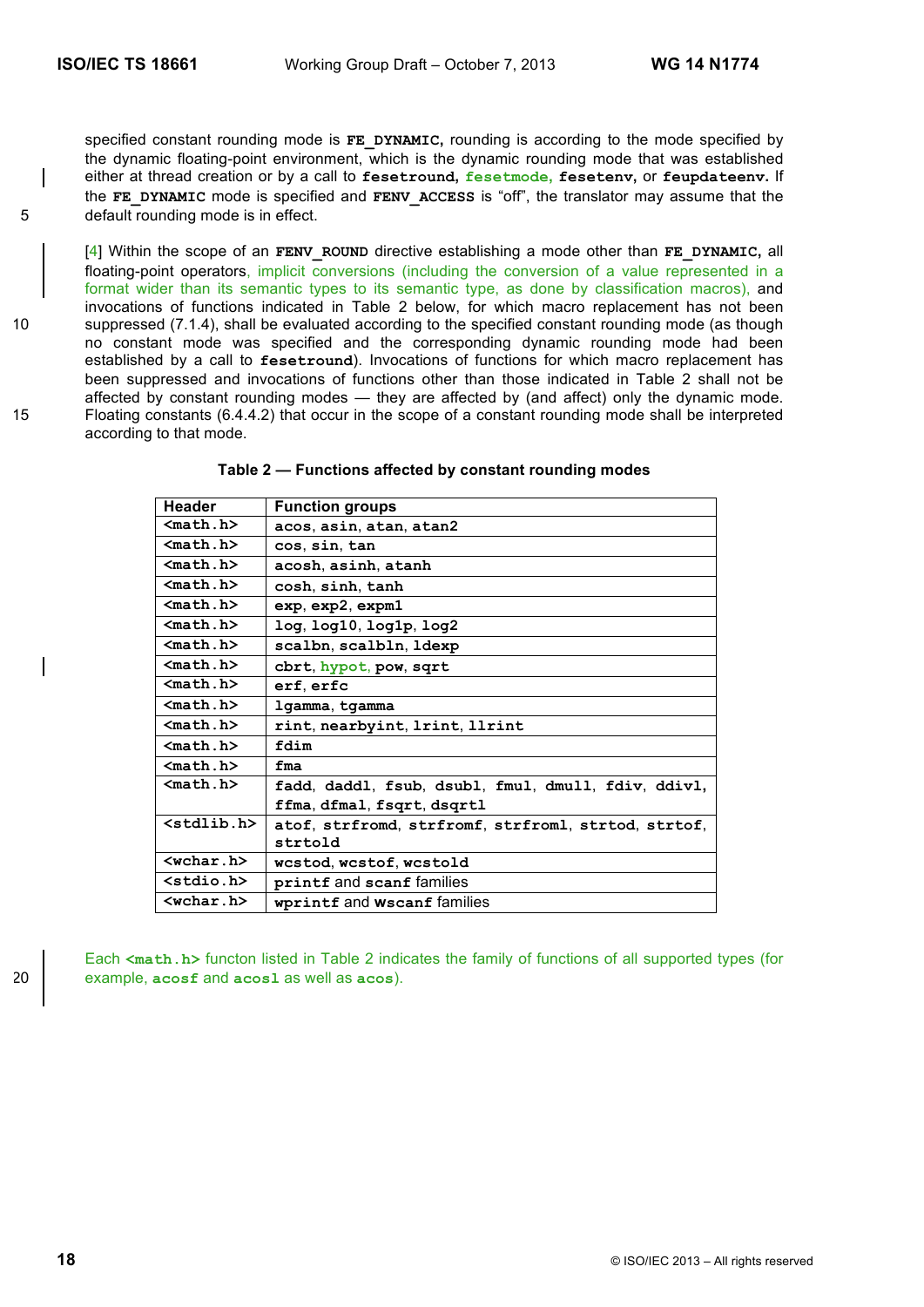specified constant rounding mode is **FE_DYNAMIC**, rounding is according to the mode specified by the dynamic floating-point environment, which is the dynamic rounding mode that was established either at thread creation or by a call to **fesetround**, **fesetmode**, **fesetenv**, or **feupdateenv**. If the **FE_DYNAMIC** mode is specified and **FENV_ACCESS** is "off", the translator may assume that the default rounding mode is in effect.

[4] Within the scope of an **FENV_ROUND** directive establishing a mode other than **FE_DYNAMIC**, all floating-point operators, implicit conversions (including the conversion of a value represented in a format wider than its semantic types to its semantic type, as done by classification macros), and invocations of functions indicated in Table 2 below, for which macro replacement has not been suppressed (7.1.4), shall be evaluated according to the specified constant rounding mode (as though no constant mode was specified and the corresponding dynamic rounding mode had been established by a call to **fesetround**). Invocations of functions for which macro replacement has been suppressed and invocations of functions other than those indicated in Table 2 shall not be affected by constant rounding modes — they are affected by (and affect) only the dynamic mode. Floating constants (6.4.4.2) that occur in the scope of a constant rounding mode shall be interpreted according to that mode.

**Table 2 — Functions affected by constant rounding modes**

| Header | Function groups |
|---|---|
| **<math.h>** | **acos**, **asin**, **atan**, **atan2** |
| **<math.h>** | **cos**, **sin**, **tan** |
| **<math.h>** | **acosh**, **asinh**, **atanh** |
| **<math.h>** | **cosh**, **sinh**, **tanh** |
| **<math.h>** | **exp**, **exp2**, **expm1** |
| **<math.h>** | **log**, **log10**, **log1p**, **log2** |
| **<math.h>** | **scalbn**, **scalbln**, **ldexp** |
| **<math.h>** | **cbrt**, **hypot**, **pow**, **sqrt** |
| **<math.h>** | **erf**, **erfc** |
| **<math.h>** | **lgamma**, **tgamma** |
| **<math.h>** | **rint**, **nearbyint**, **lrint**, **llrint** |
| **<math.h>** | **fdim** |
| **<math.h>** | **fma** |
| **<math.h>** | **fadd**, **daddl**, **fsub**, **dsubl**, **fmul**, **dmull**, **fdiv**, **ddivl**, **ffma**, **dfmal**, **fsqrt**, **dsqrtl** |
| **<stdlib.h>** | **atof**, **strfromd**, **strfromf**, **strfroml**, **strtod**, **strtof**, **strtold** |
| **<wchar.h>** | **wcstod**, **wcstof**, **wcstold** |
| **<stdio.h>** | **printf** and **scanf** families |
| **<wchar.h>** | **wprintf** and **wscanf** families |

Each **<math.h>** functon listed in Table 2 indicates the family of functions of all supported types (for example, **acosf** and **acosl** as well as **acos**).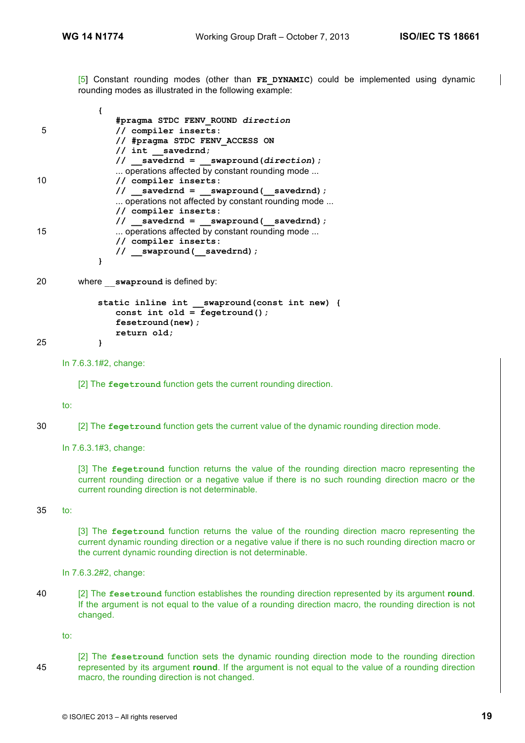[5] Constant rounding modes (other than **FE_DYNAMIC**) could be implemented using dynamic rounding modes as illustrated in the following example:

```
{
    #pragma STDC FENV_ROUND direction
    // compiler inserts:
    // #pragma STDC FENV_ACCESS ON
    // int __savedrnd;
    // __savedrnd = __swapround(direction);
    ... operations affected by constant rounding mode ...
    // compiler inserts:
    // __savedrnd = __swapround(__savedrnd);
    ... operations not affected by constant rounding mode ...
    // compiler inserts:
    // __savedrnd = __swapround(__savedrnd);
    ... operations affected by constant rounding mode ...
    // compiler inserts:
    // __swapround(__savedrnd);
}
```

where **__swapround** is defined by:

```
static inline int __swapround(const int new) {
    const int old = fegetround();
    fesetround(new);
    return old;
}
```

In 7.6.3.1#2, change:

> [2] The **fegetround** function gets the current rounding direction.

to:

> [2] The **fegetround** function gets the current value of the dynamic rounding direction mode.

In 7.6.3.1#3, change:

> [3] The **fegetround** function returns the value of the rounding direction macro representing the current rounding direction or a negative value if there is no such rounding direction macro or the current rounding direction is not determinable.

to:

> [3] The **fegetround** function returns the value of the rounding direction macro representing the current dynamic rounding direction or a negative value if there is no such rounding direction macro or the current dynamic rounding direction is not determinable.

In 7.6.3.2#2, change:

> [2] The **fesetround** function establishes the rounding direction represented by its argument **round**. If the argument is not equal to the value of a rounding direction macro, the rounding direction is not changed.

to:

> [2] The **fesetround** function sets the dynamic rounding direction mode to the rounding direction represented by its argument **round**. If the argument is not equal to the value of a rounding direction macro, the rounding direction is not changed.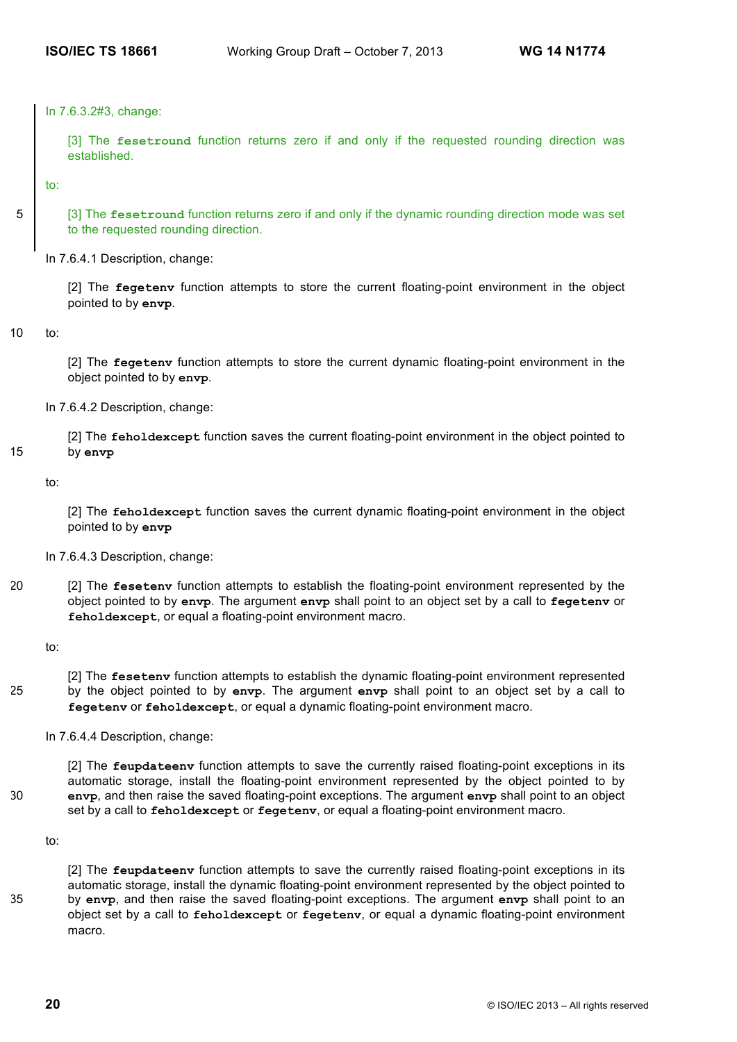In 7.6.3.2#3, change:

> [3] The **fesetround** function returns zero if and only if the requested rounding direction was established.

to:

> [3] The **fesetround** function returns zero if and only if the dynamic rounding direction mode was set to the requested rounding direction.

In 7.6.4.1 Description, change:

> [2] The **fegetenv** function attempts to store the current floating-point environment in the object pointed to by **envp**.

to:

> [2] The **fegetenv** function attempts to store the current dynamic floating-point environment in the object pointed to by **envp**.

In 7.6.4.2 Description, change:

> [2] The **feholdexcept** function saves the current floating-point environment in the object pointed to by **envp**

to:

> [2] The **feholdexcept** function saves the current dynamic floating-point environment in the object pointed to by **envp**

In 7.6.4.3 Description, change:

> [2] The **fesetenv** function attempts to establish the floating-point environment represented by the object pointed to by **envp**. The argument **envp** shall point to an object set by a call to **fegetenv** or **feholdexcept**, or equal a floating-point environment macro.

to:

> [2] The **fesetenv** function attempts to establish the dynamic floating-point environment represented by the object pointed to by **envp**. The argument **envp** shall point to an object set by a call to **fegetenv** or **feholdexcept**, or equal a dynamic floating-point environment macro.

In 7.6.4.4 Description, change:

> [2] The **feupdateenv** function attempts to save the currently raised floating-point exceptions in its automatic storage, install the floating-point environment represented by the object pointed to by **envp**, and then raise the saved floating-point exceptions. The argument **envp** shall point to an object set by a call to **feholdexcept** or **fegetenv**, or equal a floating-point environment macro.

to:

> [2] The **feupdateenv** function attempts to save the currently raised floating-point exceptions in its automatic storage, install the dynamic floating-point environment represented by the object pointed to by **envp**, and then raise the saved floating-point exceptions. The argument **envp** shall point to an object set by a call to **feholdexcept** or **fegetenv**, or equal a dynamic floating-point environment macro.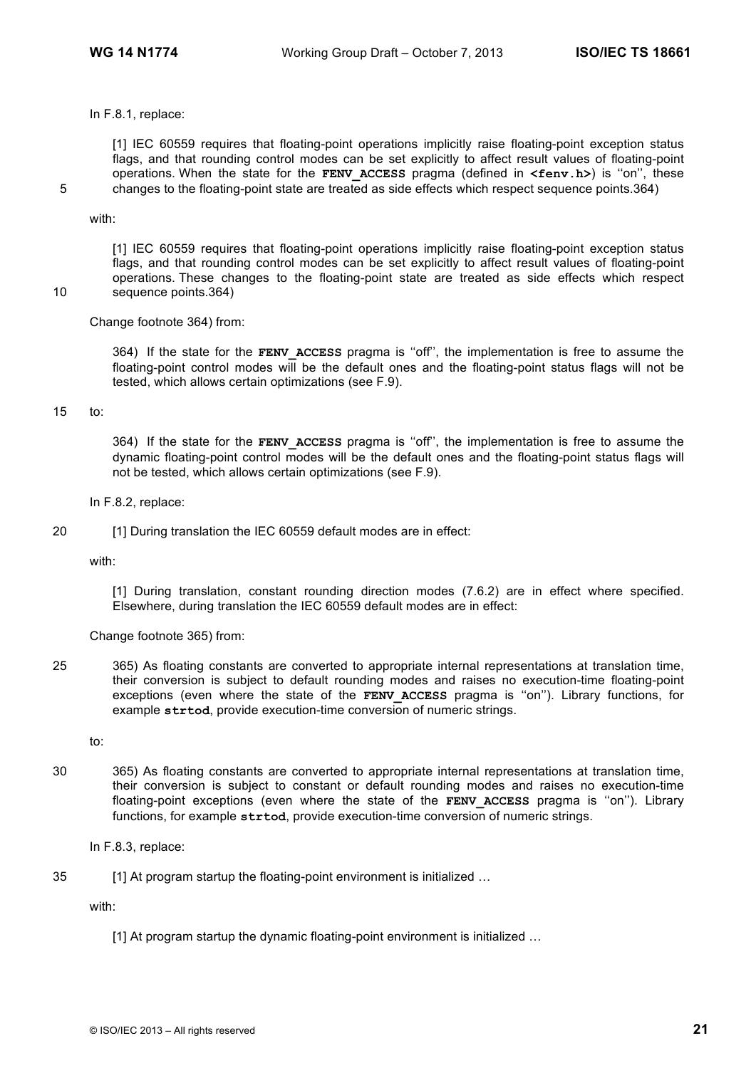In F.8.1, replace:

> [1] IEC 60559 requires that floating-point operations implicitly raise floating-point exception status flags, and that rounding control modes can be set explicitly to affect result values of floating-point operations. When the state for the **FENV_ACCESS** pragma (defined in **<fenv.h>**) is ''on'', these changes to the floating-point state are treated as side effects which respect sequence points.364)

with:

> [1] IEC 60559 requires that floating-point operations implicitly raise floating-point exception status flags, and that rounding control modes can be set explicitly to affect result values of floating-point operations. These changes to the floating-point state are treated as side effects which respect sequence points.364)

Change footnote 364) from:

> 364) If the state for the **FENV_ACCESS** pragma is ''off'', the implementation is free to assume the floating-point control modes will be the default ones and the floating-point status flags will not be tested, which allows certain optimizations (see F.9).

to:

> 364) If the state for the **FENV_ACCESS** pragma is ''off'', the implementation is free to assume the dynamic floating-point control modes will be the default ones and the floating-point status flags will not be tested, which allows certain optimizations (see F.9).

In F.8.2, replace:

> [1] During translation the IEC 60559 default modes are in effect:

with:

> [1] During translation, constant rounding direction modes (7.6.2) are in effect where specified. Elsewhere, during translation the IEC 60559 default modes are in effect:

Change footnote 365) from:

> 365) As floating constants are converted to appropriate internal representations at translation time, their conversion is subject to default rounding modes and raises no execution-time floating-point exceptions (even where the state of the **FENV_ACCESS** pragma is ''on''). Library functions, for example **strtod**, provide execution-time conversion of numeric strings.

to:

> 365) As floating constants are converted to appropriate internal representations at translation time, their conversion is subject to constant or default rounding modes and raises no execution-time floating-point exceptions (even where the state of the **FENV_ACCESS** pragma is ''on''). Library functions, for example **strtod**, provide execution-time conversion of numeric strings.

In F.8.3, replace:

> [1] At program startup the floating-point environment is initialized …

with:

> [1] At program startup the dynamic floating-point environment is initialized …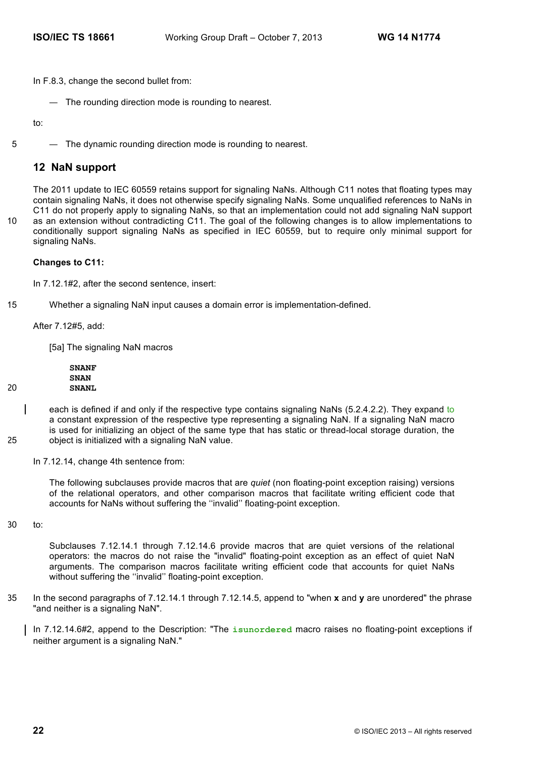In F.8.3, change the second bullet from:

> — The rounding direction mode is rounding to nearest.

to:

> — The dynamic rounding direction mode is rounding to nearest.

## 12 NaN support

The 2011 update to IEC 60559 retains support for signaling NaNs. Although C11 notes that floating types may contain signaling NaNs, it does not otherwise specify signaling NaNs. Some unqualified references to NaNs in C11 do not properly apply to signaling NaNs, so that an implementation could not add signaling NaN support as an extension without contradicting C11. The goal of the following changes is to allow implementations to conditionally support signaling NaNs as specified in IEC 60559, but to require only minimal support for signaling NaNs.

**Changes to C11:**

In 7.12.1#2, after the second sentence, insert:

> Whether a signaling NaN input causes a domain error is implementation-defined.

After 7.12#5, add:

> [5a] The signaling NaN macros
>
> **SNANF**
> **SNAN**
> **SNANL**
>
> each is defined if and only if the respective type contains signaling NaNs (5.2.4.2.2). They expand to a constant expression of the respective type representing a signaling NaN. If a signaling NaN macro is used for initializing an object of the same type that has static or thread-local storage duration, the object is initialized with a signaling NaN value.

In 7.12.14, change 4th sentence from:

> The following subclauses provide macros that are *quiet* (non floating-point exception raising) versions of the relational operators, and other comparison macros that facilitate writing efficient code that accounts for NaNs without suffering the ''invalid'' floating-point exception.

to:

> Subclauses 7.12.14.1 through 7.12.14.6 provide macros that are quiet versions of the relational operators: the macros do not raise the "invalid" floating-point exception as an effect of quiet NaN arguments. The comparison macros facilitate writing efficient code that accounts for quiet NaNs without suffering the ''invalid'' floating-point exception.

In the second paragraphs of 7.12.14.1 through 7.12.14.5, append to "when **x** and **y** are unordered" the phrase "and neither is a signaling NaN".

In 7.12.14.6#2, append to the Description: "The **isunordered** macro raises no floating-point exceptions if neither argument is a signaling NaN."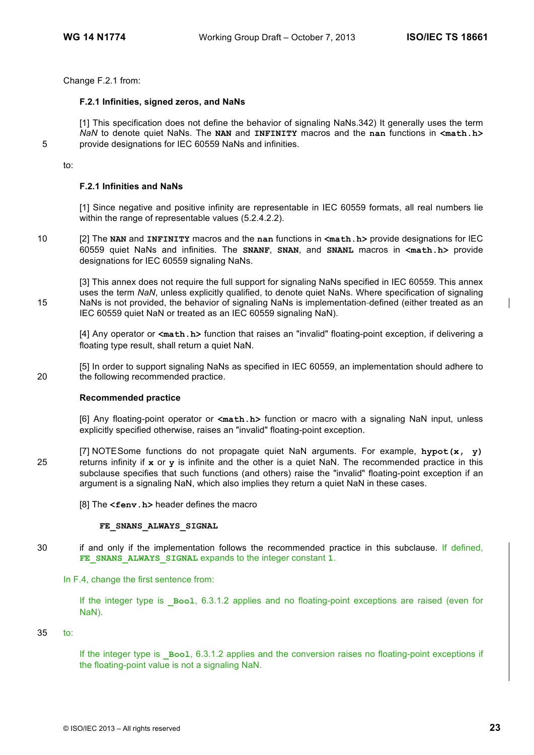Change F.2.1 from:

**F.2.1 Infinities, signed zeros, and NaNs**

[1] This specification does not define the behavior of signaling NaNs.342) It generally uses the term *NaN* to denote quiet NaNs. The **NAN** and **INFINITY** macros and the **nan** functions in **<math.h>** provide designations for IEC 60559 NaNs and infinities.

to:

**F.2.1 Infinities and NaNs**

[1] Since negative and positive infinity are representable in IEC 60559 formats, all real numbers lie within the range of representable values (5.2.4.2.2).

[2] The **NAN** and **INFINITY** macros and the **nan** functions in **<math.h>** provide designations for IEC 60559 quiet NaNs and infinities. The **SNANF**, **SNAN**, and **SNANL** macros in **<math.h>** provide designations for IEC 60559 signaling NaNs.

[3] This annex does not require the full support for signaling NaNs specified in IEC 60559. This annex uses the term *NaN*, unless explicitly qualified, to denote quiet NaNs. Where specification of signaling NaNs is not provided, the behavior of signaling NaNs is implementation-defined (either treated as an IEC 60559 quiet NaN or treated as an IEC 60559 signaling NaN).

[4] Any operator or **<math.h>** function that raises an "invalid" floating-point exception, if delivering a floating type result, shall return a quiet NaN.

[5] In order to support signaling NaNs as specified in IEC 60559, an implementation should adhere to the following recommended practice.

**Recommended practice**

[6] Any floating-point operator or **<math.h>** function or macro with a signaling NaN input, unless explicitly specified otherwise, raises an "invalid" floating-point exception.

[7] NOTE Some functions do not propagate quiet NaN arguments. For example, **hypot(x, y)** returns infinity if **x** or **y** is infinite and the other is a quiet NaN. The recommended practice in this subclause specifies that such functions (and others) raise the "invalid" floating-point exception if an argument is a signaling NaN, which also implies they return a quiet NaN in these cases.

[8] The **<fenv.h>** header defines the macro

```
FE_SNANS_ALWAYS_SIGNAL
```

if and only if the implementation follows the recommended practice in this subclause. If defined, **FE_SNANS_ALWAYS_SIGNAL** expands to the integer constant **1**.

In F.4, change the first sentence from:

If the integer type is **_Bool**, 6.3.1.2 applies and no floating-point exceptions are raised (even for NaN).

to:

If the integer type is **_Bool**, 6.3.1.2 applies and the conversion raises no floating-point exceptions if the floating-point value is not a signaling NaN.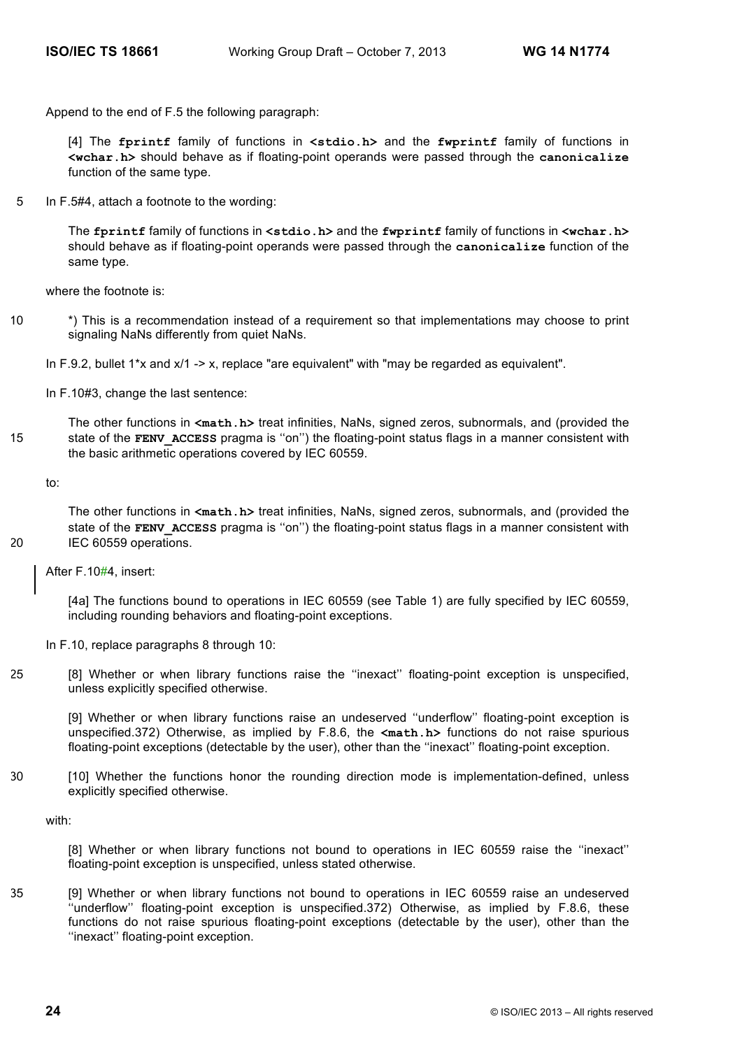Append to the end of F.5 the following paragraph:

> [4] The **fprintf** family of functions in **<stdio.h>** and the **fwprintf** family of functions in **<wchar.h>** should behave as if floating-point operands were passed through the **canonicalize** function of the same type.

In F.5#4, attach a footnote to the wording:

> The **fprintf** family of functions in **<stdio.h>** and the **fwprintf** family of functions in **<wchar.h>** should behave as if floating-point operands were passed through the **canonicalize** function of the same type.

where the footnote is:

> *) This is a recommendation instead of a requirement so that implementations may choose to print signaling NaNs differently from quiet NaNs.

In F.9.2, bullet 1*x and x/1 -> x, replace "are equivalent" with "may be regarded as equivalent".

In F.10#3, change the last sentence:

> The other functions in **<math.h>** treat infinities, NaNs, signed zeros, subnormals, and (provided the state of the **FENV_ACCESS** pragma is ''on'') the floating-point status flags in a manner consistent with the basic arithmetic operations covered by IEC 60559.

to:

> The other functions in **<math.h>** treat infinities, NaNs, signed zeros, subnormals, and (provided the state of the **FENV_ACCESS** pragma is ''on'') the floating-point status flags in a manner consistent with IEC 60559 operations.

After F.10#4, insert:

> [4a] The functions bound to operations in IEC 60559 (see Table 1) are fully specified by IEC 60559, including rounding behaviors and floating-point exceptions.

In F.10, replace paragraphs 8 through 10:

> [8] Whether or when library functions raise the ''inexact'' floating-point exception is unspecified, unless explicitly specified otherwise.
>
> [9] Whether or when library functions raise an undeserved ''underflow'' floating-point exception is unspecified.372) Otherwise, as implied by F.8.6, the **<math.h>** functions do not raise spurious floating-point exceptions (detectable by the user), other than the ''inexact'' floating-point exception.
>
> [10] Whether the functions honor the rounding direction mode is implementation-defined, unless explicitly specified otherwise.

with:

> [8] Whether or when library functions not bound to operations in IEC 60559 raise the ''inexact'' floating-point exception is unspecified, unless stated otherwise.
>
> [9] Whether or when library functions not bound to operations in IEC 60559 raise an undeserved ''underflow'' floating-point exception is unspecified.372) Otherwise, as implied by F.8.6, these functions do not raise spurious floating-point exceptions (detectable by the user), other than the ''inexact'' floating-point exception.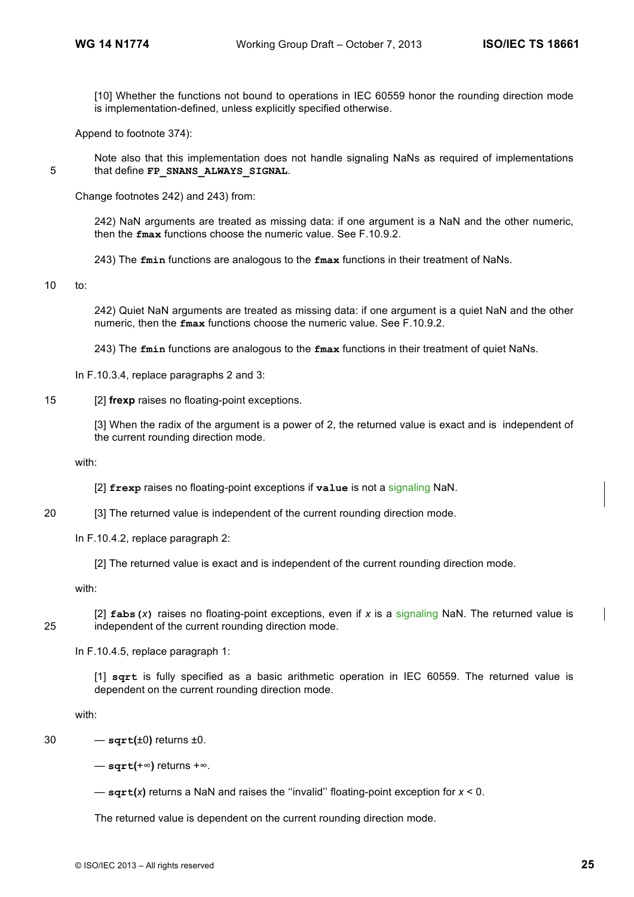[10] Whether the functions not bound to operations in IEC 60559 honor the rounding direction mode is implementation-defined, unless explicitly specified otherwise.

Append to footnote 374):

Note also that this implementation does not handle signaling NaNs as required of implementations that define **`FP_SNANS_ALWAYS_SIGNAL`**.

Change footnotes 242) and 243) from:

242) NaN arguments are treated as missing data: if one argument is a NaN and the other numeric, then the **`fmax`** functions choose the numeric value. See F.10.9.2.

243) The **`fmin`** functions are analogous to the **`fmax`** functions in their treatment of NaNs.

to:

242) Quiet NaN arguments are treated as missing data: if one argument is a quiet NaN and the other numeric, then the **`fmax`** functions choose the numeric value. See F.10.9.2.

243) The **`fmin`** functions are analogous to the **`fmax`** functions in their treatment of quiet NaNs.

In F.10.3.4, replace paragraphs 2 and 3:

[2] **frexp** raises no floating-point exceptions.

[3] When the radix of the argument is a power of 2, the returned value is exact and is independent of the current rounding direction mode.

with:

[2] **`frexp`** raises no floating-point exceptions if **`value`** is not a signaling NaN.

[3] The returned value is independent of the current rounding direction mode.

In F.10.4.2, replace paragraph 2:

[2] The returned value is exact and is independent of the current rounding direction mode.

with:

[2] **`fabs(`***x***`)`** raises no floating-point exceptions, even if *x* is a signaling NaN. The returned value is independent of the current rounding direction mode.

In F.10.4.5, replace paragraph 1:

[1] **`sqrt`** is fully specified as a basic arithmetic operation in IEC 60559. The returned value is dependent on the current rounding direction mode.

with:

— **`sqrt(`**±0**`)`** returns ±0.

— **`sqrt(`**+∞**`)`** returns +∞.

— **`sqrt(`***x***`)`** returns a NaN and raises the ''invalid'' floating-point exception for $x < 0$.

The returned value is dependent on the current rounding direction mode.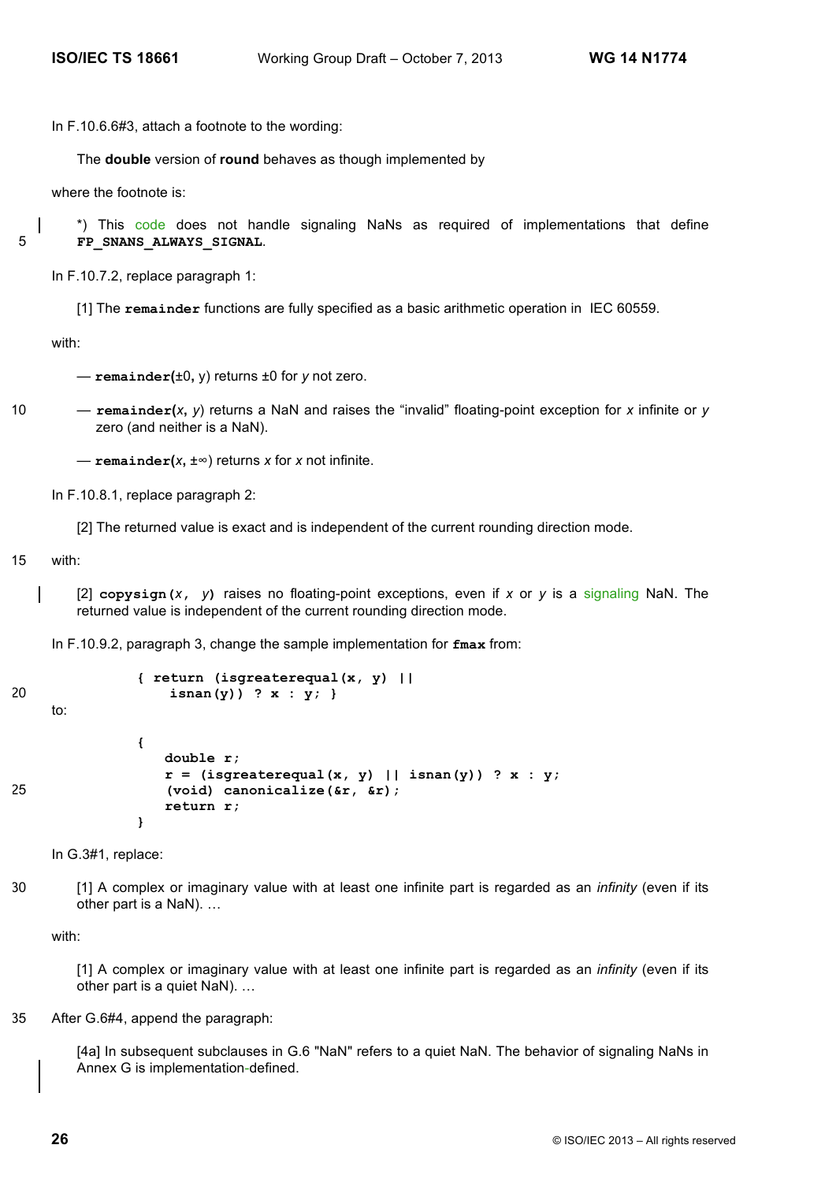In F.10.6.6#3, attach a footnote to the wording:

> The **double** version of **round** behaves as though implemented by

where the footnote is:

> *) This code does not handle signaling NaNs as required of implementations that define **FP_SNANS_ALWAYS_SIGNAL**.

In F.10.7.2, replace paragraph 1:

> [1] The **remainder** functions are fully specified as a basic arithmetic operation in IEC 60559.

with:

> — **remainder(**±0**,** y) returns ±0 for *y* not zero.
>
> — **remainder(***x***,** *y***)** returns a NaN and raises the "invalid" floating-point exception for *x* infinite or *y* zero (and neither is a NaN).
>
> — **remainder(***x***,** ±∞**)** returns *x* for *x* not infinite.

In F.10.8.1, replace paragraph 2:

> [2] The returned value is exact and is independent of the current rounding direction mode.

with:

> [2] **copysign(***x***,** *y***)** raises no floating-point exceptions, even if *x* or *y* is a signaling NaN. The returned value is independent of the current rounding direction mode.

In F.10.9.2, paragraph 3, change the sample implementation for **fmax** from:

```
{ return (isgreaterequal(x, y) ||
    isnan(y)) ? x : y; }
```

to:

```
{
   double r;
   r = (isgreaterequal(x, y) || isnan(y)) ? x : y;
   (void) canonicalize(&r, &r);
   return r;
}
```

In G.3#1, replace:

> [1] A complex or imaginary value with at least one infinite part is regarded as an *infinity* (even if its other part is a NaN). …

with:

> [1] A complex or imaginary value with at least one infinite part is regarded as an *infinity* (even if its other part is a quiet NaN). …

After G.6#4, append the paragraph:

> [4a] In subsequent subclauses in G.6 "NaN" refers to a quiet NaN. The behavior of signaling NaNs in Annex G is implementation-defined.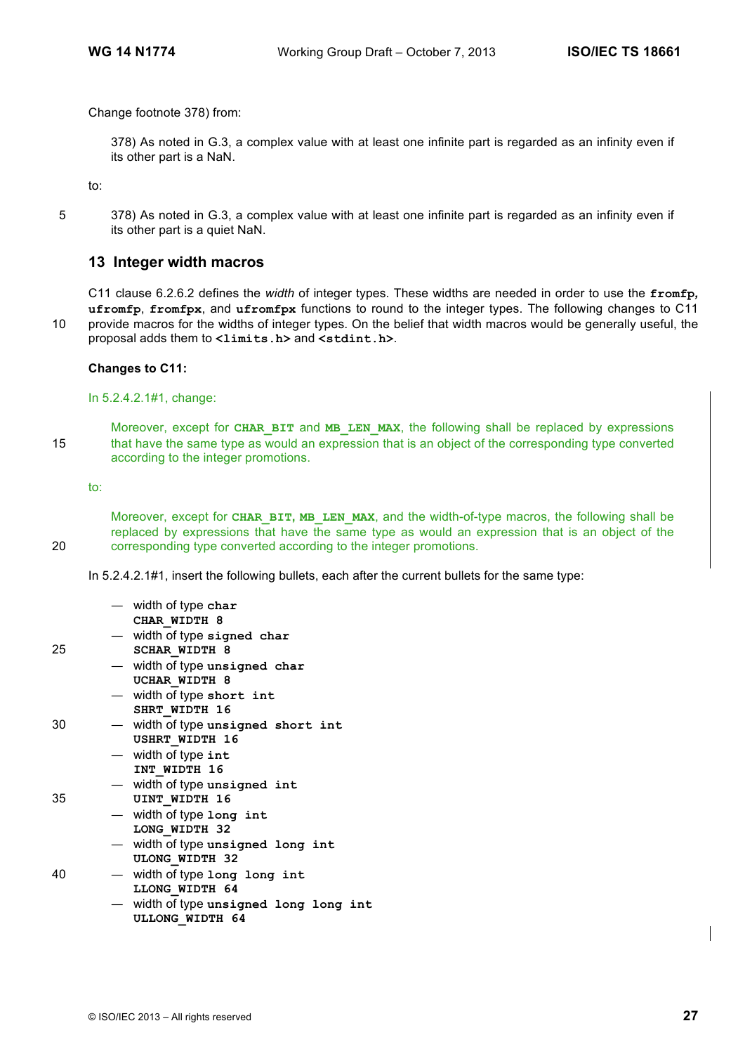Change footnote 378) from:

> 378) As noted in G.3, a complex value with at least one infinite part is regarded as an infinity even if its other part is a NaN.

to:

> 378) As noted in G.3, a complex value with at least one infinite part is regarded as an infinity even if its other part is a quiet NaN.

## 13 Integer width macros

C11 clause 6.2.6.2 defines the *width* of integer types. These widths are needed in order to use the **fromfp**, **ufromfp**, **fromfpx**, and **ufromfpx** functions to round to the integer types. The following changes to C11 provide macros for the widths of integer types. On the belief that width macros would be generally useful, the proposal adds them to **<limits.h>** and **<stdint.h>**.

**Changes to C11:**

In 5.2.4.2.1#1, change:

> Moreover, except for **CHAR_BIT** and **MB_LEN_MAX**, the following shall be replaced by expressions that have the same type as would an expression that is an object of the corresponding type converted according to the integer promotions.

to:

> Moreover, except for **CHAR_BIT**, **MB_LEN_MAX**, and the width-of-type macros, the following shall be replaced by expressions that have the same type as would an expression that is an object of the corresponding type converted according to the integer promotions.

In 5.2.4.2.1#1, insert the following bullets, each after the current bullets for the same type:

- width of type **char**
  **CHAR_WIDTH 8**
- width of type **signed char**
  **SCHAR_WIDTH 8**
- width of type **unsigned char**
  **UCHAR_WIDTH 8**
- width of type **short int**
  **SHRT_WIDTH 16**
- width of type **unsigned short int**
  **USHRT_WIDTH 16**
- width of type **int**
  **INT_WIDTH 16**
- width of type **unsigned int**
  **UINT_WIDTH 16**
- width of type **long int**
  **LONG_WIDTH 32**
- width of type **unsigned long int**
  **ULONG_WIDTH 32**
- width of type **long long int**
  **LLONG_WIDTH 64**
- width of type **unsigned long long int**
  **ULLONG_WIDTH 64**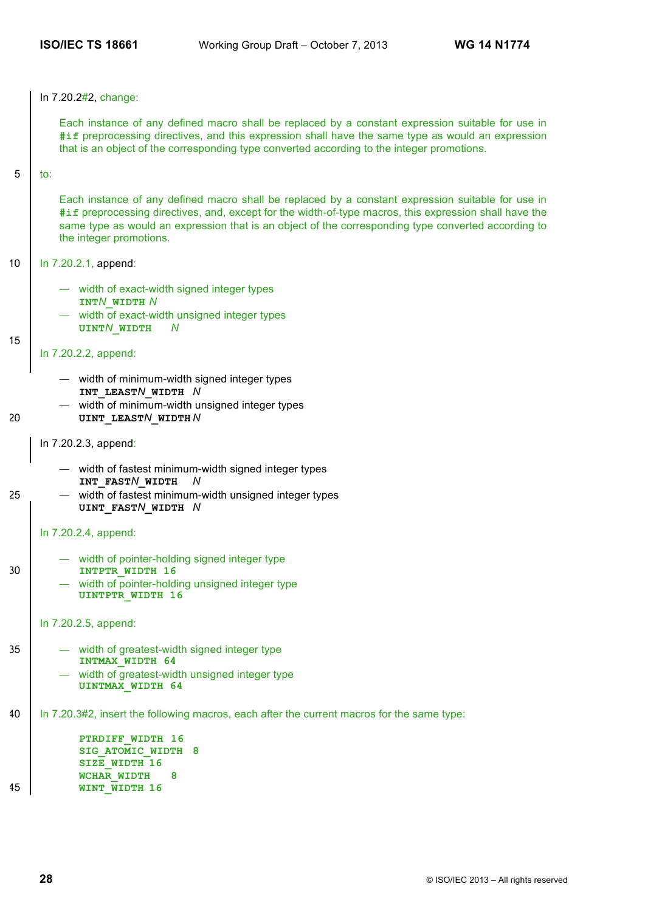In 7.20.2#2, change:

> Each instance of any defined macro shall be replaced by a constant expression suitable for use in **#if** preprocessing directives, and this expression shall have the same type as would an expression that is an object of the corresponding type converted according to the integer promotions.

to:

> Each instance of any defined macro shall be replaced by a constant expression suitable for use in **#if** preprocessing directives, and, except for the width-of-type macros, this expression shall have the same type as would an expression that is an object of the corresponding type converted according to the integer promotions.

In 7.20.2.1, append:

- width of exact-width signed integer types
  **INT*N*_WIDTH** *N*
- width of exact-width unsigned integer types
  **UINT*N*_WIDTH** *N*

In 7.20.2.2, append:

- width of minimum-width signed integer types
  **INT_LEAST*N*_WIDTH** *N*
- width of minimum-width unsigned integer types
  **UINT_LEAST*N*_WIDTH** *N*

In 7.20.2.3, append:

- width of fastest minimum-width signed integer types
  **INT_FAST*N*_WIDTH** *N*
- width of fastest minimum-width unsigned integer types
  **UINT_FAST*N*_WIDTH** *N*

In 7.20.2.4, append:

- width of pointer-holding signed integer type
  **INTPTR_WIDTH 16**
- width of pointer-holding unsigned integer type
  **UINTPTR_WIDTH 16**

In 7.20.2.5, append:

- width of greatest-width signed integer type
  **INTMAX_WIDTH 64**
- width of greatest-width unsigned integer type
  **UINTMAX_WIDTH 64**

In 7.20.3#2, insert the following macros, each after the current macros for the same type:

```
PTRDIFF_WIDTH 16
SIG_ATOMIC_WIDTH  8
SIZE_WIDTH 16
WCHAR_WIDTH    8
WINT_WIDTH 16
```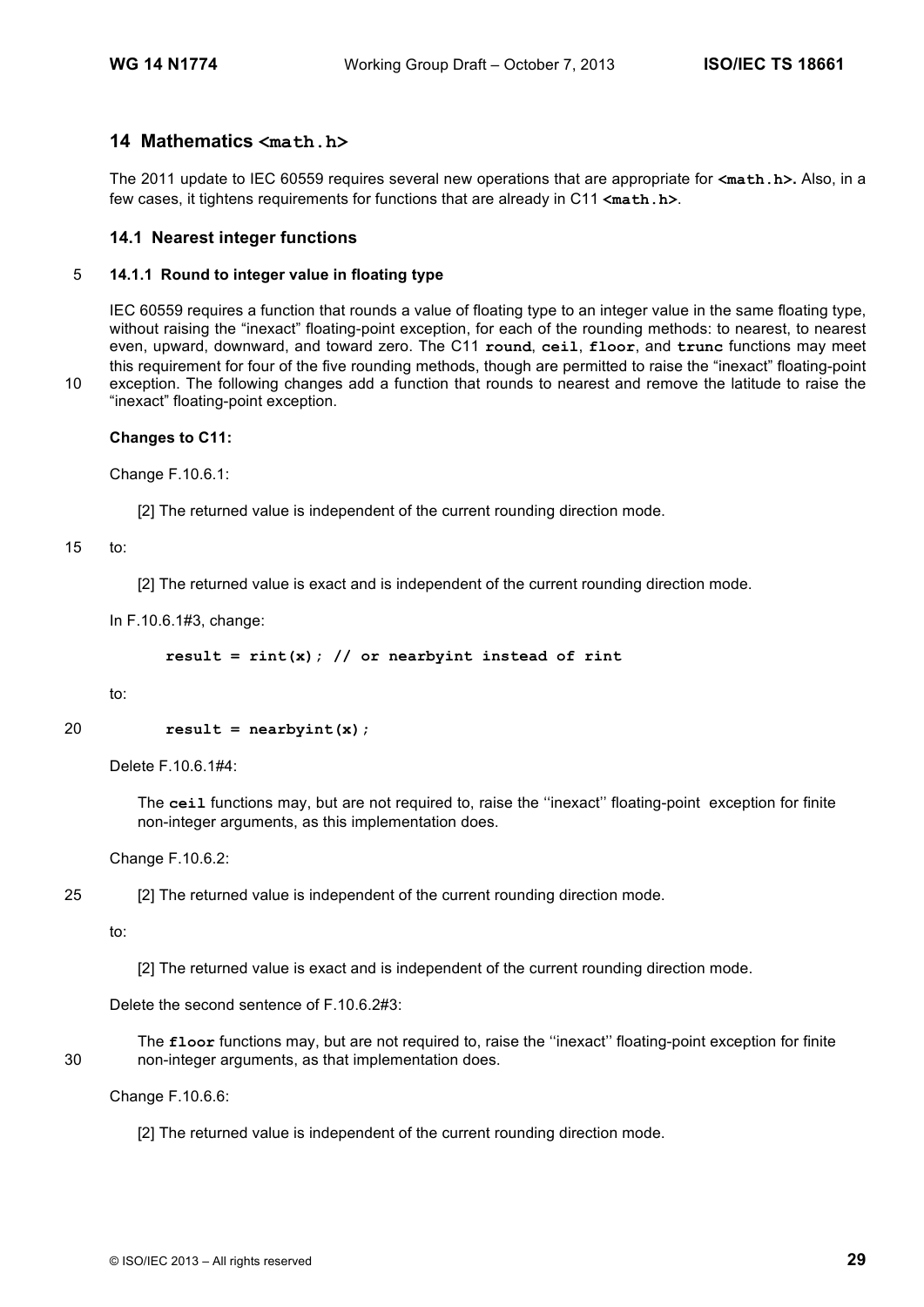## 14 Mathematics `<math.h>`

The 2011 update to IEC 60559 requires several new operations that are appropriate for **`<math.h>`.** Also, in a few cases, it tightens requirements for functions that are already in C11 **`<math.h>`**.

### 14.1 Nearest integer functions

#### 14.1.1 Round to integer value in floating type

IEC 60559 requires a function that rounds a value of floating type to an integer value in the same floating type, without raising the "inexact" floating-point exception, for each of the rounding methods: to nearest, to nearest even, upward, downward, and toward zero. The C11 **`round`**, **`ceil`**, **`floor`**, and **`trunc`** functions may meet this requirement for four of the five rounding methods, though are permitted to raise the "inexact" floating-point exception. The following changes add a function that rounds to nearest and remove the latitude to raise the "inexact" floating-point exception.

**Changes to C11:**

Change F.10.6.1:

> [2] The returned value is independent of the current rounding direction mode.

to:

> [2] The returned value is exact and is independent of the current rounding direction mode.

In F.10.6.1#3, change:

```
result = rint(x); // or nearbyint instead of rint
```

to:

```
result = nearbyint(x);
```

Delete F.10.6.1#4:

> The **`ceil`** functions may, but are not required to, raise the ''inexact'' floating-point exception for finite non-integer arguments, as this implementation does.

Change F.10.6.2:

> [2] The returned value is independent of the current rounding direction mode.

to:

> [2] The returned value is exact and is independent of the current rounding direction mode.

Delete the second sentence of F.10.6.2#3:

> The **`floor`** functions may, but are not required to, raise the ''inexact'' floating-point exception for finite non-integer arguments, as that implementation does.

Change F.10.6.6:

> [2] The returned value is independent of the current rounding direction mode.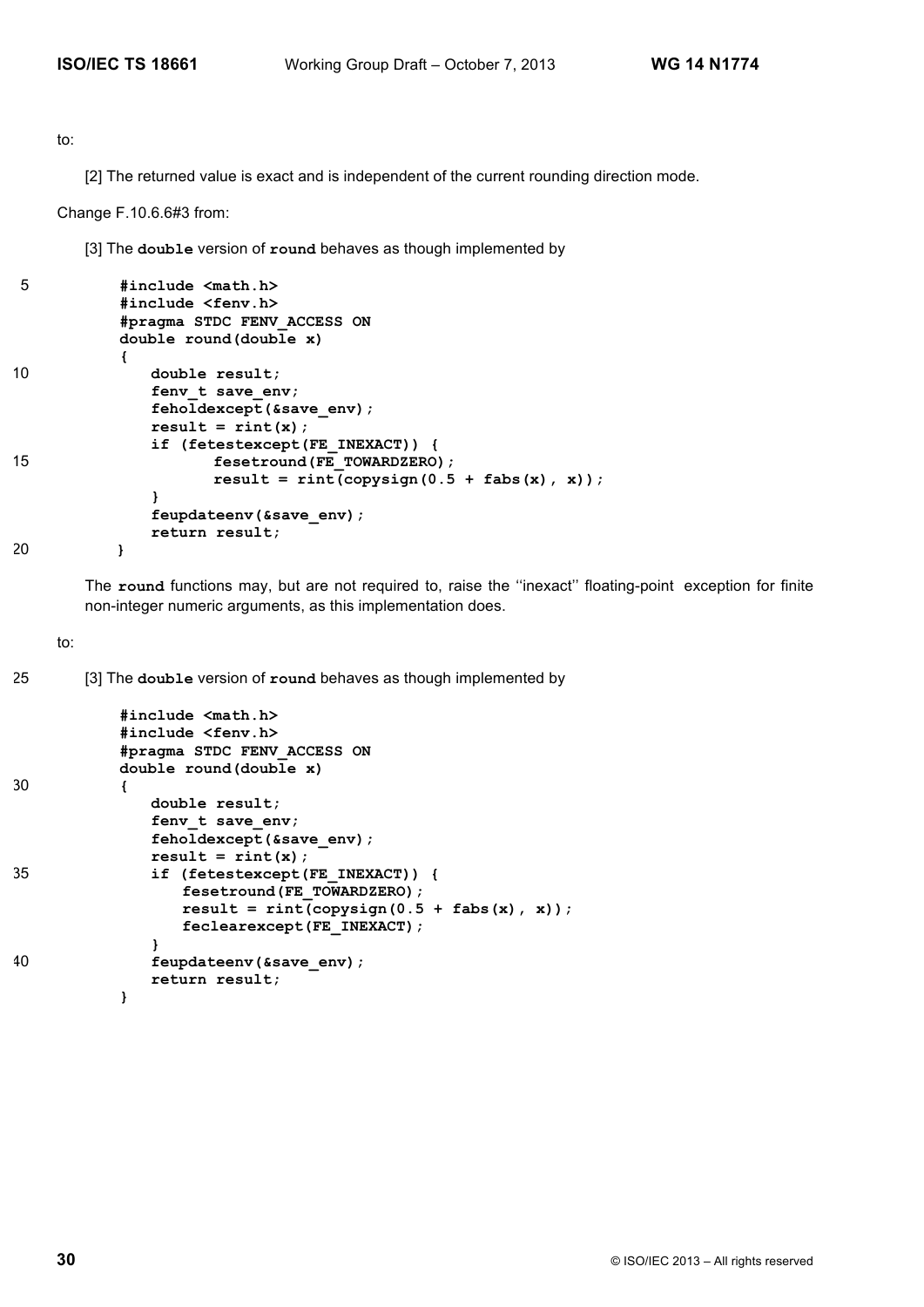to:

[2] The returned value is exact and is independent of the current rounding direction mode.

Change F.10.6.6#3 from:

[3] The **double** version of **round** behaves as though implemented by

```
#include <math.h>
#include <fenv.h>
#pragma STDC FENV_ACCESS ON
double round(double x)
{
    double result;
    fenv_t save_env;
    feholdexcept(&save_env);
    result = rint(x);
    if (fetestexcept(FE_INEXACT)) {
          fesetround(FE_TOWARDZERO);
          result = rint(copysign(0.5 + fabs(x), x));
    }
    feupdateenv(&save_env);
    return result;
}
```

The **round** functions may, but are not required to, raise the ''inexact'' floating-point exception for finite non-integer numeric arguments, as this implementation does.

to:

[3] The **double** version of **round** behaves as though implemented by

```
#include <math.h>
#include <fenv.h>
#pragma STDC FENV_ACCESS ON
double round(double x)
{
    double result;
    fenv_t save_env;
    feholdexcept(&save_env);
    result = rint(x);
    if (fetestexcept(FE_INEXACT)) {
        fesetround(FE_TOWARDZERO);
        result = rint(copysign(0.5 + fabs(x), x));
        feclearexcept(FE_INEXACT);
    }
    feupdateenv(&save_env);
    return result;
}
```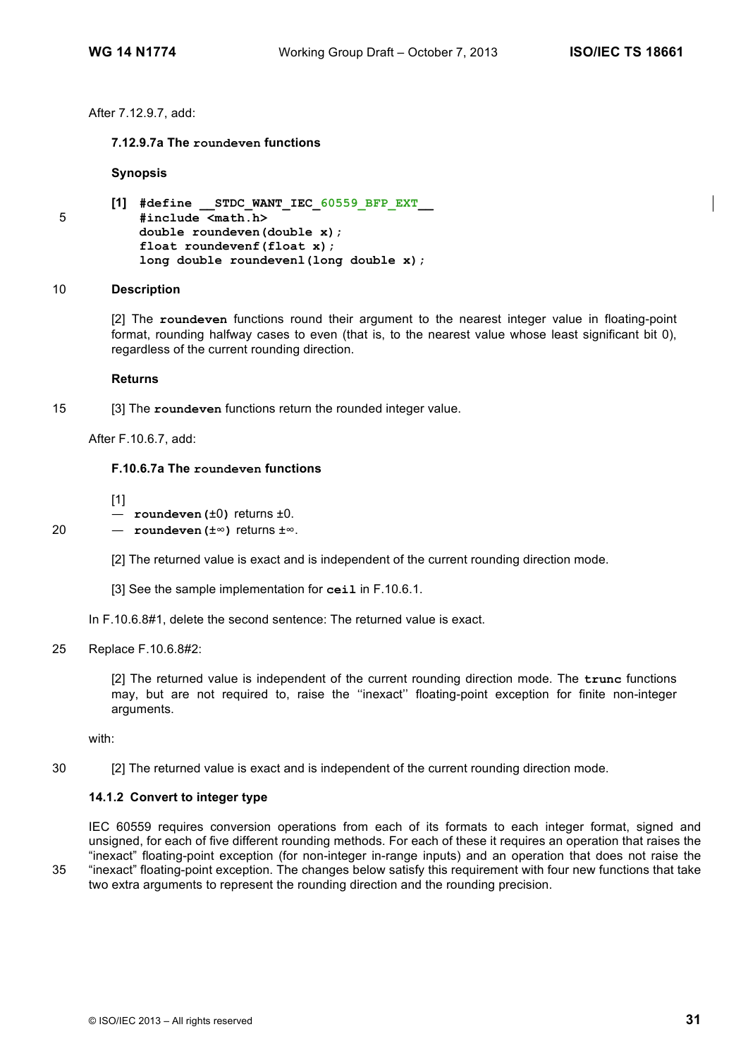After 7.12.9.7, add:

**7.12.9.7a The `roundeven` functions**

**Synopsis**

```
[1] #define __STDC_WANT_IEC_60559_BFP_EXT__
    #include <math.h>
    double roundeven(double x);
    float roundevenf(float x);
    long double roundevenl(long double x);
```

**Description**

[2] The **`roundeven`** functions round their argument to the nearest integer value in floating-point format, rounding halfway cases to even (that is, to the nearest value whose least significant bit 0), regardless of the current rounding direction.

**Returns**

[3] The **`roundeven`** functions return the rounded integer value.

After F.10.6.7, add:

**F.10.6.7a The `roundeven` functions**

[1]

— **`roundeven(±0)`** returns ±0.

— **`roundeven(±∞)`** returns ±∞.

[2] The returned value is exact and is independent of the current rounding direction mode.

[3] See the sample implementation for **`ceil`** in F.10.6.1.

In F.10.6.8#1, delete the second sentence: The returned value is exact.

Replace F.10.6.8#2:

> [2] The returned value is independent of the current rounding direction mode. The **`trunc`** functions may, but are not required to, raise the ''inexact'' floating-point exception for finite non-integer arguments.

with:

> [2] The returned value is exact and is independent of the current rounding direction mode.

### 14.1.2 Convert to integer type

IEC 60559 requires conversion operations from each of its formats to each integer format, signed and unsigned, for each of five different rounding methods. For each of these it requires an operation that raises the "inexact" floating-point exception (for non-integer in-range inputs) and an operation that does not raise the "inexact" floating-point exception. The changes below satisfy this requirement with four new functions that take two extra arguments to represent the rounding direction and the rounding precision.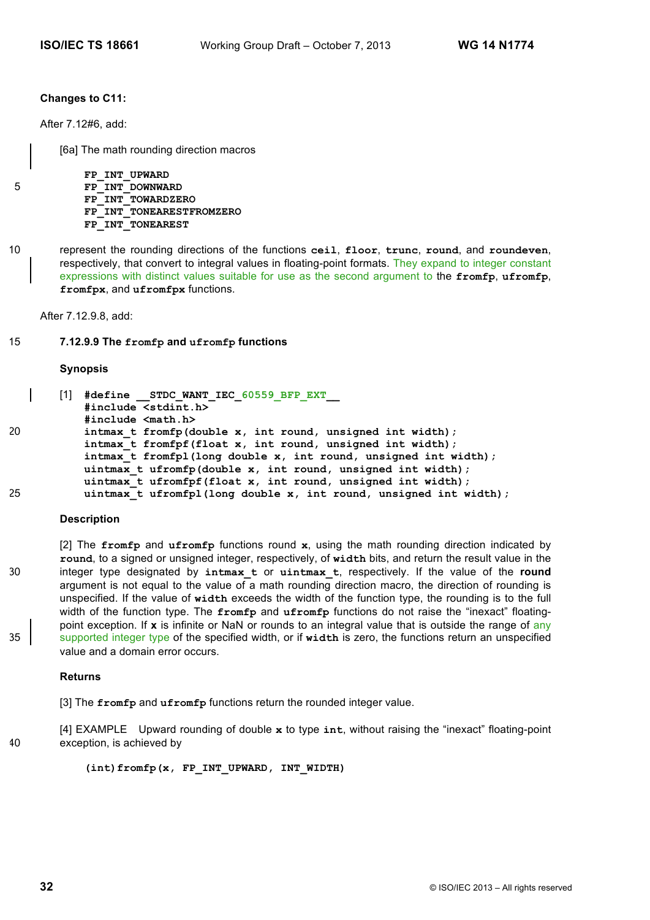**Changes to C11:**

After 7.12#6, add:

[6a] The math rounding direction macros

```
FP_INT_UPWARD
FP_INT_DOWNWARD
FP_INT_TOWARDZERO
FP_INT_TONEARESTFROMZERO
FP_INT_TONEAREST
```

represent the rounding directions of the functions **ceil**, **floor**, **trunc**, **round**, and **roundeven**, respectively, that convert to integral values in floating-point formats. They expand to integer constant expressions with distinct values suitable for use as the second argument to the **fromfp**, **ufromfp**, **fromfpx**, and **ufromfpx** functions.

After 7.12.9.8, add:

### 7.12.9.9 The fromfp and ufromfp functions

**Synopsis**

[1]
```
#define __STDC_WANT_IEC_60559_BFP_EXT__
#include <stdint.h>
#include <math.h>
intmax_t fromfp(double x, int round, unsigned int width);
intmax_t fromfpf(float x, int round, unsigned int width);
intmax_t fromfpl(long double x, int round, unsigned int width);
uintmax_t ufromfp(double x, int round, unsigned int width);
uintmax_t ufromfpf(float x, int round, unsigned int width);
uintmax_t ufromfpl(long double x, int round, unsigned int width);
```

**Description**

[2] The **fromfp** and **ufromfp** functions round **x**, using the math rounding direction indicated by **round**, to a signed or unsigned integer, respectively, of **width** bits, and return the result value in the integer type designated by **intmax_t** or **uintmax_t**, respectively. If the value of the **round** argument is not equal to the value of a math rounding direction macro, the direction of rounding is unspecified. If the value of **width** exceeds the width of the function type, the rounding is to the full width of the function type. The **fromfp** and **ufromfp** functions do not raise the "inexact" floating-point exception. If **x** is infinite or NaN or rounds to an integral value that is outside the range of any supported integer type of the specified width, or if **width** is zero, the functions return an unspecified value and a domain error occurs.

**Returns**

[3] The **fromfp** and **ufromfp** functions return the rounded integer value.

[4] EXAMPLE Upward rounding of double **x** to type **int**, without raising the "inexact" floating-point exception, is achieved by

```
(int)fromfp(x, FP_INT_UPWARD, INT_WIDTH)
```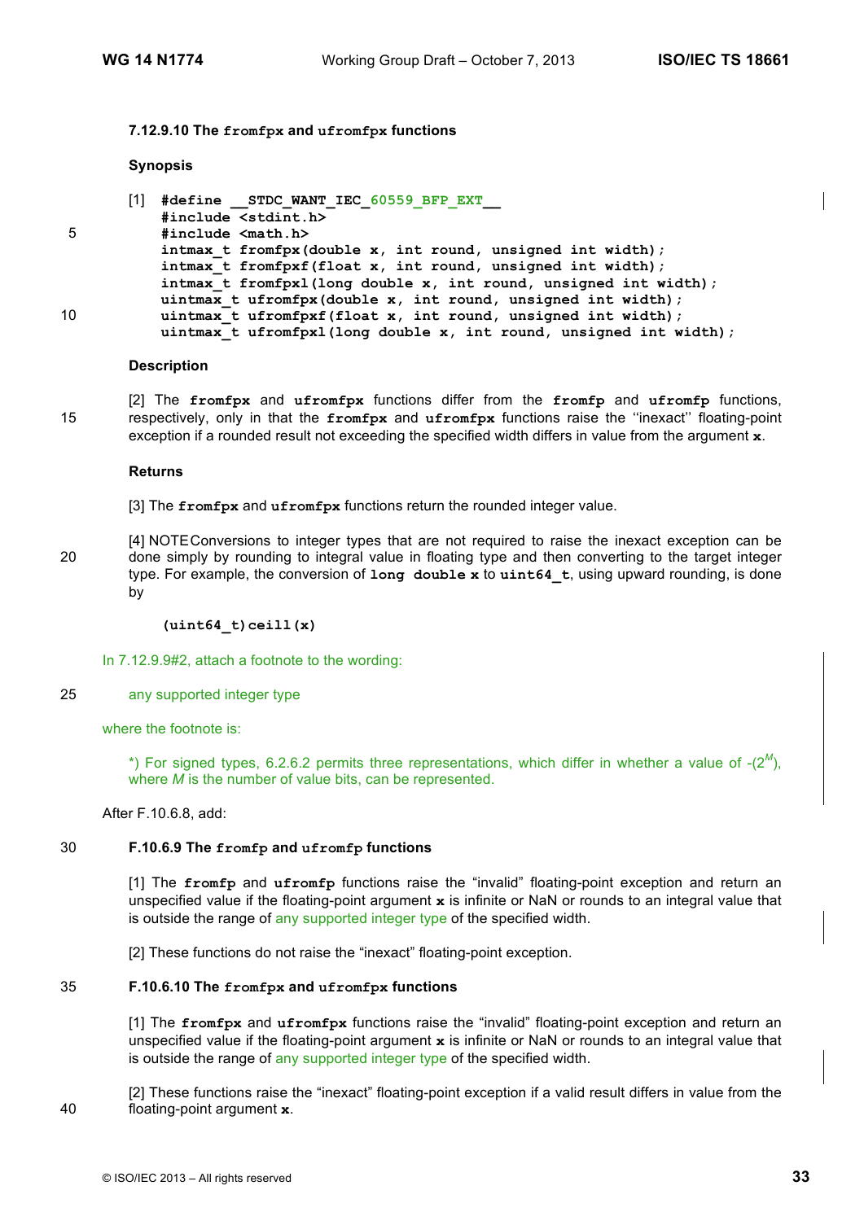#### 7.12.9.10 The `fromfpx` and `ufromfpx` functions

**Synopsis**

[1]
```
#define __STDC_WANT_IEC_60559_BFP_EXT__
#include <stdint.h>
#include <math.h>
intmax_t fromfpx(double x, int round, unsigned int width);
intmax_t fromfpxf(float x, int round, unsigned int width);
intmax_t fromfpxl(long double x, int round, unsigned int width);
uintmax_t ufromfpx(double x, int round, unsigned int width);
uintmax_t ufromfpxf(float x, int round, unsigned int width);
uintmax_t ufromfpxl(long double x, int round, unsigned int width);
```

**Description**

[2] The **`fromfpx`** and **`ufromfpx`** functions differ from the **`fromfp`** and **`ufromfp`** functions, respectively, only in that the **`fromfpx`** and **`ufromfpx`** functions raise the ''inexact'' floating-point exception if a rounded result not exceeding the specified width differs in value from the argument **`x`**.

**Returns**

[3] The **`fromfpx`** and **`ufromfpx`** functions return the rounded integer value.

[4] NOTE Conversions to integer types that are not required to raise the inexact exception can be done simply by rounding to integral value in floating type and then converting to the target integer type. For example, the conversion of **`long double x`** to **`uint64_t`**, using upward rounding, is done by

```
(uint64_t)ceill(x)
```

In 7.12.9.9#2, attach a footnote to the wording:

any supported integer type

where the footnote is:

*) For signed types, 6.2.6.2 permits three representations, which differ in whether a value of $-(2^M)$, where $M$ is the number of value bits, can be represented.

After F.10.6.8, add:

#### F.10.6.9 The `fromfp` and `ufromfp` functions

[1] The **`fromfp`** and **`ufromfp`** functions raise the "invalid" floating-point exception and return an unspecified value if the floating-point argument **`x`** is infinite or NaN or rounds to an integral value that is outside the range of any supported integer type of the specified width.

[2] These functions do not raise the "inexact" floating-point exception.

#### F.10.6.10 The `fromfpx` and `ufromfpx` functions

[1] The **`fromfpx`** and **`ufromfpx`** functions raise the "invalid" floating-point exception and return an unspecified value if the floating-point argument **`x`** is infinite or NaN or rounds to an integral value that is outside the range of any supported integer type of the specified width.

[2] These functions raise the "inexact" floating-point exception if a valid result differs in value from the floating-point argument **`x`**.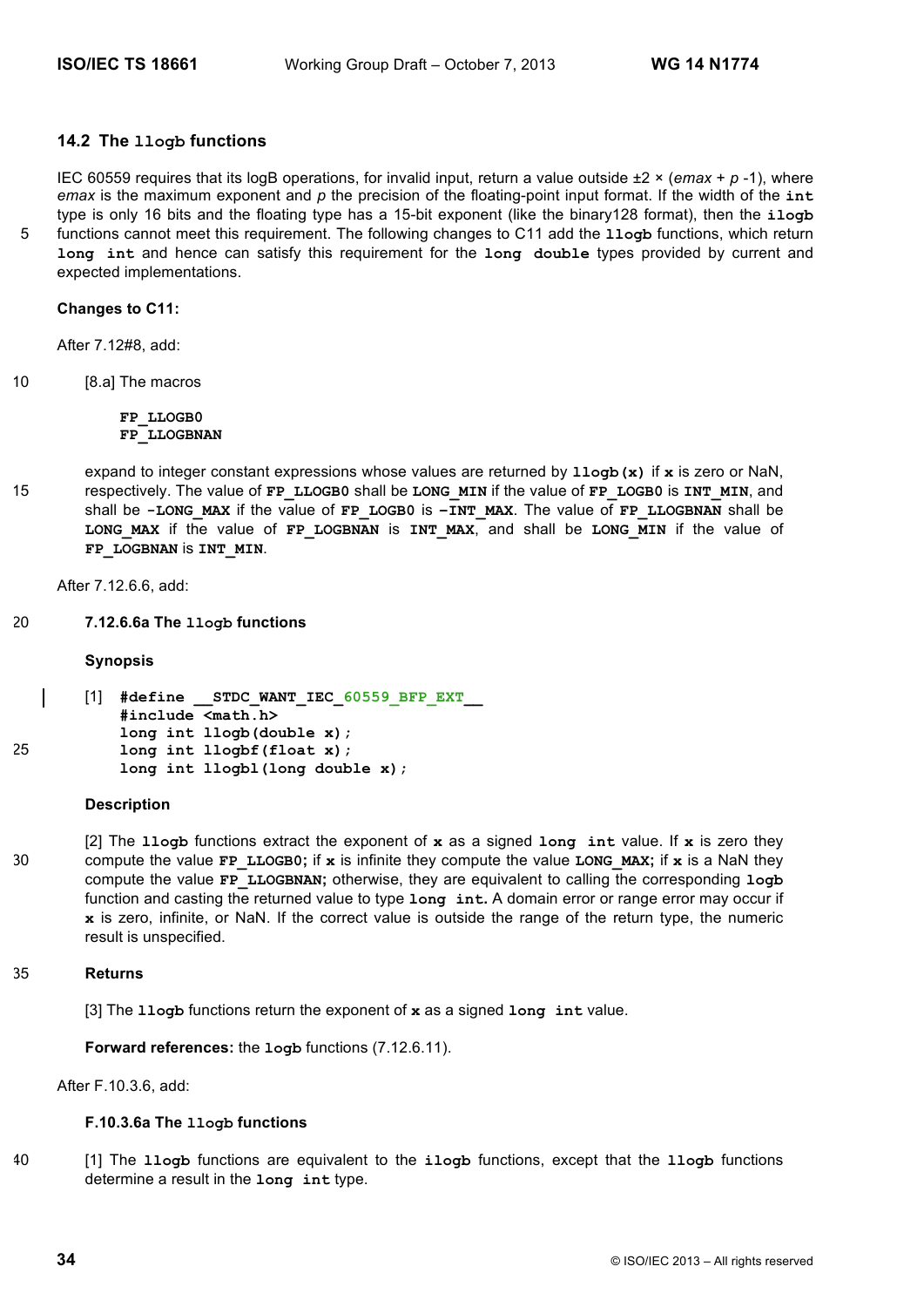## 14.2 The `llogb` functions

IEC 60559 requires that its logB operations, for invalid input, return a value outside ±2 × (*emax* + *p* -1), where *emax* is the maximum exponent and *p* the precision of the floating-point input format. If the width of the **int** type is only 16 bits and the floating type has a 15-bit exponent (like the binary128 format), then the **ilogb** functions cannot meet this requirement. The following changes to C11 add the **llogb** functions, which return **long int** and hence can satisfy this requirement for the **long double** types provided by current and expected implementations.

**Changes to C11:**

After 7.12#8, add:

[8.a] The macros

**FP_LLOGB0**
**FP_LLOGBNAN**

expand to integer constant expressions whose values are returned by **llogb(x)** if **x** is zero or NaN, respectively. The value of **FP_LLOGB0** shall be **LONG_MIN** if the value of **FP_LOGB0** is **INT_MIN**, and shall be **-LONG_MAX** if the value of **FP_LOGB0** is **-INT_MAX**. The value of **FP_LLOGBNAN** shall be **LONG_MAX** if the value of **FP_LOGBNAN** is **INT_MAX**, and shall be **LONG_MIN** if the value of **FP_LOGBNAN** is **INT_MIN**.

After 7.12.6.6, add:

### 7.12.6.6a The `llogb` functions

**Synopsis**

[1]
```
#define __STDC_WANT_IEC_60559_BFP_EXT__
#include <math.h>
long int llogb(double x);
long int llogbf(float x);
long int llogbl(long double x);
```

**Description**

[2] The **llogb** functions extract the exponent of **x** as a signed **long int** value. If **x** is zero they compute the value **FP_LLOGB0;** if **x** is infinite they compute the value **LONG_MAX;** if **x** is a NaN they compute the value **FP_LLOGBNAN;** otherwise, they are equivalent to calling the corresponding **logb** function and casting the returned value to type **long int.** A domain error or range error may occur if **x** is zero, infinite, or NaN. If the correct value is outside the range of the return type, the numeric result is unspecified.

**Returns**

[3] The **llogb** functions return the exponent of **x** as a signed **long int** value.

**Forward references:** the **logb** functions (7.12.6.11).

After F.10.3.6, add:

### F.10.3.6a The `llogb` functions

[1] The **llogb** functions are equivalent to the **ilogb** functions, except that the **llogb** functions determine a result in the **long int** type.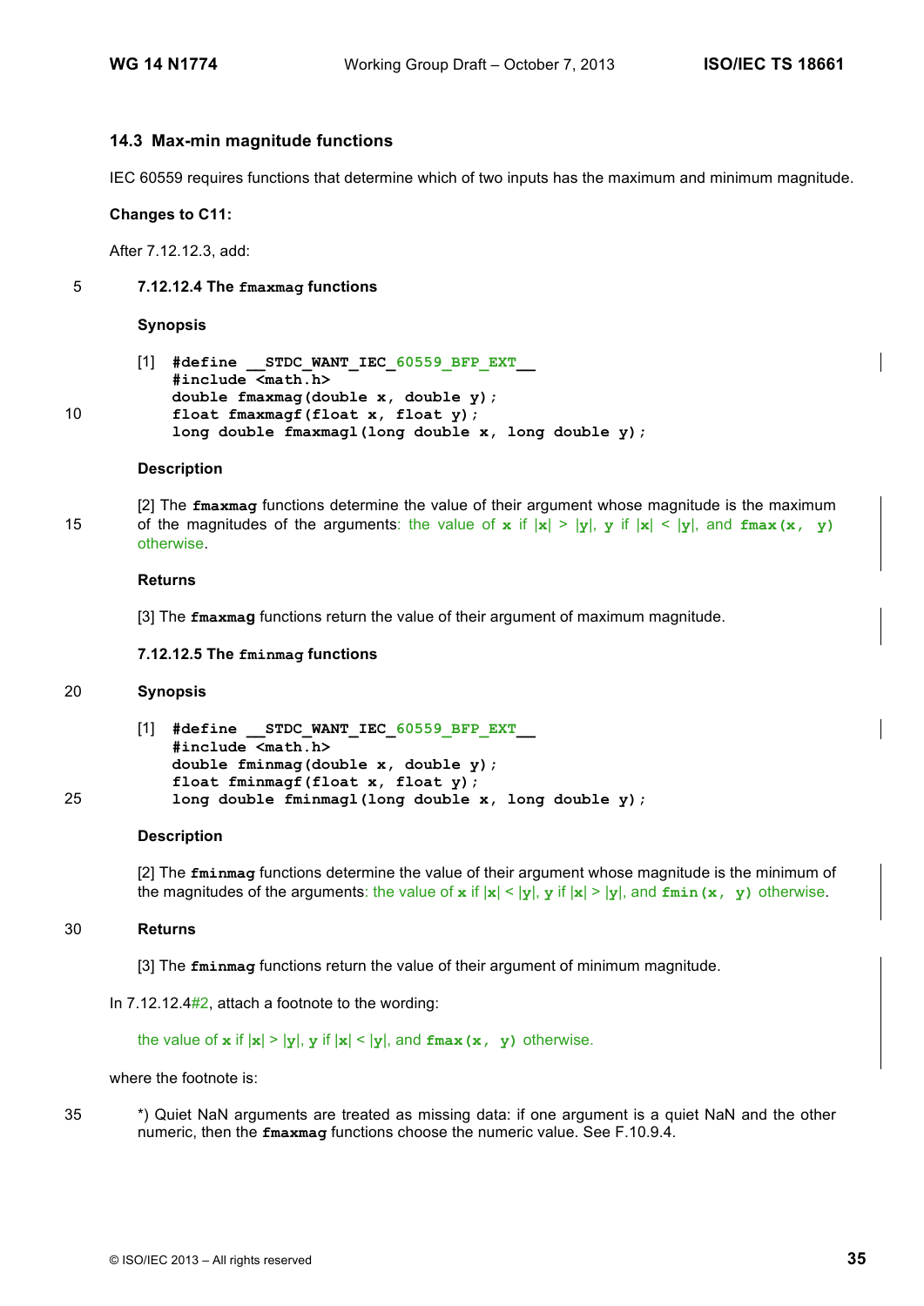### 14.3 Max-min magnitude functions

IEC 60559 requires functions that determine which of two inputs has the maximum and minimum magnitude.

**Changes to C11:**

After 7.12.12.3, add:

#### 7.12.12.4 The `fmaxmag` functions

**Synopsis**

[1]
```
#define __STDC_WANT_IEC_60559_BFP_EXT__
#include <math.h>
double fmaxmag(double x, double y);
float fmaxmagf(float x, float y);
long double fmaxmagl(long double x, long double y);
```

**Description**

[2] The **`fmaxmag`** functions determine the value of their argument whose magnitude is the maximum of the magnitudes of the arguments: the value of **`x`** if |**x**| > |**y**|, **`y`** if |**x**| < |**y**|, and **`fmax(x, y)`** otherwise.

**Returns**

[3] The **`fmaxmag`** functions return the value of their argument of maximum magnitude.

#### 7.12.12.5 The `fminmag` functions

**Synopsis**

[1]
```
#define __STDC_WANT_IEC_60559_BFP_EXT__
#include <math.h>
double fminmag(double x, double y);
float fminmagf(float x, float y);
long double fminmagl(long double x, long double y);
```

**Description**

[2] The **`fminmag`** functions determine the value of their argument whose magnitude is the minimum of the magnitudes of the arguments: the value of **`x`** if |**x**| < |**y**|, **`y`** if |**x**| > |**y**|, and **`fmin(x, y)`** otherwise.

**Returns**

[3] The **`fminmag`** functions return the value of their argument of minimum magnitude.

In 7.12.12.4#2, attach a footnote to the wording:

the value of **`x`** if |**x**| > |**y**|, **`y`** if |**x**| < |**y**|, and **`fmax(x, y)`** otherwise.

where the footnote is:

*) Quiet NaN arguments are treated as missing data: if one argument is a quiet NaN and the other numeric, then the **`fmaxmag`** functions choose the numeric value. See F.10.9.4.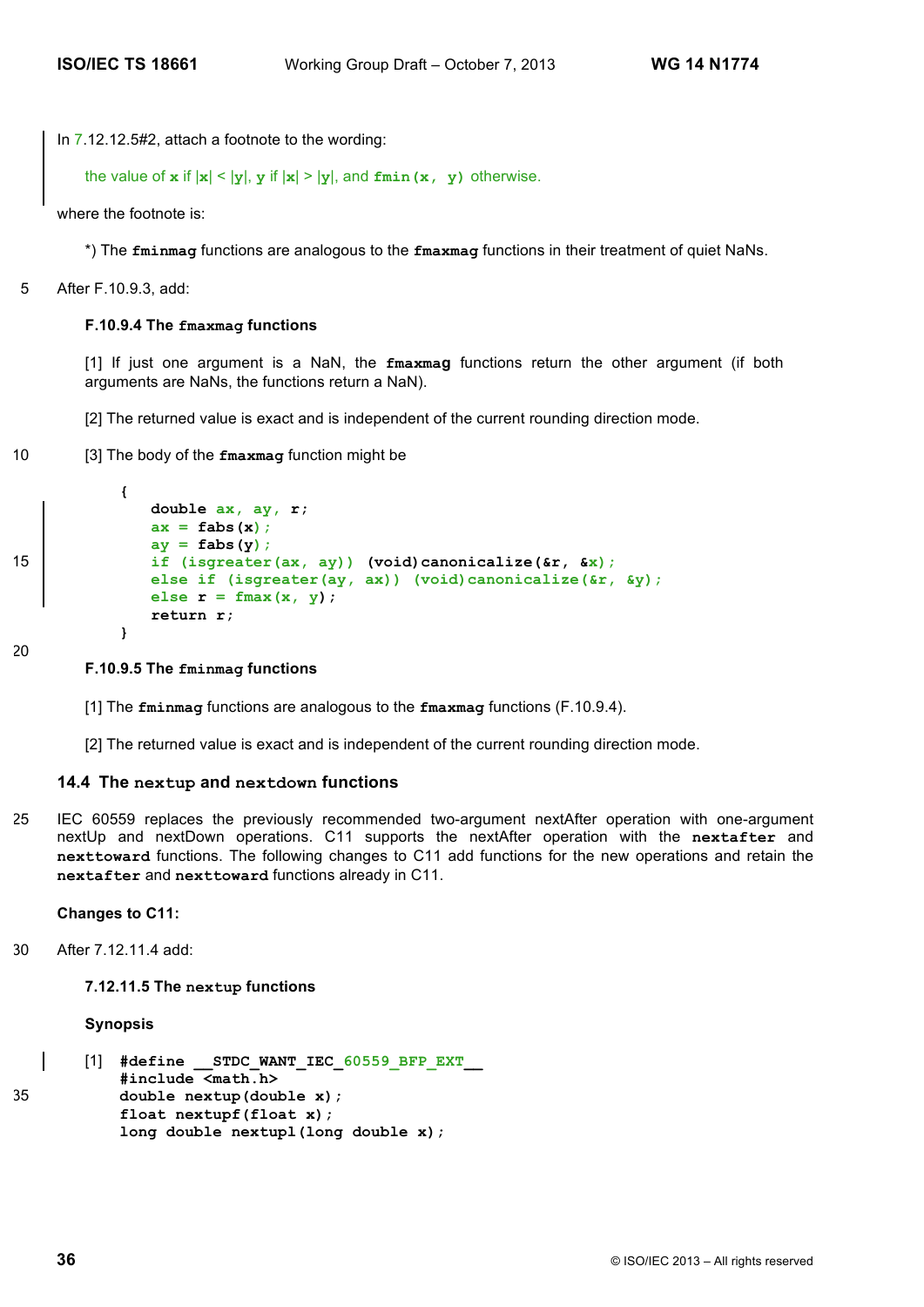In 7.12.12.5#2, attach a footnote to the wording:

the value of **x** if |**x**| < |**y**|, **y** if |**x**| > |**y**|, and **fmin(x, y)** otherwise.

where the footnote is:

*) The **fminmag** functions are analogous to the **fmaxmag** functions in their treatment of quiet NaNs.

After F.10.9.3, add:

**F.10.9.4 The fmaxmag functions**

[1] If just one argument is a NaN, the **fmaxmag** functions return the other argument (if both arguments are NaNs, the functions return a NaN).

[2] The returned value is exact and is independent of the current rounding direction mode.

[3] The body of the **fmaxmag** function might be

```
{
    double ax, ay, r;
    ax = fabs(x);
    ay = fabs(y);
    if (isgreater(ax, ay)) (void)canonicalize(&r, &x);
    else if (isgreater(ay, ax)) (void)canonicalize(&r, &y);
    else r = fmax(x, y);
    return r;
}
```

**F.10.9.5 The fminmag functions**

[1] The **fminmag** functions are analogous to the **fmaxmag** functions (F.10.9.4).

[2] The returned value is exact and is independent of the current rounding direction mode.

## 14.4 The nextup and nextdown functions

IEC 60559 replaces the previously recommended two-argument nextAfter operation with one-argument nextUp and nextDown operations. C11 supports the nextAfter operation with the **nextafter** and **nexttoward** functions. The following changes to C11 add functions for the new operations and retain the **nextafter** and **nexttoward** functions already in C11.

**Changes to C11:**

After 7.12.11.4 add:

**7.12.11.5 The nextup functions**

**Synopsis**

[1]
```
#define __STDC_WANT_IEC_60559_BFP_EXT__
#include <math.h>
double nextup(double x);
float nextupf(float x);
long double nextupl(long double x);
```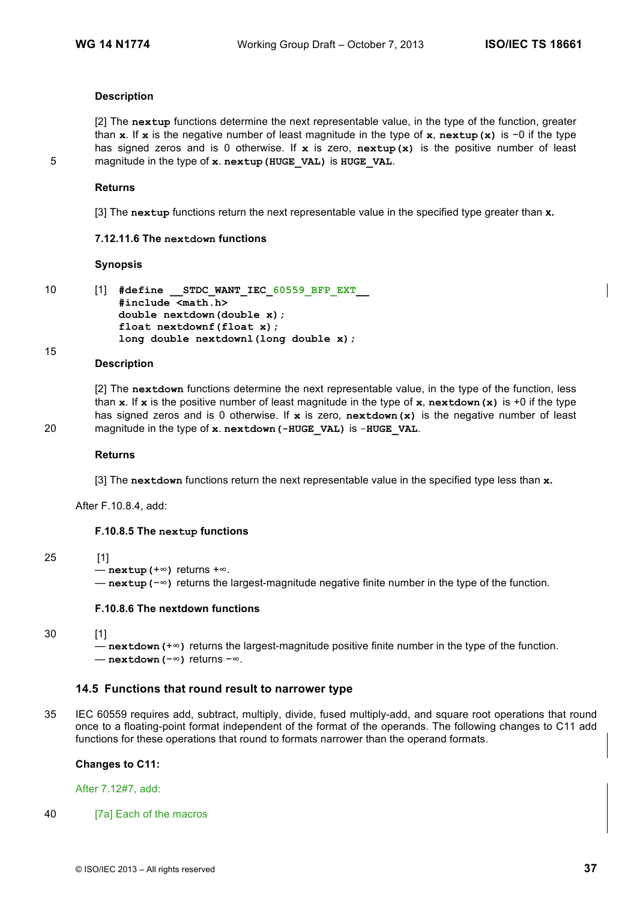**Description**

[2] The **nextup** functions determine the next representable value, in the type of the function, greater than **x**. If **x** is the negative number of least magnitude in the type of **x**, **nextup(x)** is −0 if the type has signed zeros and is 0 otherwise. If **x** is zero, **nextup(x)** is the positive number of least magnitude in the type of **x**. **nextup(HUGE_VAL)** is **HUGE_VAL**.

**Returns**

[3] The **nextup** functions return the next representable value in the specified type greater than **x.**

#### 7.12.11.6 The nextdown functions

**Synopsis**

[1]
```
#define __STDC_WANT_IEC_60559_BFP_EXT__
#include <math.h>
double nextdown(double x);
float nextdownf(float x);
long double nextdownl(long double x);
```

**Description**

[2] The **nextdown** functions determine the next representable value, in the type of the function, less than **x**. If **x** is the positive number of least magnitude in the type of **x**, **nextdown(x)** is +0 if the type has signed zeros and is 0 otherwise. If **x** is zero, **nextdown(x)** is the negative number of least magnitude in the type of **x**. **nextdown(-HUGE_VAL)** is -**HUGE_VAL**.

**Returns**

[3] The **nextdown** functions return the next representable value in the specified type less than **x.**

After F.10.8.4, add:

#### F.10.8.5 The nextup functions

[1]
— **nextup(+∞)** returns +∞.
— **nextup(−∞)** returns the largest-magnitude negative finite number in the type of the function.

#### F.10.8.6 The nextdown functions

[1]
— **nextdown(+∞)** returns the largest-magnitude positive finite number in the type of the function.
— **nextdown(−∞)** returns −∞.

### 14.5 Functions that round result to narrower type

IEC 60559 requires add, subtract, multiply, divide, fused multiply-add, and square root operations that round once to a floating-point format independent of the format of the operands. The following changes to C11 add functions for these operations that round to formats narrower than the operand formats.

**Changes to C11:**

After 7.12#7, add:

[7a] Each of the macros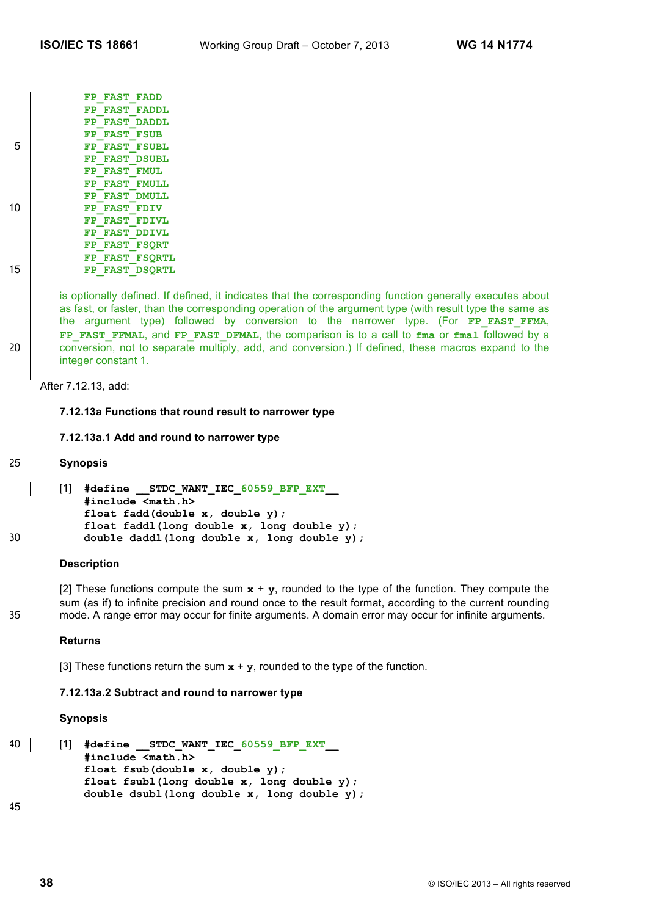```
FP_FAST_FADD
FP_FAST_FADDL
FP_FAST_DADDL
FP_FAST_FSUB
FP_FAST_FSUBL
FP_FAST_DSUBL
FP_FAST_FMUL
FP_FAST_FMULL
FP_FAST_DMULL
FP_FAST_FDIV
FP_FAST_FDIVL
FP_FAST_DDIVL
FP_FAST_FSQRT
FP_FAST_FSQRTL
FP_FAST_DSQRTL
```

is optionally defined. If defined, it indicates that the corresponding function generally executes about as fast, or faster, than the corresponding operation of the argument type (with result type the same as the argument type) followed by conversion to the narrower type. (For **FP_FAST_FFMA**, **FP_FAST_FFMAL**, and **FP_FAST_DFMAL**, the comparison is to a call to **fma** or **fmal** followed by a conversion, not to separate multiply, add, and conversion.) If defined, these macros expand to the integer constant 1.

After 7.12.13, add:

### 7.12.13a Functions that round result to narrower type

#### 7.12.13a.1 Add and round to narrower type

**Synopsis**

[1]
```
#define __STDC_WANT_IEC_60559_BFP_EXT__
#include <math.h>
float fadd(double x, double y);
float faddl(long double x, long double y);
double daddl(long double x, long double y);
```

**Description**

[2] These functions compute the sum **x** + **y**, rounded to the type of the function. They compute the sum (as if) to infinite precision and round once to the result format, according to the current rounding mode. A range error may occur for finite arguments. A domain error may occur for infinite arguments.

**Returns**

[3] These functions return the sum **x** + **y**, rounded to the type of the function.

#### 7.12.13a.2 Subtract and round to narrower type

**Synopsis**

[1]
```
#define __STDC_WANT_IEC_60559_BFP_EXT__
#include <math.h>
float fsub(double x, double y);
float fsubl(long double x, long double y);
double dsubl(long double x, long double y);
```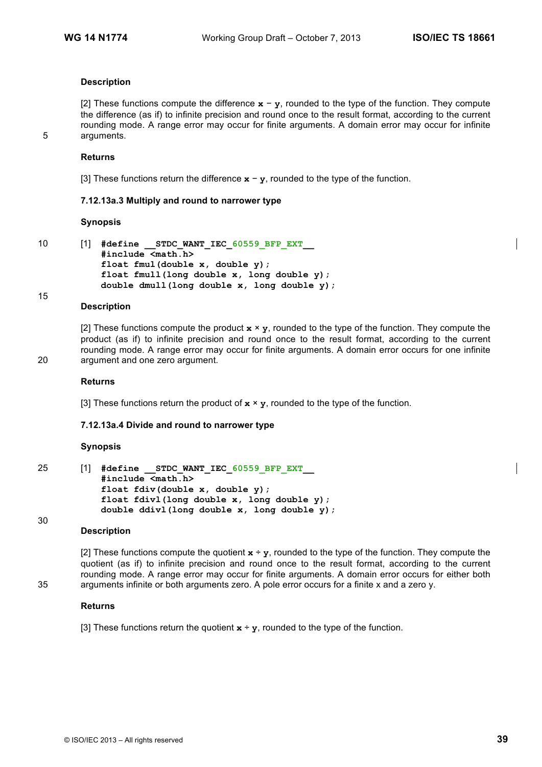**Description**

[2] These functions compute the difference **x** − **y**, rounded to the type of the function. They compute the difference (as if) to infinite precision and round once to the result format, according to the current rounding mode. A range error may occur for finite arguments. A domain error may occur for infinite arguments.

**Returns**

[3] These functions return the difference **x** − **y**, rounded to the type of the function.

#### 7.12.13a.3 Multiply and round to narrower type

**Synopsis**

[1]
```
#define __STDC_WANT_IEC_60559_BFP_EXT__
#include <math.h>
float fmul(double x, double y);
float fmull(long double x, long double y);
double dmull(long double x, long double y);
```

**Description**

[2] These functions compute the product **x** × **y**, rounded to the type of the function. They compute the product (as if) to infinite precision and round once to the result format, according to the current rounding mode. A range error may occur for finite arguments. A domain error occurs for one infinite argument and one zero argument.

**Returns**

[3] These functions return the product of **x** × **y**, rounded to the type of the function.

#### 7.12.13a.4 Divide and round to narrower type

**Synopsis**

[1]
```
#define __STDC_WANT_IEC_60559_BFP_EXT__
#include <math.h>
float fdiv(double x, double y);
float fdivl(long double x, long double y);
double ddivl(long double x, long double y);
```

**Description**

[2] These functions compute the quotient **x** ÷ **y**, rounded to the type of the function. They compute the quotient (as if) to infinite precision and round once to the result format, according to the current rounding mode. A range error may occur for finite arguments. A domain error occurs for either both arguments infinite or both arguments zero. A pole error occurs for a finite x and a zero y.

**Returns**

[3] These functions return the quotient **x** ÷ **y**, rounded to the type of the function.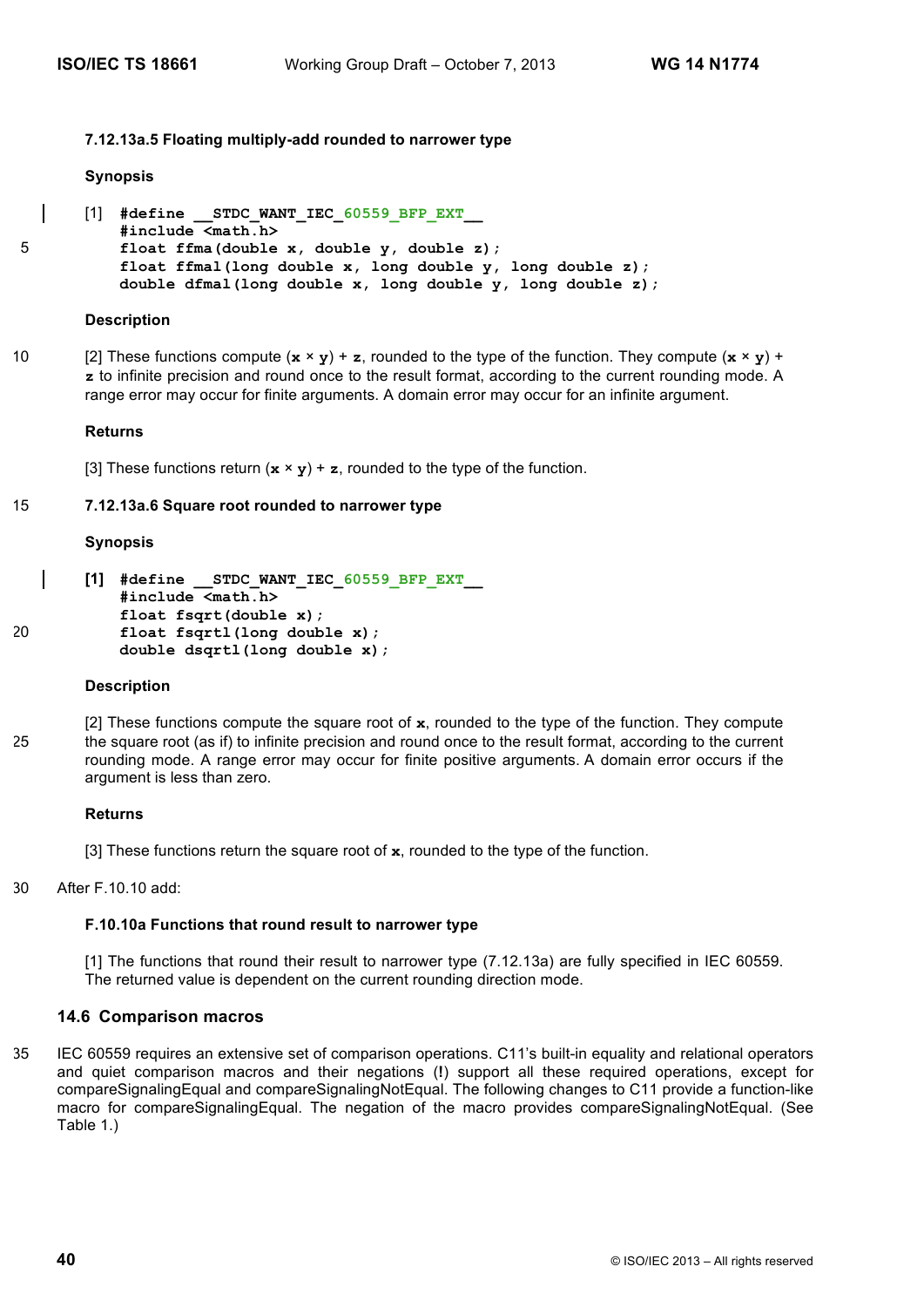#### 7.12.13a.5 Floating multiply-add rounded to narrower type

**Synopsis**

[1]
```
#define __STDC_WANT_IEC_60559_BFP_EXT__
#include <math.h>
float ffma(double x, double y, double z);
float ffmal(long double x, long double y, long double z);
double dfmal(long double x, long double y, long double z);
```

**Description**

[2] These functions compute (**x** × **y**) + **z**, rounded to the type of the function. They compute (**x** × **y**) + **z** to infinite precision and round once to the result format, according to the current rounding mode. A range error may occur for finite arguments. A domain error may occur for an infinite argument.

**Returns**

[3] These functions return (**x** × **y**) + **z**, rounded to the type of the function.

#### 7.12.13a.6 Square root rounded to narrower type

**Synopsis**

**[1]**
```
#define __STDC_WANT_IEC_60559_BFP_EXT__
#include <math.h>
float fsqrt(double x);
float fsqrtl(long double x);
double dsqrtl(long double x);
```

**Description**

[2] These functions compute the square root of **x**, rounded to the type of the function. They compute the square root (as if) to infinite precision and round once to the result format, according to the current rounding mode. A range error may occur for finite positive arguments. A domain error occurs if the argument is less than zero.

**Returns**

[3] These functions return the square root of **x**, rounded to the type of the function.

After F.10.10 add:

#### F.10.10a Functions that round result to narrower type

[1] The functions that round their result to narrower type (7.12.13a) are fully specified in IEC 60559. The returned value is dependent on the current rounding direction mode.

## 14.6 Comparison macros

IEC 60559 requires an extensive set of comparison operations. C11's built-in equality and relational operators and quiet comparison macros and their negations (**!**) support all these required operations, except for compareSignalingEqual and compareSignalingNotEqual. The following changes to C11 provide a function-like macro for compareSignalingEqual. The negation of the macro provides compareSignalingNotEqual. (See Table 1.)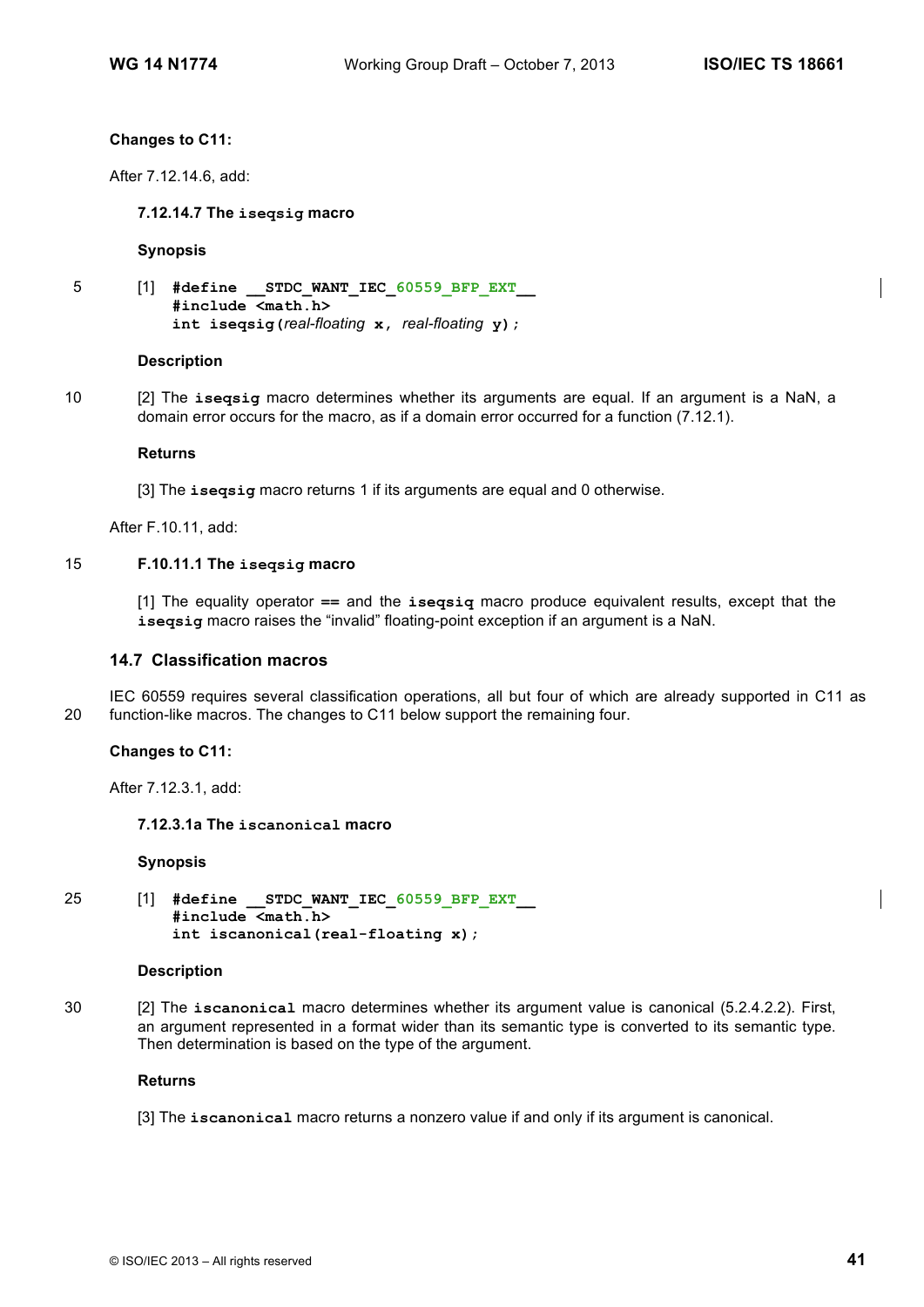**Changes to C11:**

After 7.12.14.6, add:

**7.12.14.7 The `iseqsig` macro**

**Synopsis**

[1]
```
#define __STDC_WANT_IEC_60559_BFP_EXT__
#include <math.h>
int iseqsig(real-floating x, real-floating y);
```

**Description**

[2] The **`iseqsig`** macro determines whether its arguments are equal. If an argument is a NaN, a domain error occurs for the macro, as if a domain error occurred for a function (7.12.1).

**Returns**

[3] The **`iseqsig`** macro returns 1 if its arguments are equal and 0 otherwise.

After F.10.11, add:

**F.10.11.1 The `iseqsig` macro**

[1] The equality operator **`==`** and the **`iseqsig`** macro produce equivalent results, except that the **`iseqsig`** macro raises the "invalid" floating-point exception if an argument is a NaN.

## 14.7 Classification macros

IEC 60559 requires several classification operations, all but four of which are already supported in C11 as function-like macros. The changes to C11 below support the remaining four.

**Changes to C11:**

After 7.12.3.1, add:

**7.12.3.1a The `iscanonical` macro**

**Synopsis**

[1]
```
#define __STDC_WANT_IEC_60559_BFP_EXT__
#include <math.h>
int iscanonical(real-floating x);
```

**Description**

[2] The **`iscanonical`** macro determines whether its argument value is canonical (5.2.4.2.2). First, an argument represented in a format wider than its semantic type is converted to its semantic type. Then determination is based on the type of the argument.

**Returns**

[3] The **`iscanonical`** macro returns a nonzero value if and only if its argument is canonical.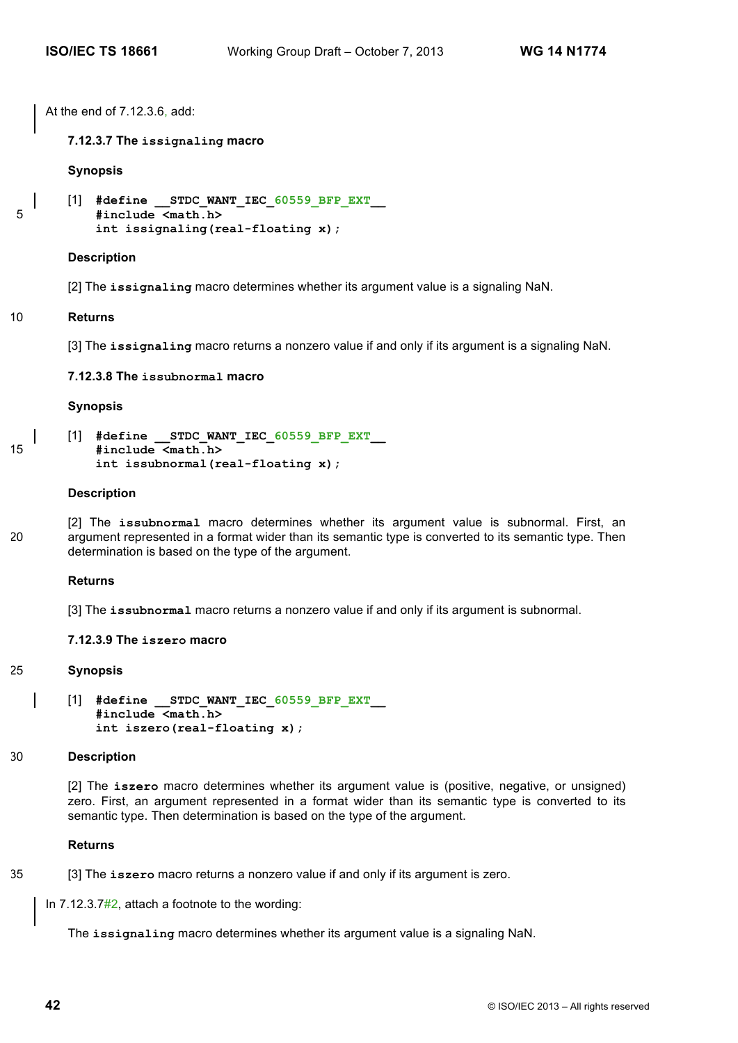At the end of 7.12.3.6, add:

**7.12.3.7 The `issignaling` macro**

**Synopsis**

[1]
```
#define __STDC_WANT_IEC_60559_BFP_EXT__
#include <math.h>
int issignaling(real-floating x);
```

**Description**

[2] The **`issignaling`** macro determines whether its argument value is a signaling NaN.

**Returns**

[3] The **`issignaling`** macro returns a nonzero value if and only if its argument is a signaling NaN.

**7.12.3.8 The `issubnormal` macro**

**Synopsis**

[1]
```
#define __STDC_WANT_IEC_60559_BFP_EXT__
#include <math.h>
int issubnormal(real-floating x);
```

**Description**

[2] The **`issubnormal`** macro determines whether its argument value is subnormal. First, an argument represented in a format wider than its semantic type is converted to its semantic type. Then determination is based on the type of the argument.

**Returns**

[3] The **`issubnormal`** macro returns a nonzero value if and only if its argument is subnormal.

**7.12.3.9 The `iszero` macro**

**Synopsis**

[1]
```
#define __STDC_WANT_IEC_60559_BFP_EXT__
#include <math.h>
int iszero(real-floating x);
```

**Description**

[2] The **`iszero`** macro determines whether its argument value is (positive, negative, or unsigned) zero. First, an argument represented in a format wider than its semantic type is converted to its semantic type. Then determination is based on the type of the argument.

**Returns**

[3] The **`iszero`** macro returns a nonzero value if and only if its argument is zero.

In 7.12.3.7#2, attach a footnote to the wording:

The **`issignaling`** macro determines whether its argument value is a signaling NaN.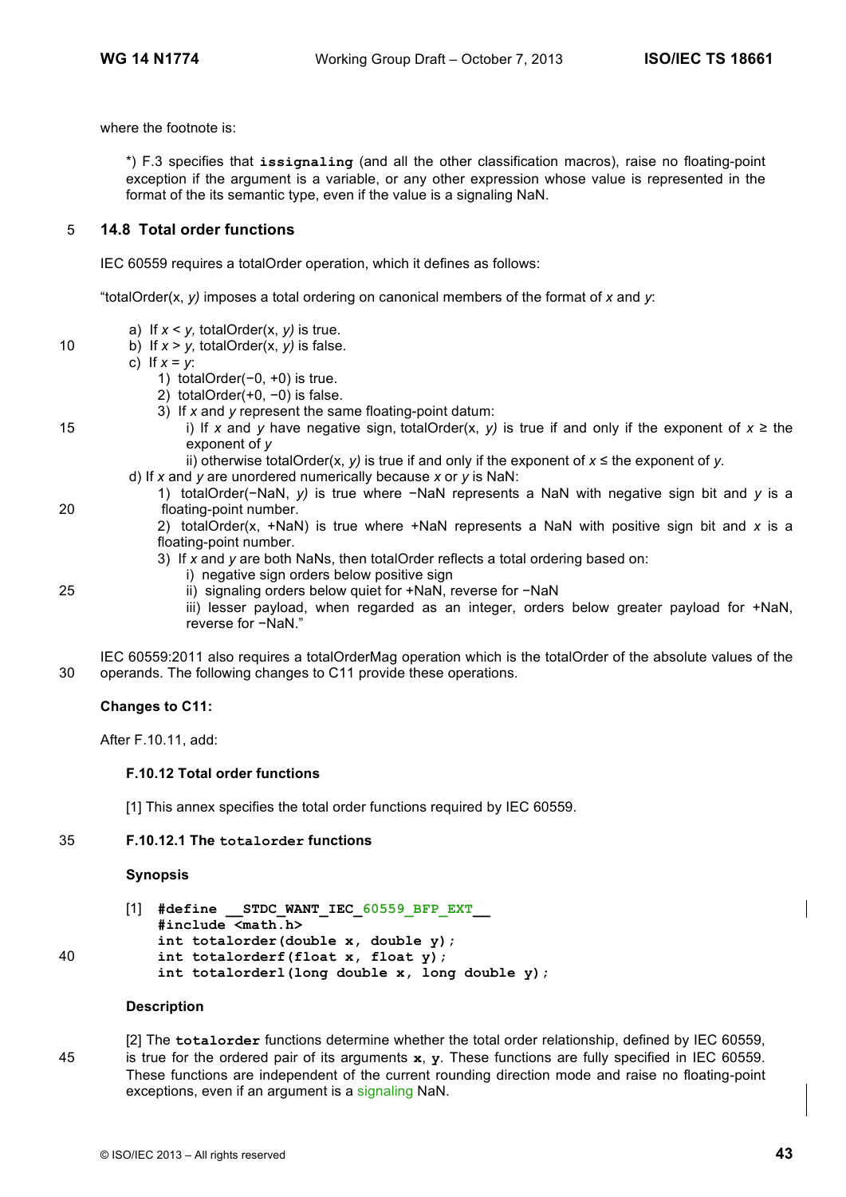where the footnote is:

> *) F.3 specifies that **issignaling** (and all the other classification macros), raise no floating-point exception if the argument is a variable, or any other expression whose value is represented in the format of the its semantic type, even if the value is a signaling NaN.

## 14.8 Total order functions

IEC 60559 requires a totalOrder operation, which it defines as follows:

"totalOrder(x, *y)* imposes a total ordering on canonical members of the format of *x* and *y*:

- a) If *x* < *y,* totalOrder(x, *y)* is true.
- b) If *x* > *y,* totalOrder(x, *y)* is false.
- c) If *x* = *y*:
  - 1) totalOrder(−0, +0) is true.
  - 2) totalOrder(+0, −0) is false.
  - 3) If *x* and *y* represent the same floating-point datum:
    - i) If *x* and *y* have negative sign, totalOrder(x, *y)* is true if and only if the exponent of *x* ≥ the exponent of *y*
    - ii) otherwise totalOrder(x, *y)* is true if and only if the exponent of *x* ≤ the exponent of *y*.
- d) If *x* and *y* are unordered numerically because *x* or *y* is NaN:
  - 1) totalOrder(−NaN, *y)* is true where −NaN represents a NaN with negative sign bit and *y* is a floating-point number.
  - 2) totalOrder(x, +NaN) is true where +NaN represents a NaN with positive sign bit and *x* is a floating-point number.
  - 3) If *x* and *y* are both NaNs, then totalOrder reflects a total ordering based on:
    - i) negative sign orders below positive sign
    - ii) signaling orders below quiet for +NaN, reverse for −NaN
    - iii) lesser payload, when regarded as an integer, orders below greater payload for +NaN, reverse for −NaN."

IEC 60559:2011 also requires a totalOrderMag operation which is the totalOrder of the absolute values of the operands. The following changes to C11 provide these operations.

**Changes to C11:**

After F.10.11, add:

**F.10.12 Total order functions**

[1] This annex specifies the total order functions required by IEC 60559.

**F.10.12.1 The `totalorder` functions**

**Synopsis**

[1]
```
#define __STDC_WANT_IEC_60559_BFP_EXT__
#include <math.h>
int totalorder(double x, double y);
int totalorderf(float x, float y);
int totalorderl(long double x, long double y);
```

**Description**

[2] The **totalorder** functions determine whether the total order relationship, defined by IEC 60559, is true for the ordered pair of its arguments **x**, **y**. These functions are fully specified in IEC 60559. These functions are independent of the current rounding direction mode and raise no floating-point exceptions, even if an argument is a signaling NaN.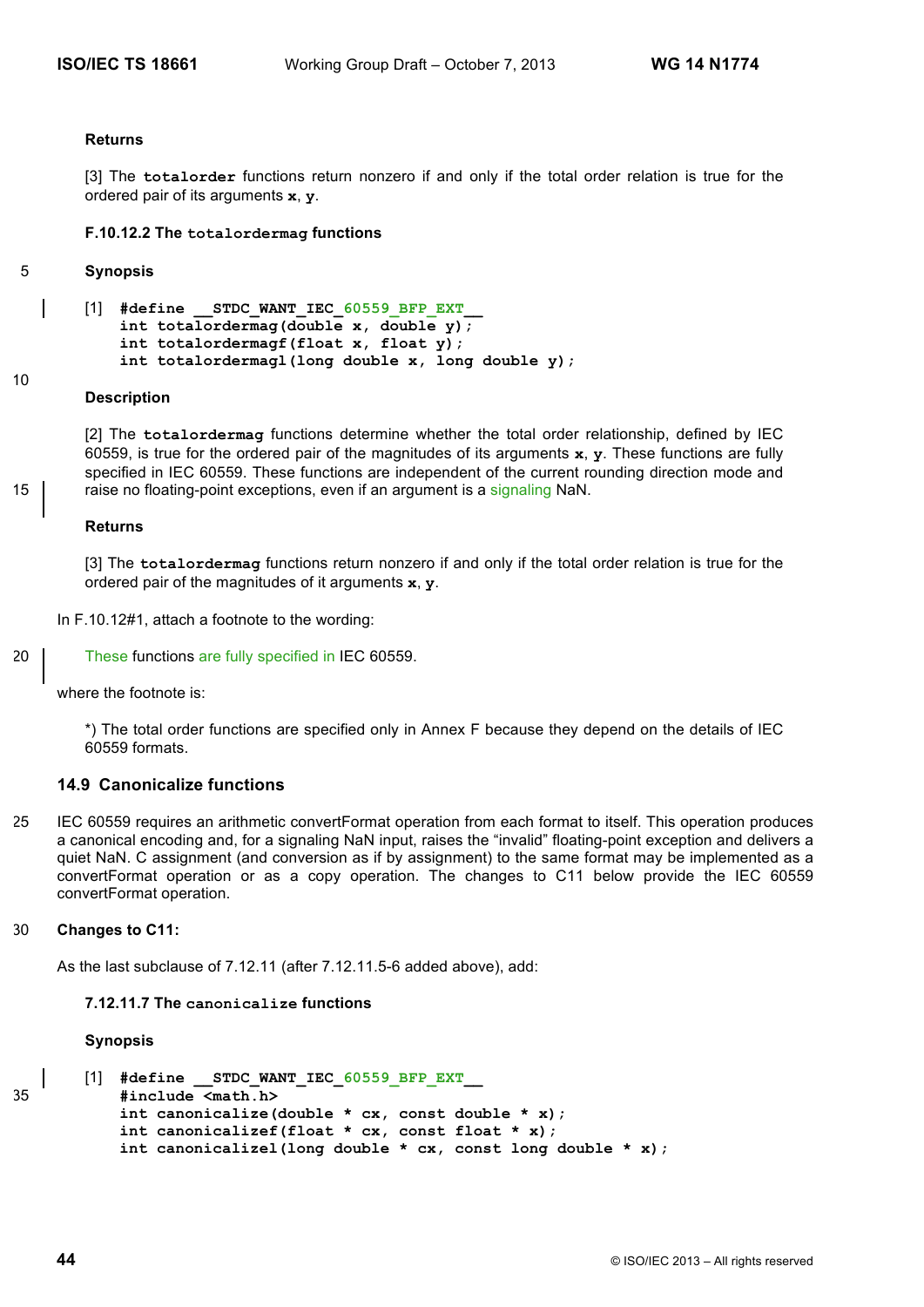**Returns**

[3] The **totalorder** functions return nonzero if and only if the total order relation is true for the ordered pair of its arguments **x**, **y**.

**F.10.12.2 The totalordermag functions**

**Synopsis**

```
[1]  #define __STDC_WANT_IEC_60559_BFP_EXT__
     int totalordermag(double x, double y);
     int totalordermagf(float x, float y);
     int totalordermagl(long double x, long double y);
```

**Description**

[2] The **totalordermag** functions determine whether the total order relationship, defined by IEC 60559, is true for the ordered pair of the magnitudes of its arguments **x**, **y**. These functions are fully specified in IEC 60559. These functions are independent of the current rounding direction mode and raise no floating-point exceptions, even if an argument is a signaling NaN.

**Returns**

[3] The **totalordermag** functions return nonzero if and only if the total order relation is true for the ordered pair of the magnitudes of it arguments **x**, **y**.

In F.10.12#1, attach a footnote to the wording:

These functions are fully specified in IEC 60559.

where the footnote is:

*) The total order functions are specified only in Annex F because they depend on the details of IEC 60559 formats.

## 14.9 Canonicalize functions

IEC 60559 requires an arithmetic convertFormat operation from each format to itself. This operation produces a canonical encoding and, for a signaling NaN input, raises the "invalid" floating-point exception and delivers a quiet NaN. C assignment (and conversion as if by assignment) to the same format may be implemented as a convertFormat operation or as a copy operation. The changes to C11 below provide the IEC 60559 convertFormat operation.

**Changes to C11:**

As the last subclause of 7.12.11 (after 7.12.11.5-6 added above), add:

**7.12.11.7 The canonicalize functions**

**Synopsis**

```
[1]  #define __STDC_WANT_IEC_60559_BFP_EXT__
     #include <math.h>
     int canonicalize(double * cx, const double * x);
     int canonicalizef(float * cx, const float * x);
     int canonicalizel(long double * cx, const long double * x);
```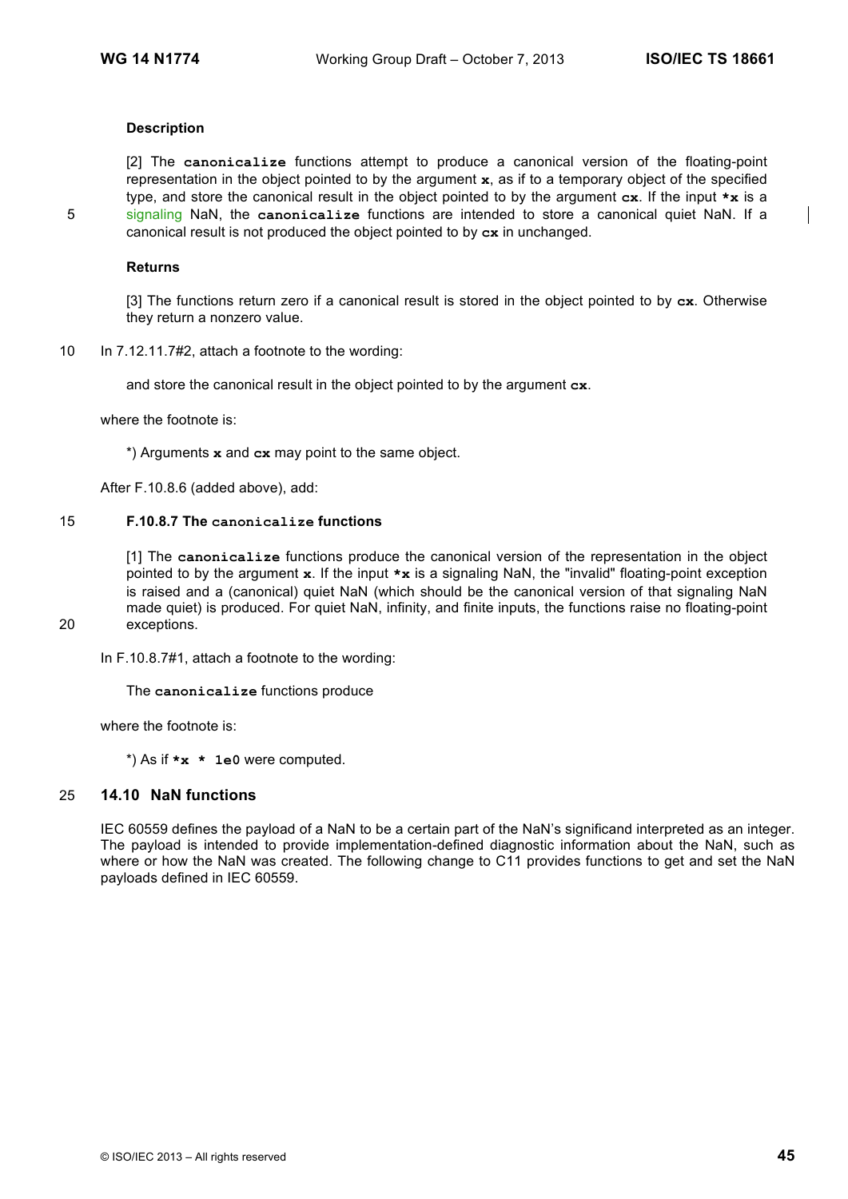**Description**

[2] The **canonicalize** functions attempt to produce a canonical version of the floating-point representation in the object pointed to by the argument **x**, as if to a temporary object of the specified type, and store the canonical result in the object pointed to by the argument **cx**. If the input ***x** is a signaling NaN, the **canonicalize** functions are intended to store a canonical quiet NaN. If a canonical result is not produced the object pointed to by **cx** in unchanged.

**Returns**

[3] The functions return zero if a canonical result is stored in the object pointed to by **cx**. Otherwise they return a nonzero value.

In 7.12.11.7#2, attach a footnote to the wording:

> and store the canonical result in the object pointed to by the argument **cx**.

where the footnote is:

> *) Arguments **x** and **cx** may point to the same object.

After F.10.8.6 (added above), add:

**F.10.8.7 The canonicalize functions**

[1] The **canonicalize** functions produce the canonical version of the representation in the object pointed to by the argument **x**. If the input ***x** is a signaling NaN, the "invalid" floating-point exception is raised and a (canonical) quiet NaN (which should be the canonical version of that signaling NaN made quiet) is produced. For quiet NaN, infinity, and finite inputs, the functions raise no floating-point exceptions.

In F.10.8.7#1, attach a footnote to the wording:

> The **canonicalize** functions produce

where the footnote is:

> *) As if ***x * 1e0** were computed.

## 14.10 NaN functions

IEC 60559 defines the payload of a NaN to be a certain part of the NaN's significand interpreted as an integer. The payload is intended to provide implementation-defined diagnostic information about the NaN, such as where or how the NaN was created. The following change to C11 provides functions to get and set the NaN payloads defined in IEC 60559.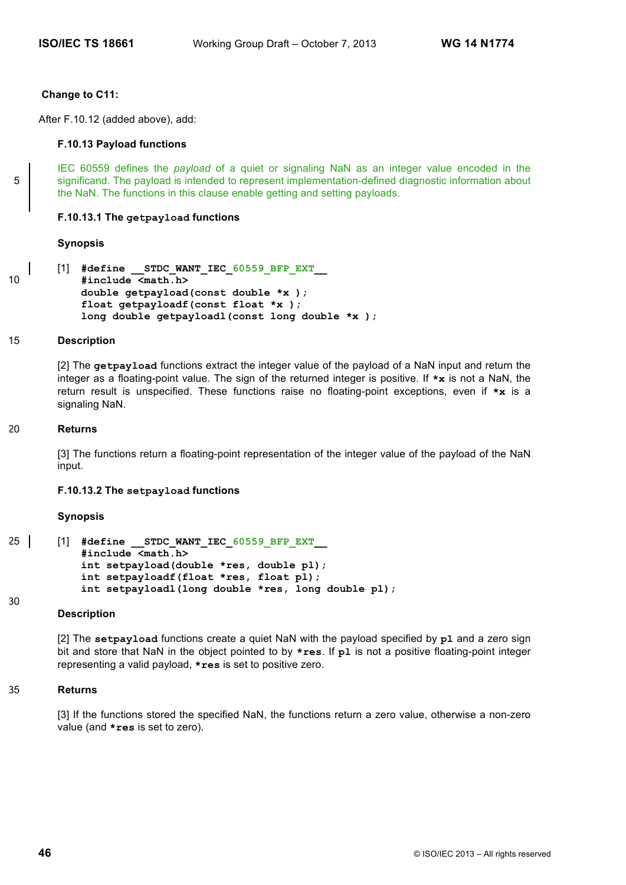**Change to C11:**

After F.10.12 (added above), add:

### F.10.13 Payload functions

IEC 60559 defines the *payload* of a quiet or signaling NaN as an integer value encoded in the significand. The payload is intended to represent implementation-defined diagnostic information about the NaN. The functions in this clause enable getting and setting payloads.

#### F.10.13.1 The `getpayload` functions

**Synopsis**

[1]
```
#define __STDC_WANT_IEC_60559_BFP_EXT__
#include <math.h>
double getpayload(const double *x );
float getpayloadf(const float *x );
long double getpayloadl(const long double *x );
```

**Description**

[2] The **`getpayload`** functions extract the integer value of the payload of a NaN input and return the integer as a floating-point value. The sign of the returned integer is positive. If **`*x`** is not a NaN, the return result is unspecified. These functions raise no floating-point exceptions, even if **`*x`** is a signaling NaN.

**Returns**

[3] The functions return a floating-point representation of the integer value of the payload of the NaN input.

#### F.10.13.2 The `setpayload` functions

**Synopsis**

[1]
```
#define __STDC_WANT_IEC_60559_BFP_EXT__
#include <math.h>
int setpayload(double *res, double pl);
int setpayloadf(float *res, float pl);
int setpayloadl(long double *res, long double pl);
```

**Description**

[2] The **`setpayload`** functions create a quiet NaN with the payload specified by **`pl`** and a zero sign bit and store that NaN in the object pointed to by **`*res`**. If **`pl`** is not a positive floating-point integer representing a valid payload, **`*res`** is set to positive zero.

**Returns**

[3] If the functions stored the specified NaN, the functions return a zero value, otherwise a non-zero value (and **`*res`** is set to zero).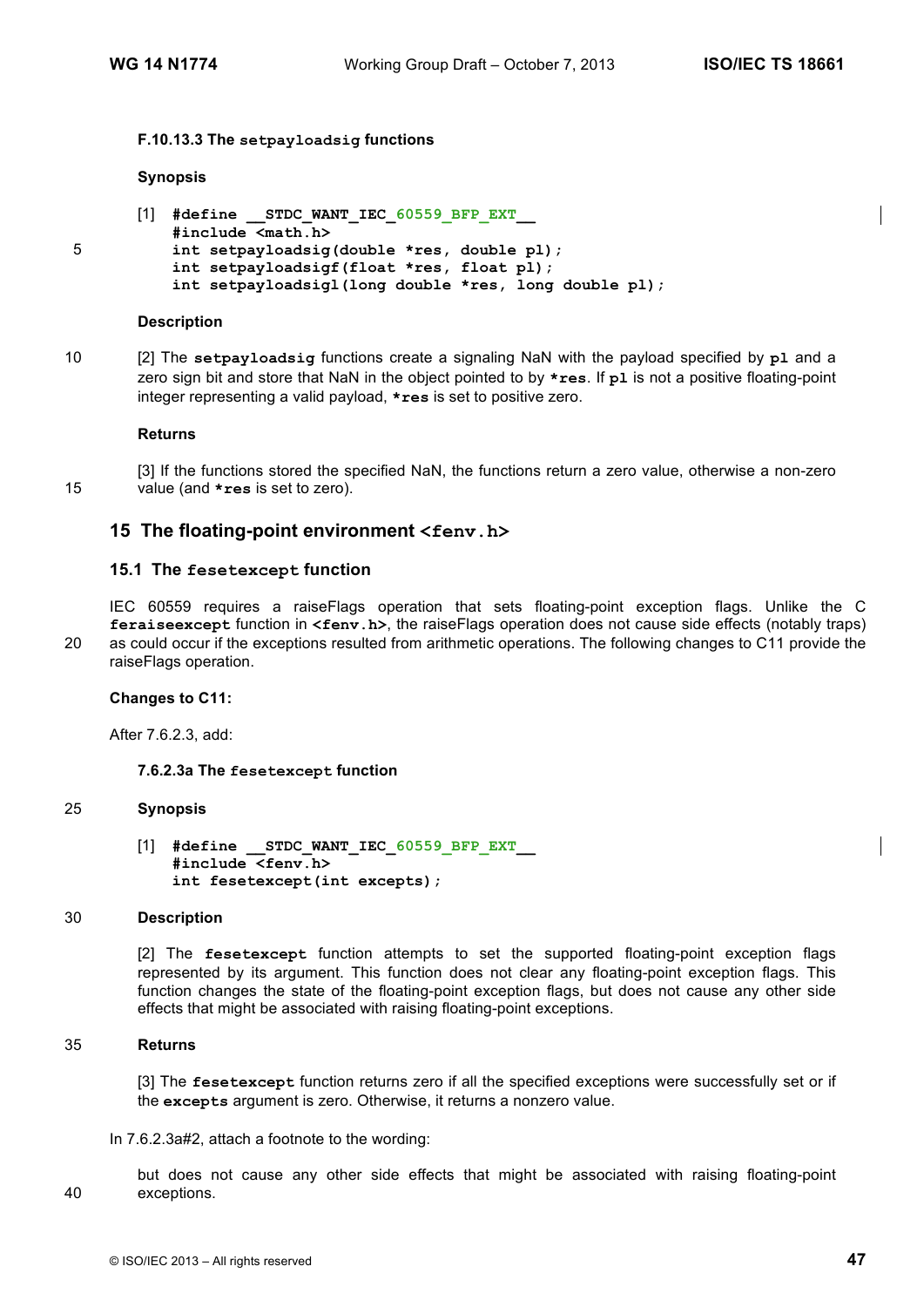#### F.10.13.3 The `setpayloadsig` functions

**Synopsis**

[1]
```
#define __STDC_WANT_IEC_60559_BFP_EXT__
#include <math.h>
int setpayloadsig(double *res, double pl);
int setpayloadsigf(float *res, float pl);
int setpayloadsigl(long double *res, long double pl);
```

**Description**

[2] The **setpayloadsig** functions create a signaling NaN with the payload specified by **pl** and a zero sign bit and store that NaN in the object pointed to by ***res**. If **pl** is not a positive floating-point integer representing a valid payload, ***res** is set to positive zero.

**Returns**

[3] If the functions stored the specified NaN, the functions return a zero value, otherwise a non-zero value (and ***res** is set to zero).

## 15 The floating-point environment `<fenv.h>`

### 15.1 The `fesetexcept` function

IEC 60559 requires a raiseFlags operation that sets floating-point exception flags. Unlike the C **feraiseexcept** function in **<fenv.h>**, the raiseFlags operation does not cause side effects (notably traps) as could occur if the exceptions resulted from arithmetic operations. The following changes to C11 provide the raiseFlags operation.

**Changes to C11:**

After 7.6.2.3, add:

#### 7.6.2.3a The `fesetexcept` function

**Synopsis**

[1]
```
#define __STDC_WANT_IEC_60559_BFP_EXT__
#include <fenv.h>
int fesetexcept(int excepts);
```

**Description**

[2] The **fesetexcept** function attempts to set the supported floating-point exception flags represented by its argument. This function does not clear any floating-point exception flags. This function changes the state of the floating-point exception flags, but does not cause any other side effects that might be associated with raising floating-point exceptions.

**Returns**

[3] The **fesetexcept** function returns zero if all the specified exceptions were successfully set or if the **excepts** argument is zero. Otherwise, it returns a nonzero value.

In 7.6.2.3a#2, attach a footnote to the wording:

> but does not cause any other side effects that might be associated with raising floating-point exceptions.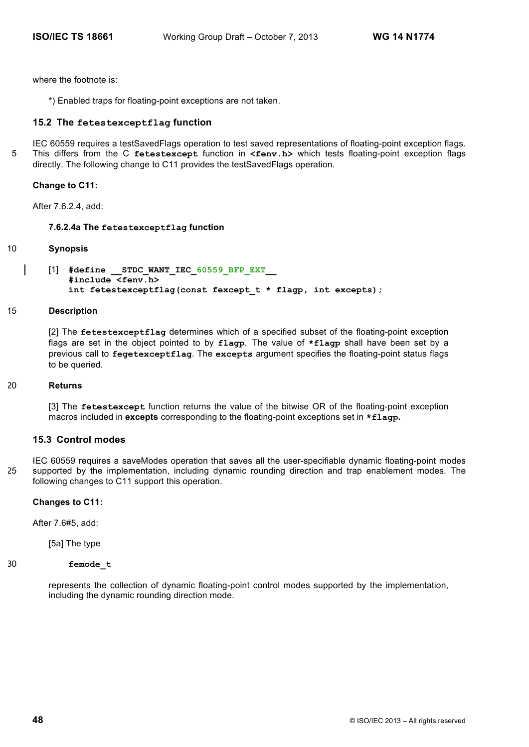where the footnote is:

*) Enabled traps for floating-point exceptions are not taken.

## 15.2 The `fetestexceptflag` function

IEC 60559 requires a testSavedFlags operation to test saved representations of floating-point exception flags. This differs from the C **`fetestexcept`** function in **`<fenv.h>`** which tests floating-point exception flags directly. The following change to C11 provides the testSavedFlags operation.

**Change to C11:**

After 7.6.2.4, add:

**7.6.2.4a The `fetestexceptflag` function**

**Synopsis**

[1]
```
#define __STDC_WANT_IEC_60559_BFP_EXT__
#include <fenv.h>
int fetestexceptflag(const fexcept_t * flagp, int excepts);
```

**Description**

[2] The **`fetestexceptflag`** determines which of a specified subset of the floating-point exception flags are set in the object pointed to by **`flagp`**. The value of **`*flagp`** shall have been set by a previous call to **`fegetexceptflag`**. The **`excepts`** argument specifies the floating-point status flags to be queried.

**Returns**

[3] The **`fetestexcept`** function returns the value of the bitwise OR of the floating-point exception macros included in **excepts** corresponding to the floating-point exceptions set in **`*flagp`**.

## 15.3 Control modes

IEC 60559 requires a saveModes operation that saves all the user-specifiable dynamic floating-point modes supported by the implementation, including dynamic rounding direction and trap enablement modes. The following changes to C11 support this operation.

**Changes to C11:**

After 7.6#5, add:

[5a] The type

```
femode_t
```

represents the collection of dynamic floating-point control modes supported by the implementation, including the dynamic rounding direction mode.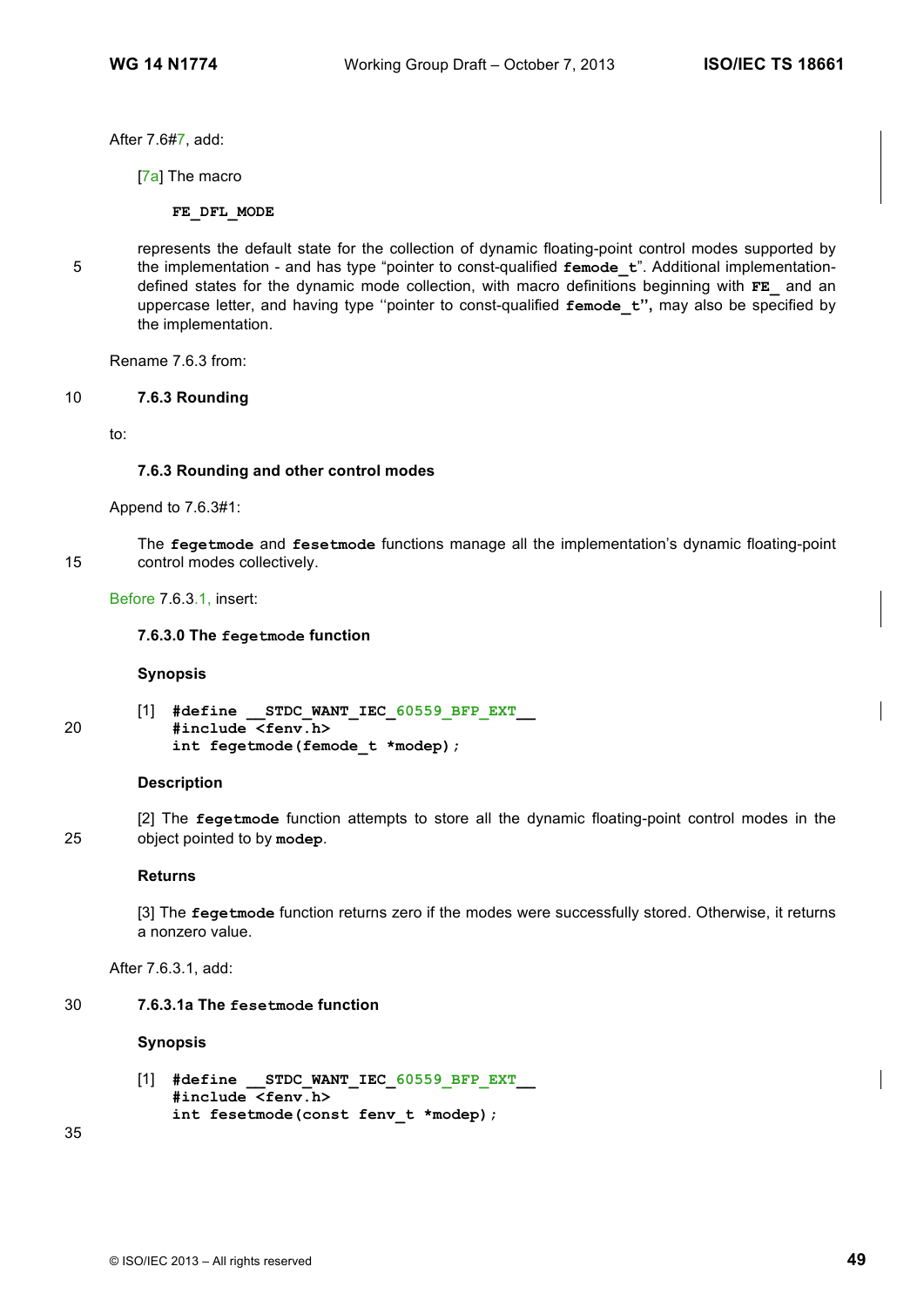After 7.6#7, add:

[7a] The macro

**FE_DFL_MODE**

represents the default state for the collection of dynamic floating-point control modes supported by the implementation - and has type "pointer to const-qualified **femode_t**". Additional implementation-defined states for the dynamic mode collection, with macro definitions beginning with **FE_** and an uppercase letter, and having type ''pointer to const-qualified **femode_t**'', may also be specified by the implementation.

Rename 7.6.3 from:

**7.6.3 Rounding**

to:

**7.6.3 Rounding and other control modes**

Append to 7.6.3#1:

The **fegetmode** and **fesetmode** functions manage all the implementation's dynamic floating-point control modes collectively.

Before 7.6.3.1, insert:

**7.6.3.0 The fegetmode function**

**Synopsis**

[1]
```
#define __STDC_WANT_IEC_60559_BFP_EXT__
#include <fenv.h>
int fegetmode(femode_t *modep);
```

**Description**

[2] The **fegetmode** function attempts to store all the dynamic floating-point control modes in the object pointed to by **modep**.

**Returns**

[3] The **fegetmode** function returns zero if the modes were successfully stored. Otherwise, it returns a nonzero value.

After 7.6.3.1, add:

**7.6.3.1a The fesetmode function**

**Synopsis**

[1]
```
#define __STDC_WANT_IEC_60559_BFP_EXT__
#include <fenv.h>
int fesetmode(const fenv_t *modep);
```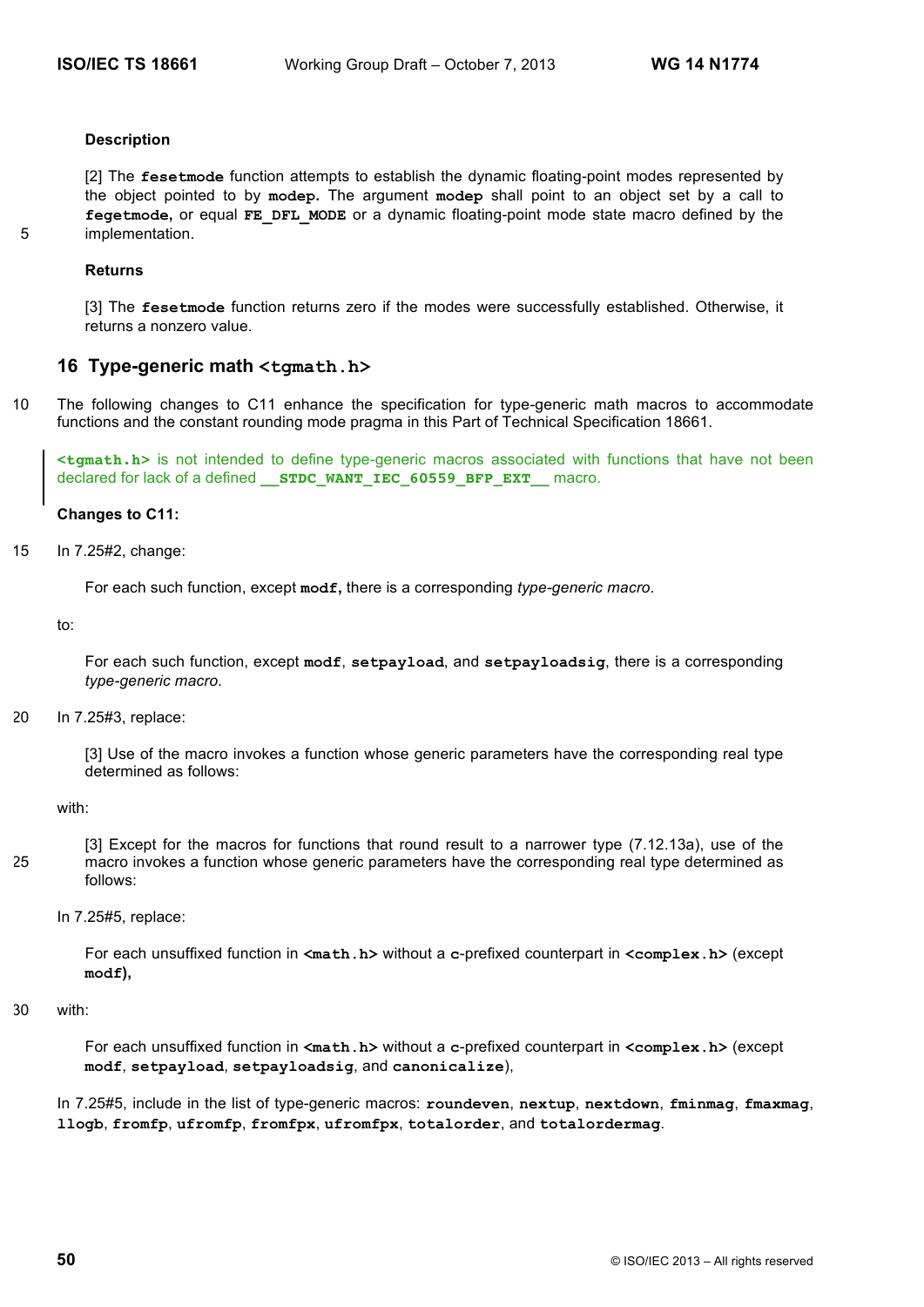**Description**

[2] The **fesetmode** function attempts to establish the dynamic floating-point modes represented by the object pointed to by **modep.** The argument **modep** shall point to an object set by a call to **fegetmode,** or equal **FE_DFL_MODE** or a dynamic floating-point mode state macro defined by the implementation.

**Returns**

[3] The **fesetmode** function returns zero if the modes were successfully established. Otherwise, it returns a nonzero value.

## 16 Type-generic math <tgmath.h>

The following changes to C11 enhance the specification for type-generic math macros to accommodate functions and the constant rounding mode pragma in this Part of Technical Specification 18661.

**<tgmath.h>** is not intended to define type-generic macros associated with functions that have not been declared for lack of a defined **__STDC_WANT_IEC_60559_BFP_EXT__** macro.

**Changes to C11:**

In 7.25#2, change:

> For each such function, except **modf,** there is a corresponding *type-generic macro*.

to:

> For each such function, except **modf**, **setpayload**, and **setpayloadsig**, there is a corresponding *type-generic macro*.

In 7.25#3, replace:

> [3] Use of the macro invokes a function whose generic parameters have the corresponding real type determined as follows:

with:

> [3] Except for the macros for functions that round result to a narrower type (7.12.13a), use of the macro invokes a function whose generic parameters have the corresponding real type determined as follows:

In 7.25#5, replace:

> For each unsuffixed function in **<math.h>** without a **c**-prefixed counterpart in **<complex.h>** (except **modf),**

with:

> For each unsuffixed function in **<math.h>** without a **c**-prefixed counterpart in **<complex.h>** (except **modf**, **setpayload**, **setpayloadsig**, and **canonicalize**),

In 7.25#5, include in the list of type-generic macros: **roundeven**, **nextup**, **nextdown**, **fminmag**, **fmaxmag**, **llogb**, **fromfp**, **ufromfp**, **fromfpx**, **ufromfpx**, **totalorder**, and **totalordermag**.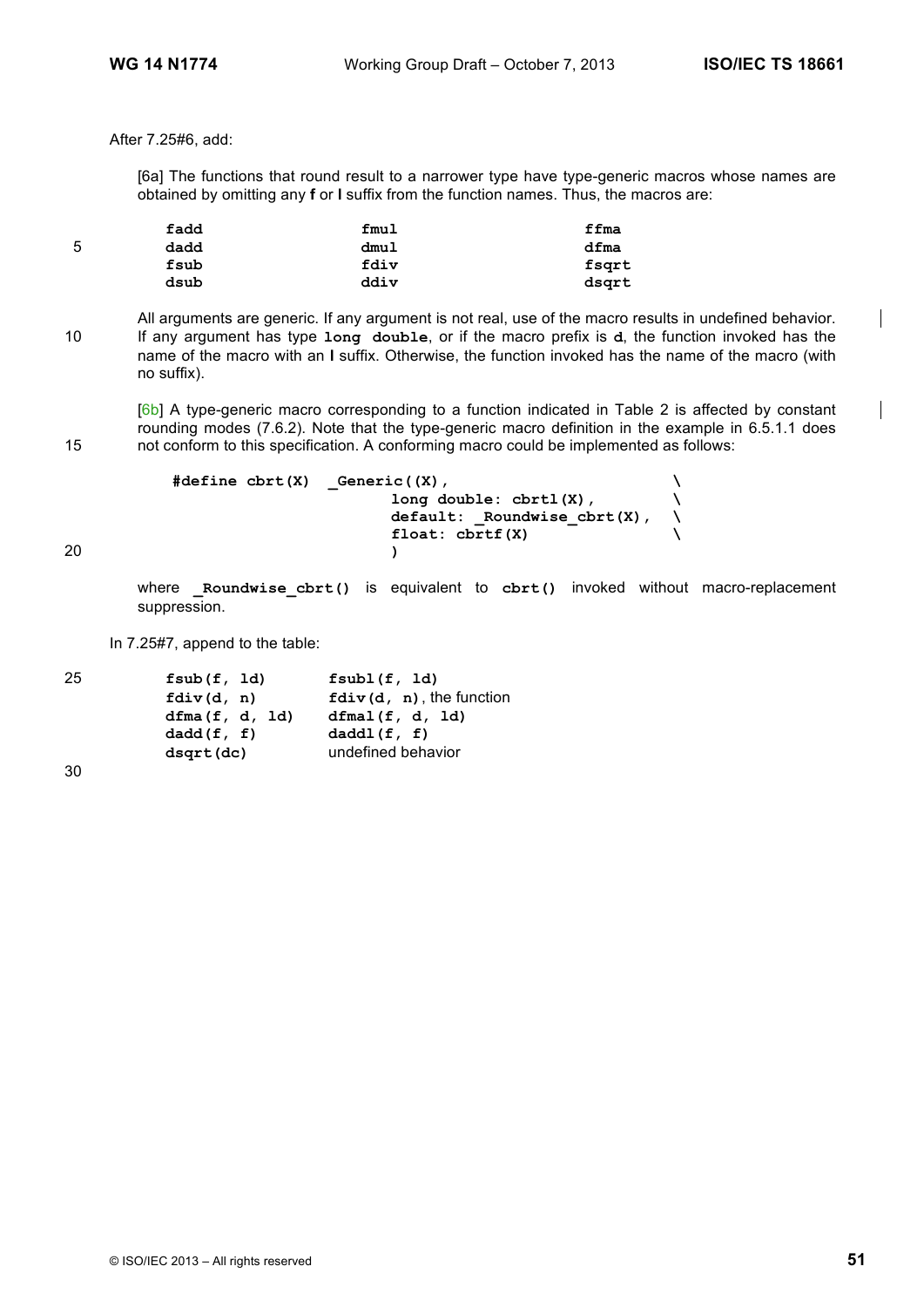After 7.25#6, add:

[6a] The functions that round result to a narrower type have type-generic macros whose names are obtained by omitting any **f** or **l** suffix from the function names. Thus, the macros are:

| | | |
|---|---|---|
| **fadd** | **fmul** | **ffma** |
| **dadd** | **dmul** | **dfma** |
| **fsub** | **fdiv** | **fsqrt** |
| **dsub** | **ddiv** | **dsqrt** |

All arguments are generic. If any argument is not real, use of the macro results in undefined behavior. If any argument has type **long double**, or if the macro prefix is **d**, the function invoked has the name of the macro with an **l** suffix. Otherwise, the function invoked has the name of the macro (with no suffix).

[6b] A type-generic macro corresponding to a function indicated in Table 2 is affected by constant rounding modes (7.6.2). Note that the type-generic macro definition in the example in 6.5.1.1 does not conform to this specification. A conforming macro could be implemented as follows:

```
#define cbrt(X)  _Generic((X),                    \
                         long double: cbrtl(X),       \
                         default: _Roundwise_cbrt(X), \
                         float: cbrtf(X)              \
                         )
```

where **_Roundwise_cbrt()** is equivalent to **cbrt()** invoked without macro-replacement suppression.

In 7.25#7, append to the table:

| | |
|---|---|
| **fsub(f, ld)** | **fsubl(f, ld)** |
| **fdiv(d, n)** | **fdiv(d, n)**, the function |
| **dfma(f, d, ld)** | **dfmal(f, d, ld)** |
| **dadd(f, f)** | **daddl(f, f)** |
| **dsqrt(dc)** | undefined behavior |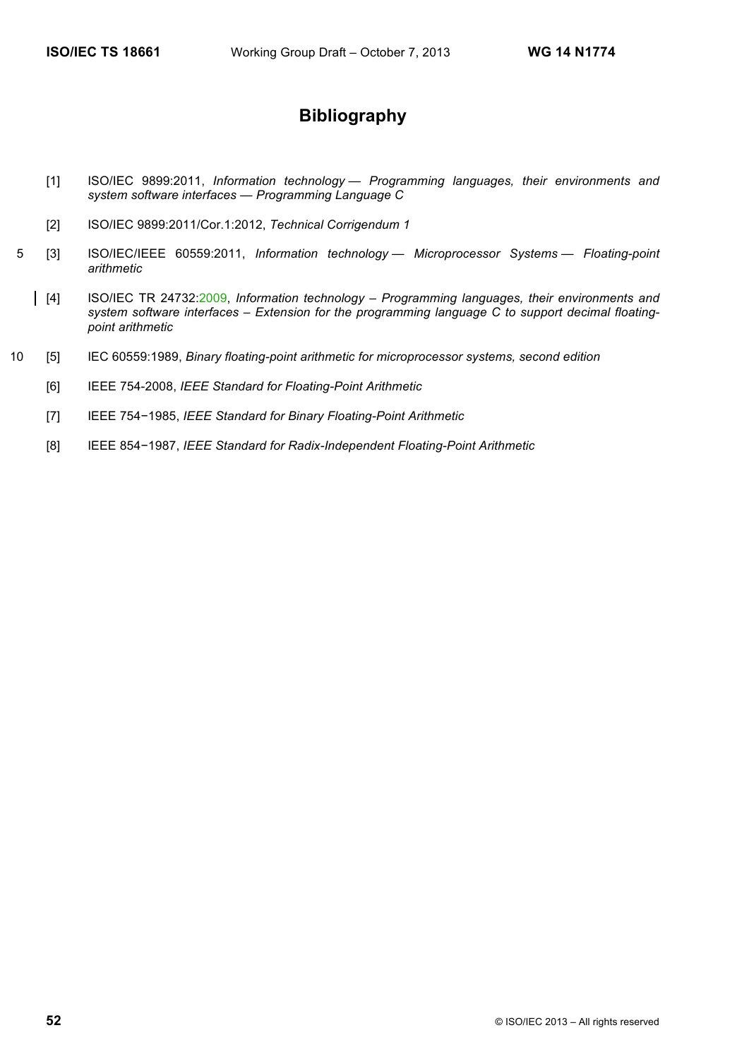# Bibliography

[1] ISO/IEC 9899:2011, *Information technology — Programming languages, their environments and system software interfaces — Programming Language C*

[2] ISO/IEC 9899:2011/Cor.1:2012, *Technical Corrigendum 1*

[3] ISO/IEC/IEEE 60559:2011, *Information technology — Microprocessor Systems — Floating-point arithmetic*

[4] ISO/IEC TR 24732:2009, *Information technology – Programming languages, their environments and system software interfaces – Extension for the programming language C to support decimal floating-point arithmetic*

[5] IEC 60559:1989, *Binary floating-point arithmetic for microprocessor systems, second edition*

[6] IEEE 754-2008, *IEEE Standard for Floating-Point Arithmetic*

[7] IEEE 754−1985, *IEEE Standard for Binary Floating-Point Arithmetic*

[8] IEEE 854−1987, *IEEE Standard for Radix-Independent Floating-Point Arithmetic*